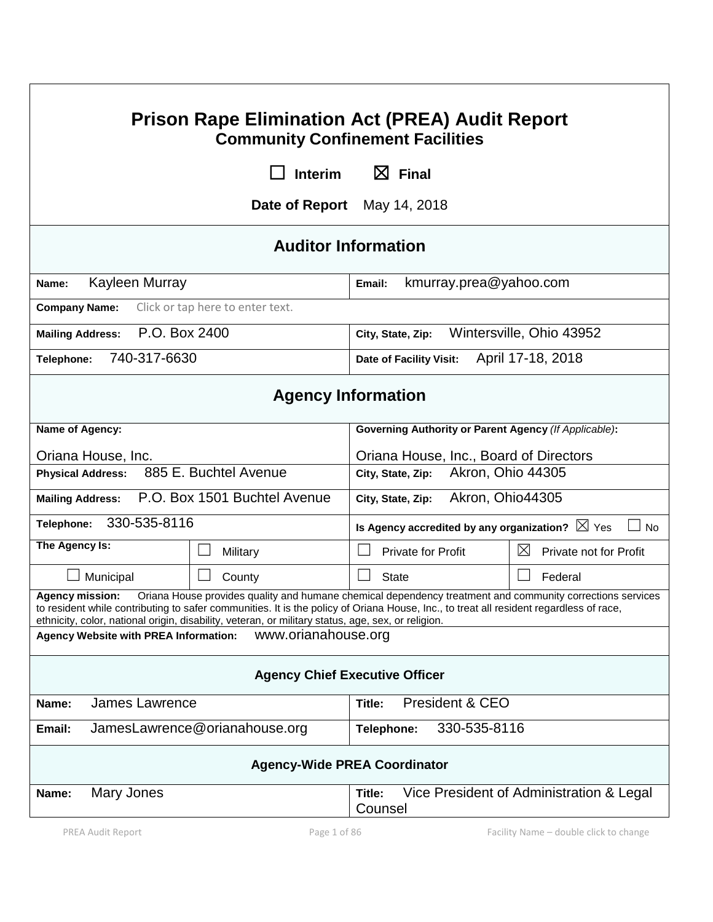# Prison Rape Elimination Act (PREA) Audit Report
## Community Confinement Facilities

☐ **Interim** ☒ **Final**

**Date of Report** May 14, 2018

## Auditor Information

| | |
|---|---|
| **Name:** Kayleen Murray | **Email:** kmurray.prea@yahoo.com |
| **Company Name:** Click or tap here to enter text. | |
| **Mailing Address:** P.O. Box 2400 | **City, State, Zip:** Wintersville, Ohio 43952 |
| **Telephone:** 740-317-6630 | **Date of Facility Visit:** April 17-18, 2018 |

## Agency Information

| | | | |
|---|---|---|---|
| **Name of Agency:** Oriana House, Inc. | | **Governing Authority or Parent Agency** *(If Applicable)*: Oriana House, Inc., Board of Directors | |
| **Physical Address:** 885 E. Buchtel Avenue | | **City, State, Zip:** Akron, Ohio 44305 | |
| **Mailing Address:** P.O. Box 1501 Buchtel Avenue | | **City, State, Zip:** Akron, Ohio44305 | |
| **Telephone:** 330-535-8116 | | **Is Agency accredited by any organization?** ☒ Yes ☐ No | |
| **The Agency Is:** | ☐ Military | ☐ Private for Profit | ☒ Private not for Profit |
| ☐ Municipal | ☐ County | ☐ State | ☐ Federal |

**Agency mission:** Oriana House provides quality and humane chemical dependency treatment and community corrections services to resident while contributing to safer communities. It is the policy of Oriana House, Inc., to treat all resident regardless of race, ethnicity, color, national origin, disability, veteran, or military status, age, sex, or religion.

**Agency Website with PREA Information:** www.orianahouse.org

### Agency Chief Executive Officer

| | |
|---|---|
| **Name:** James Lawrence | **Title:** President & CEO |
| **Email:** JamesLawrence@orianahouse.org | **Telephone:** 330-535-8116 |

### Agency-Wide PREA Coordinator

| | |
|---|---|
| **Name:** Mary Jones | **Title:** Vice President of Administration & Legal Counsel |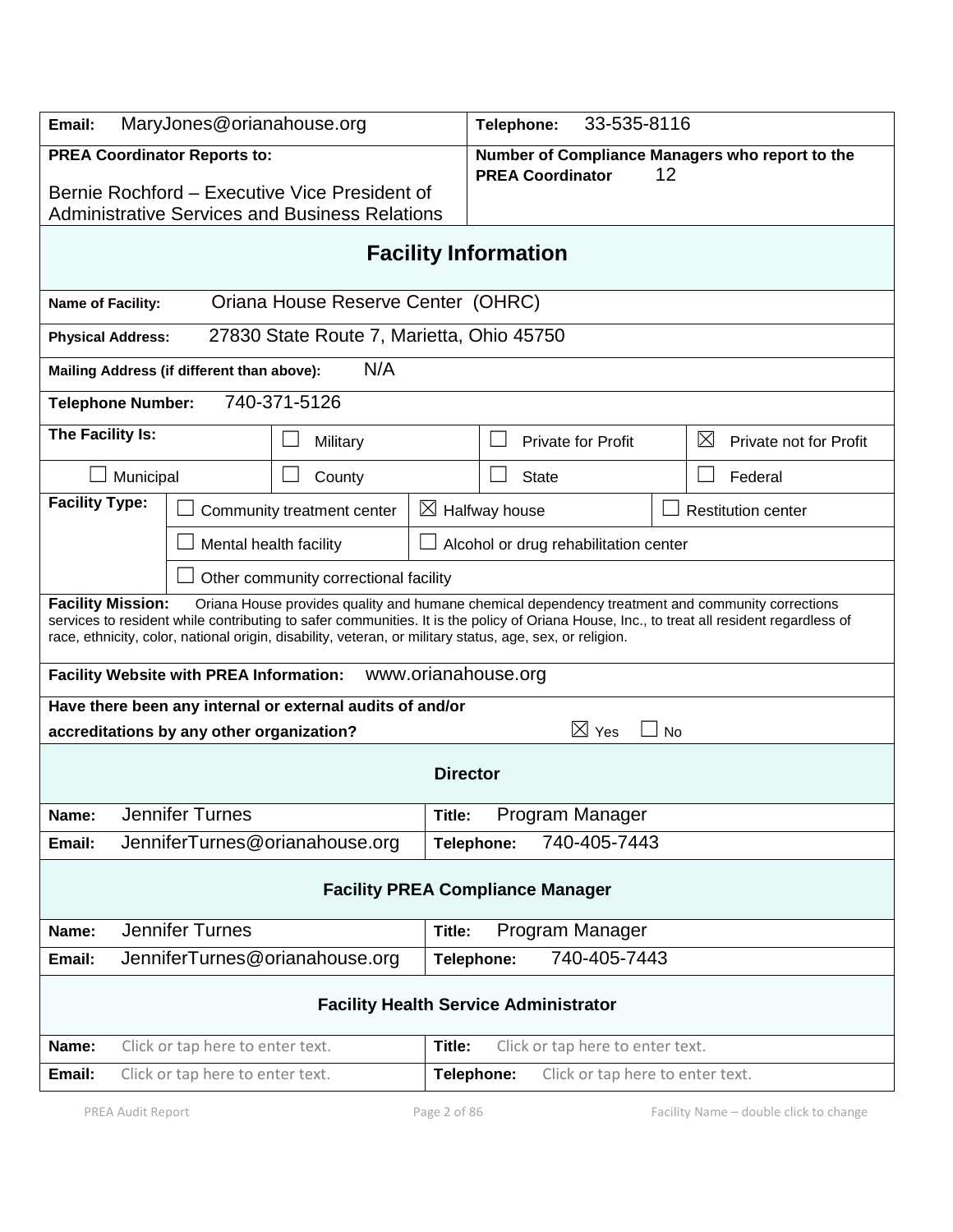| | |
|---|---|
| **Email:** MaryJones@orianahouse.org | **Telephone:** 33-535-8116 |
| **PREA Coordinator Reports to:** Bernie Rochford – Executive Vice President of Administrative Services and Business Relations | **Number of Compliance Managers who report to the PREA Coordinator** 12 |

## Facility Information

**Name of Facility:** Oriana House Reserve Center (OHRC)

**Physical Address:** 27830 State Route 7, Marietta, Ohio 45750

**Mailing Address (if different than above):** N/A

**Telephone Number:** 740-371-5126

**The Facility Is:**

| | | | |
|---|---|---|---|
| ☐ Military | ☐ Private for Profit | ☒ Private not for Profit | |
| ☐ Municipal | ☐ County | ☐ State | ☐ Federal |

**Facility Type:**

| | | |
|---|---|---|
| ☐ Community treatment center | ☒ Halfway house | ☐ Restitution center |
| ☐ Mental health facility | ☐ Alcohol or drug rehabilitation center | |
| ☐ Other community correctional facility | | |

**Facility Mission:** Oriana House provides quality and humane chemical dependency treatment and community corrections services to resident while contributing to safer communities. It is the policy of Oriana House, Inc., to treat all resident regardless of race, ethnicity, color, national origin, disability, veteran, or military status, age, sex, or religion.

**Facility Website with PREA Information:** www.orianahouse.org

**Have there been any internal or external audits of and/or accreditations by any other organization?** ☒ Yes ☐ No

### Director

| | |
|---|---|
| **Name:** Jennifer Turnes | **Title:** Program Manager |
| **Email:** JenniferTurnes@orianahouse.org | **Telephone:** 740-405-7443 |

### Facility PREA Compliance Manager

| | |
|---|---|
| **Name:** Jennifer Turnes | **Title:** Program Manager |
| **Email:** JenniferTurnes@orianahouse.org | **Telephone:** 740-405-7443 |

### Facility Health Service Administrator

| | |
|---|---|
| **Name:** Click or tap here to enter text. | **Title:** Click or tap here to enter text. |
| **Email:** Click or tap here to enter text. | **Telephone:** Click or tap here to enter text. |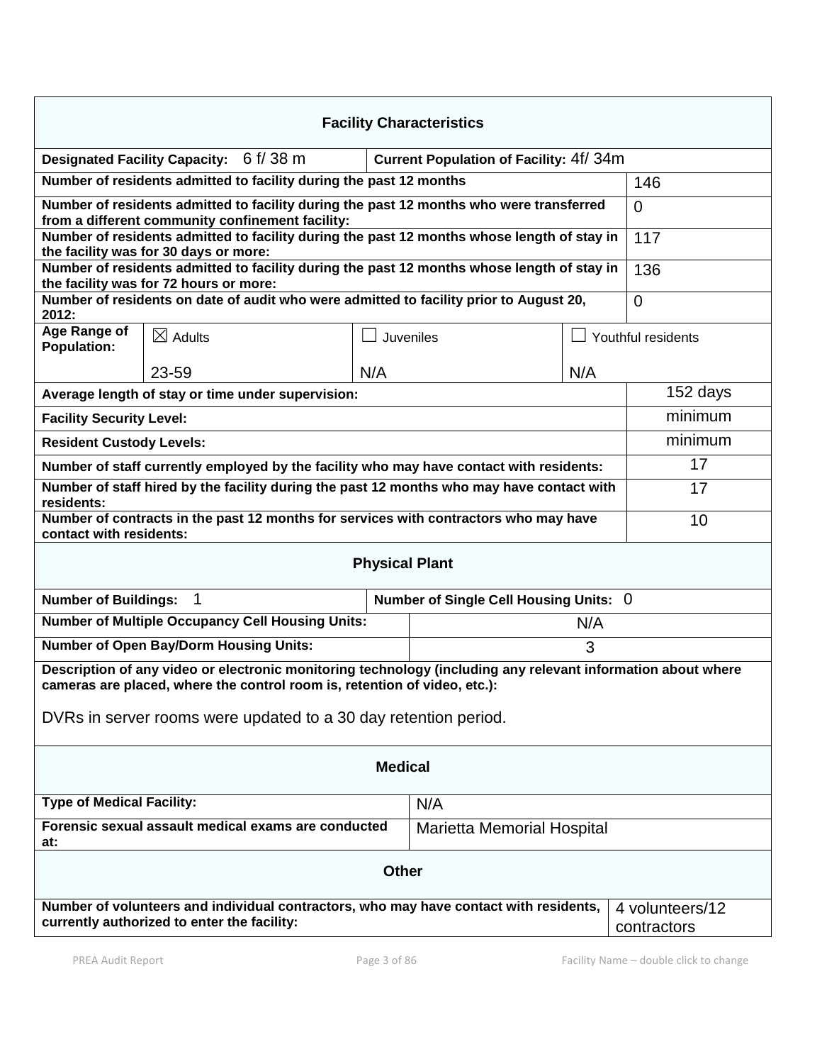## Facility Characteristics

| | | | |
|---|---|---|---|
| **Designated Facility Capacity:** 6 f/ 38 m | **Current Population of Facility:** 4f/ 34m | | |
| **Number of residents admitted to facility during the past 12 months** | | | 146 |
| **Number of residents admitted to facility during the past 12 months who were transferred from a different community confinement facility:** | | | 0 |
| **Number of residents admitted to facility during the past 12 months whose length of stay in the facility was for 30 days or more:** | | | 117 |
| **Number of residents admitted to facility during the past 12 months whose length of stay in the facility was for 72 hours or more:** | | | 136 |
| **Number of residents on date of audit who were admitted to facility prior to August 20, 2012:** | | | 0 |

| **Age Range of Population:** | ☒ Adults | ☐ Juveniles | ☐ Youthful residents |
|---|---|---|---|
| | 23-59 | N/A | N/A |

| | |
|---|---|
| **Average length of stay or time under supervision:** | 152 days |
| **Facility Security Level:** | minimum |
| **Resident Custody Levels:** | minimum |
| **Number of staff currently employed by the facility who may have contact with residents:** | 17 |
| **Number of staff hired by the facility during the past 12 months who may have contact with residents:** | 17 |
| **Number of contracts in the past 12 months for services with contractors who may have contact with residents:** | 10 |

## Physical Plant

| | |
|---|---|
| **Number of Buildings:** 1 | **Number of Single Cell Housing Units:** 0 |
| **Number of Multiple Occupancy Cell Housing Units:** | N/A |
| **Number of Open Bay/Dorm Housing Units:** | 3 |

**Description of any video or electronic monitoring technology (including any relevant information about where cameras are placed, where the control room is, retention of video, etc.):**

DVRs in server rooms were updated to a 30 day retention period.

## Medical

| | |
|---|---|
| **Type of Medical Facility:** | N/A |
| **Forensic sexual assault medical exams are conducted at:** | Marietta Memorial Hospital |

## Other

| | |
|---|---|
| **Number of volunteers and individual contractors, who may have contact with residents, currently authorized to enter the facility:** | 4 volunteers/12 contractors |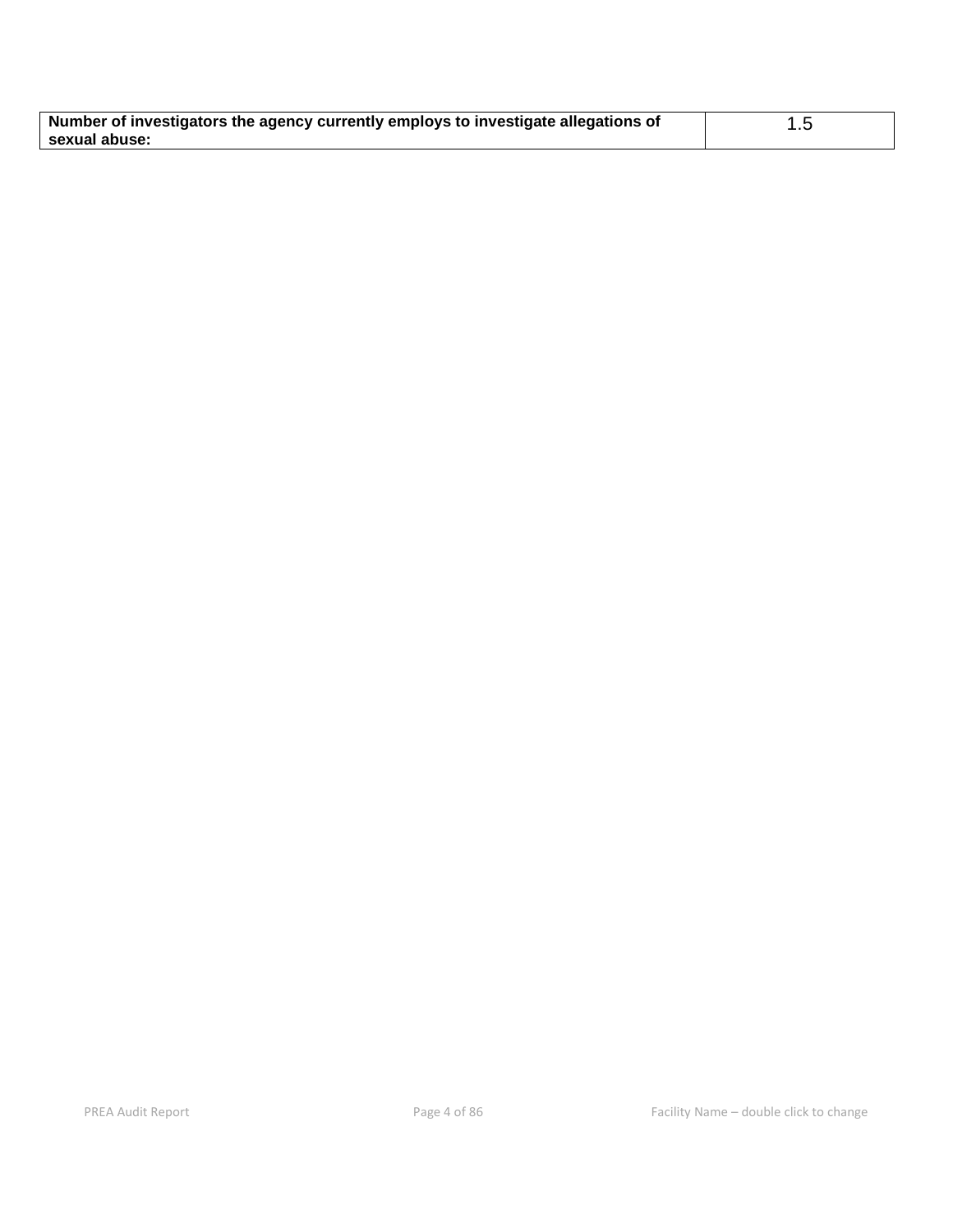| **Number of investigators the agency currently employs to investigate allegations of sexual abuse:** | 1.5 |
| --- | --- |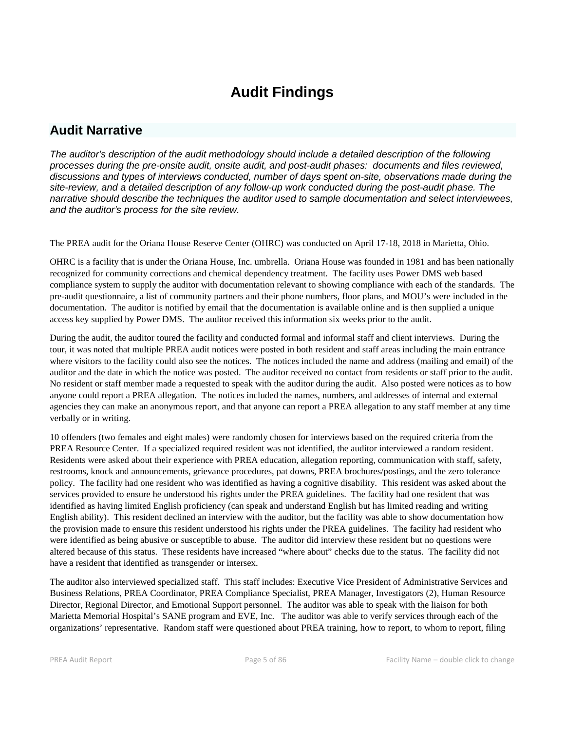# Audit Findings

## Audit Narrative

*The auditor's description of the audit methodology should include a detailed description of the following processes during the pre-onsite audit, onsite audit, and post-audit phases: documents and files reviewed, discussions and types of interviews conducted, number of days spent on-site, observations made during the site-review, and a detailed description of any follow-up work conducted during the post-audit phase. The narrative should describe the techniques the auditor used to sample documentation and select interviewees, and the auditor's process for the site review.*

The PREA audit for the Oriana House Reserve Center (OHRC) was conducted on April 17-18, 2018 in Marietta, Ohio.

OHRC is a facility that is under the Oriana House, Inc. umbrella. Oriana House was founded in 1981 and has been nationally recognized for community corrections and chemical dependency treatment. The facility uses Power DMS web based compliance system to supply the auditor with documentation relevant to showing compliance with each of the standards. The pre-audit questionnaire, a list of community partners and their phone numbers, floor plans, and MOU's were included in the documentation. The auditor is notified by email that the documentation is available online and is then supplied a unique access key supplied by Power DMS. The auditor received this information six weeks prior to the audit.

During the audit, the auditor toured the facility and conducted formal and informal staff and client interviews. During the tour, it was noted that multiple PREA audit notices were posted in both resident and staff areas including the main entrance where visitors to the facility could also see the notices. The notices included the name and address (mailing and email) of the auditor and the date in which the notice was posted. The auditor received no contact from residents or staff prior to the audit. No resident or staff member made a requested to speak with the auditor during the audit. Also posted were notices as to how anyone could report a PREA allegation. The notices included the names, numbers, and addresses of internal and external agencies they can make an anonymous report, and that anyone can report a PREA allegation to any staff member at any time verbally or in writing.

10 offenders (two females and eight males) were randomly chosen for interviews based on the required criteria from the PREA Resource Center. If a specialized required resident was not identified, the auditor interviewed a random resident. Residents were asked about their experience with PREA education, allegation reporting, communication with staff, safety, restrooms, knock and announcements, grievance procedures, pat downs, PREA brochures/postings, and the zero tolerance policy. The facility had one resident who was identified as having a cognitive disability. This resident was asked about the services provided to ensure he understood his rights under the PREA guidelines. The facility had one resident that was identified as having limited English proficiency (can speak and understand English but has limited reading and writing English ability). This resident declined an interview with the auditor, but the facility was able to show documentation how the provision made to ensure this resident understood his rights under the PREA guidelines. The facility had resident who were identified as being abusive or susceptible to abuse. The auditor did interview these resident but no questions were altered because of this status. These residents have increased "where about" checks due to the status. The facility did not have a resident that identified as transgender or intersex.

The auditor also interviewed specialized staff. This staff includes: Executive Vice President of Administrative Services and Business Relations, PREA Coordinator, PREA Compliance Specialist, PREA Manager, Investigators (2), Human Resource Director, Regional Director, and Emotional Support personnel. The auditor was able to speak with the liaison for both Marietta Memorial Hospital's SANE program and EVE, Inc. The auditor was able to verify services through each of the organizations' representative. Random staff were questioned about PREA training, how to report, to whom to report, filing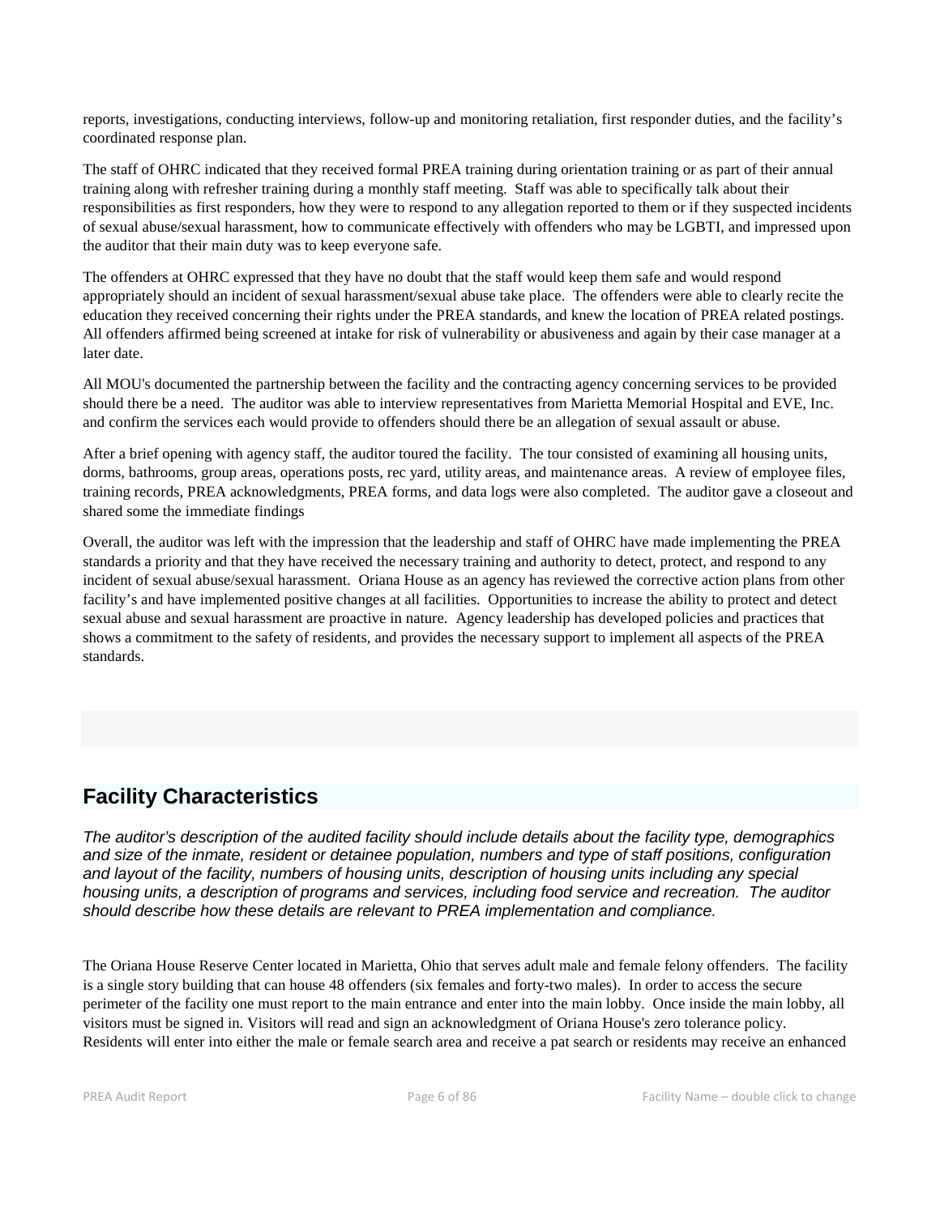reports, investigations, conducting interviews, follow-up and monitoring retaliation, first responder duties, and the facility's coordinated response plan.

The staff of OHRC indicated that they received formal PREA training during orientation training or as part of their annual training along with refresher training during a monthly staff meeting. Staff was able to specifically talk about their responsibilities as first responders, how they were to respond to any allegation reported to them or if they suspected incidents of sexual abuse/sexual harassment, how to communicate effectively with offenders who may be LGBTI, and impressed upon the auditor that their main duty was to keep everyone safe.

The offenders at OHRC expressed that they have no doubt that the staff would keep them safe and would respond appropriately should an incident of sexual harassment/sexual abuse take place. The offenders were able to clearly recite the education they received concerning their rights under the PREA standards, and knew the location of PREA related postings. All offenders affirmed being screened at intake for risk of vulnerability or abusiveness and again by their case manager at a later date.

All MOU's documented the partnership between the facility and the contracting agency concerning services to be provided should there be a need. The auditor was able to interview representatives from Marietta Memorial Hospital and EVE, Inc. and confirm the services each would provide to offenders should there be an allegation of sexual assault or abuse.

After a brief opening with agency staff, the auditor toured the facility. The tour consisted of examining all housing units, dorms, bathrooms, group areas, operations posts, rec yard, utility areas, and maintenance areas. A review of employee files, training records, PREA acknowledgments, PREA forms, and data logs were also completed. The auditor gave a closeout and shared some the immediate findings

Overall, the auditor was left with the impression that the leadership and staff of OHRC have made implementing the PREA standards a priority and that they have received the necessary training and authority to detect, protect, and respond to any incident of sexual abuse/sexual harassment. Oriana House as an agency has reviewed the corrective action plans from other facility's and have implemented positive changes at all facilities. Opportunities to increase the ability to protect and detect sexual abuse and sexual harassment are proactive in nature. Agency leadership has developed policies and practices that shows a commitment to the safety of residents, and provides the necessary support to implement all aspects of the PREA standards.

## Facility Characteristics

*The auditor's description of the audited facility should include details about the facility type, demographics and size of the inmate, resident or detainee population, numbers and type of staff positions, configuration and layout of the facility, numbers of housing units, description of housing units including any special housing units, a description of programs and services, including food service and recreation. The auditor should describe how these details are relevant to PREA implementation and compliance.*

The Oriana House Reserve Center located in Marietta, Ohio that serves adult male and female felony offenders. The facility is a single story building that can house 48 offenders (six females and forty-two males). In order to access the secure perimeter of the facility one must report to the main entrance and enter into the main lobby. Once inside the main lobby, all visitors must be signed in. Visitors will read and sign an acknowledgment of Oriana House's zero tolerance policy. Residents will enter into either the male or female search area and receive a pat search or residents may receive an enhanced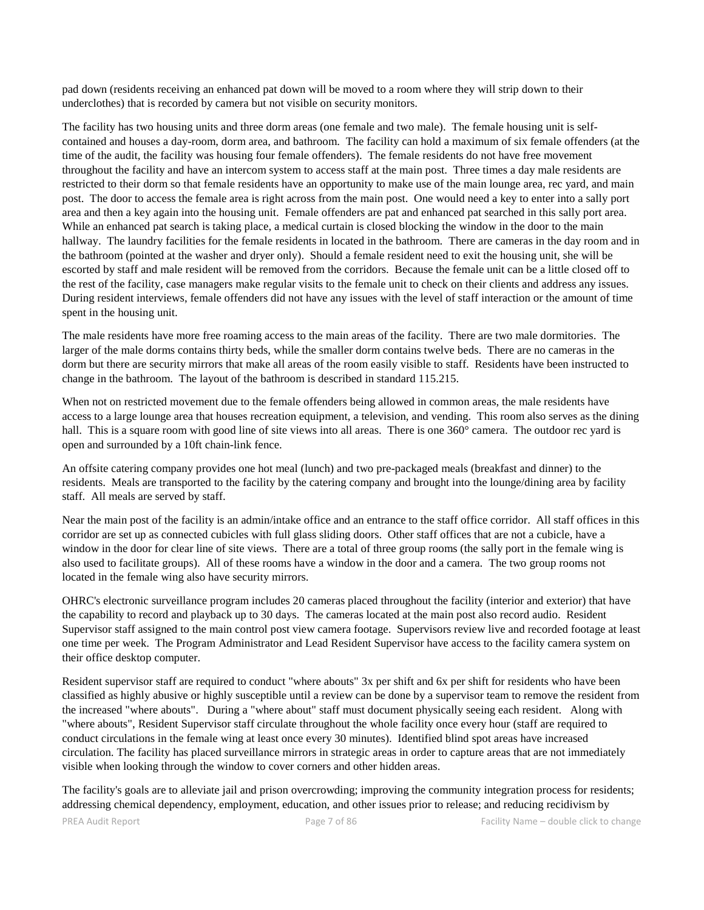pad down (residents receiving an enhanced pat down will be moved to a room where they will strip down to their underclothes) that is recorded by camera but not visible on security monitors.

The facility has two housing units and three dorm areas (one female and two male). The female housing unit is self-contained and houses a day-room, dorm area, and bathroom. The facility can hold a maximum of six female offenders (at the time of the audit, the facility was housing four female offenders). The female residents do not have free movement throughout the facility and have an intercom system to access staff at the main post. Three times a day male residents are restricted to their dorm so that female residents have an opportunity to make use of the main lounge area, rec yard, and main post. The door to access the female area is right across from the main post. One would need a key to enter into a sally port area and then a key again into the housing unit. Female offenders are pat and enhanced pat searched in this sally port area. While an enhanced pat search is taking place, a medical curtain is closed blocking the window in the door to the main hallway. The laundry facilities for the female residents in located in the bathroom. There are cameras in the day room and in the bathroom (pointed at the washer and dryer only). Should a female resident need to exit the housing unit, she will be escorted by staff and male resident will be removed from the corridors. Because the female unit can be a little closed off to the rest of the facility, case managers make regular visits to the female unit to check on their clients and address any issues. During resident interviews, female offenders did not have any issues with the level of staff interaction or the amount of time spent in the housing unit.

The male residents have more free roaming access to the main areas of the facility. There are two male dormitories. The larger of the male dorms contains thirty beds, while the smaller dorm contains twelve beds. There are no cameras in the dorm but there are security mirrors that make all areas of the room easily visible to staff. Residents have been instructed to change in the bathroom. The layout of the bathroom is described in standard 115.215.

When not on restricted movement due to the female offenders being allowed in common areas, the male residents have access to a large lounge area that houses recreation equipment, a television, and vending. This room also serves as the dining hall. This is a square room with good line of site views into all areas. There is one 360° camera. The outdoor rec yard is open and surrounded by a 10ft chain-link fence.

An offsite catering company provides one hot meal (lunch) and two pre-packaged meals (breakfast and dinner) to the residents. Meals are transported to the facility by the catering company and brought into the lounge/dining area by facility staff. All meals are served by staff.

Near the main post of the facility is an admin/intake office and an entrance to the staff office corridor. All staff offices in this corridor are set up as connected cubicles with full glass sliding doors. Other staff offices that are not a cubicle, have a window in the door for clear line of site views. There are a total of three group rooms (the sally port in the female wing is also used to facilitate groups). All of these rooms have a window in the door and a camera. The two group rooms not located in the female wing also have security mirrors.

OHRC's electronic surveillance program includes 20 cameras placed throughout the facility (interior and exterior) that have the capability to record and playback up to 30 days. The cameras located at the main post also record audio. Resident Supervisor staff assigned to the main control post view camera footage. Supervisors review live and recorded footage at least one time per week. The Program Administrator and Lead Resident Supervisor have access to the facility camera system on their office desktop computer.

Resident supervisor staff are required to conduct "where abouts" 3x per shift and 6x per shift for residents who have been classified as highly abusive or highly susceptible until a review can be done by a supervisor team to remove the resident from the increased "where abouts". During a "where about" staff must document physically seeing each resident. Along with "where abouts", Resident Supervisor staff circulate throughout the whole facility once every hour (staff are required to conduct circulations in the female wing at least once every 30 minutes). Identified blind spot areas have increased circulation. The facility has placed surveillance mirrors in strategic areas in order to capture areas that are not immediately visible when looking through the window to cover corners and other hidden areas.

The facility's goals are to alleviate jail and prison overcrowding; improving the community integration process for residents; addressing chemical dependency, employment, education, and other issues prior to release; and reducing recidivism by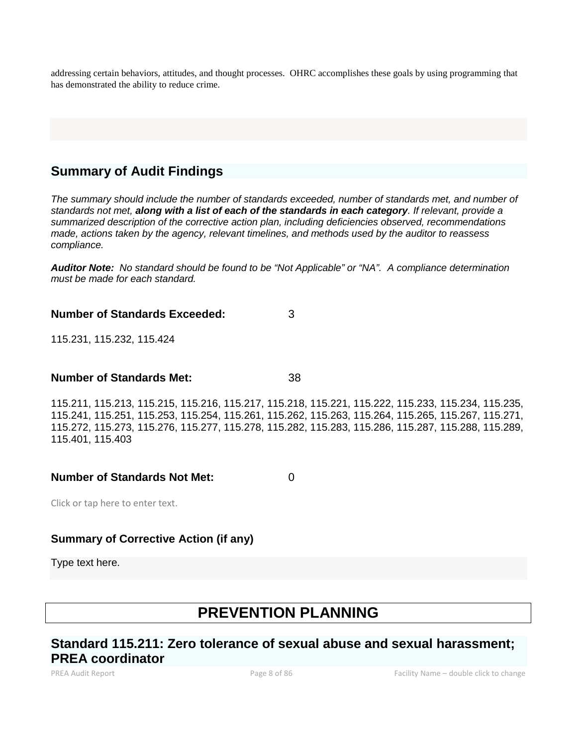addressing certain behaviors, attitudes, and thought processes. OHRC accomplishes these goals by using programming that has demonstrated the ability to reduce crime.

## Summary of Audit Findings

*The summary should include the number of standards exceeded, number of standards met, and number of standards not met, **along with a list of each of the standards in each category**. If relevant, provide a summarized description of the corrective action plan, including deficiencies observed, recommendations made, actions taken by the agency, relevant timelines, and methods used by the auditor to reassess compliance.*

***Auditor Note:*** *No standard should be found to be "Not Applicable" or "NA". A compliance determination must be made for each standard.*

**Number of Standards Exceeded:** 3

115.231, 115.232, 115.424

**Number of Standards Met:** 38

115.211, 115.213, 115.215, 115.216, 115.217, 115.218, 115.221, 115.222, 115.233, 115.234, 115.235, 115.241, 115.251, 115.253, 115.254, 115.261, 115.262, 115.263, 115.264, 115.265, 115.267, 115.271, 115.272, 115.273, 115.276, 115.277, 115.278, 115.282, 115.283, 115.286, 115.287, 115.288, 115.289, 115.401, 115.403

**Number of Standards Not Met:** 0

Click or tap here to enter text.

### Summary of Corrective Action (if any)

Type text here.

# PREVENTION PLANNING

## Standard 115.211: Zero tolerance of sexual abuse and sexual harassment; PREA coordinator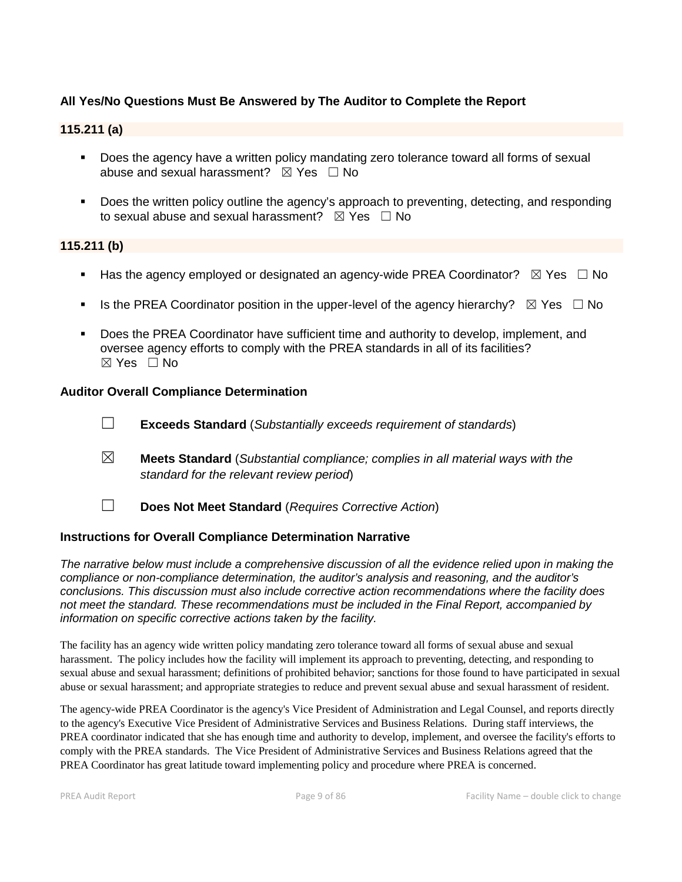### All Yes/No Questions Must Be Answered by The Auditor to Complete the Report

**115.211 (a)**

- Does the agency have a written policy mandating zero tolerance toward all forms of sexual abuse and sexual harassment? ☒ Yes ☐ No
- Does the written policy outline the agency's approach to preventing, detecting, and responding to sexual abuse and sexual harassment? ☒ Yes ☐ No

**115.211 (b)**

- Has the agency employed or designated an agency-wide PREA Coordinator? ☒ Yes ☐ No
- Is the PREA Coordinator position in the upper-level of the agency hierarchy? ☒ Yes ☐ No
- Does the PREA Coordinator have sufficient time and authority to develop, implement, and oversee agency efforts to comply with the PREA standards in all of its facilities? ☒ Yes ☐ No

### Auditor Overall Compliance Determination

☐ **Exceeds Standard** (*Substantially exceeds requirement of standards*)

☒ **Meets Standard** (*Substantial compliance; complies in all material ways with the standard for the relevant review period*)

☐ **Does Not Meet Standard** (*Requires Corrective Action*)

### Instructions for Overall Compliance Determination Narrative

*The narrative below must include a comprehensive discussion of all the evidence relied upon in making the compliance or non-compliance determination, the auditor's analysis and reasoning, and the auditor's conclusions. This discussion must also include corrective action recommendations where the facility does not meet the standard. These recommendations must be included in the Final Report, accompanied by information on specific corrective actions taken by the facility.*

The facility has an agency wide written policy mandating zero tolerance toward all forms of sexual abuse and sexual harassment. The policy includes how the facility will implement its approach to preventing, detecting, and responding to sexual abuse and sexual harassment; definitions of prohibited behavior; sanctions for those found to have participated in sexual abuse or sexual harassment; and appropriate strategies to reduce and prevent sexual abuse and sexual harassment of resident.

The agency-wide PREA Coordinator is the agency's Vice President of Administration and Legal Counsel, and reports directly to the agency's Executive Vice President of Administrative Services and Business Relations. During staff interviews, the PREA coordinator indicated that she has enough time and authority to develop, implement, and oversee the facility's efforts to comply with the PREA standards. The Vice President of Administrative Services and Business Relations agreed that the PREA Coordinator has great latitude toward implementing policy and procedure where PREA is concerned.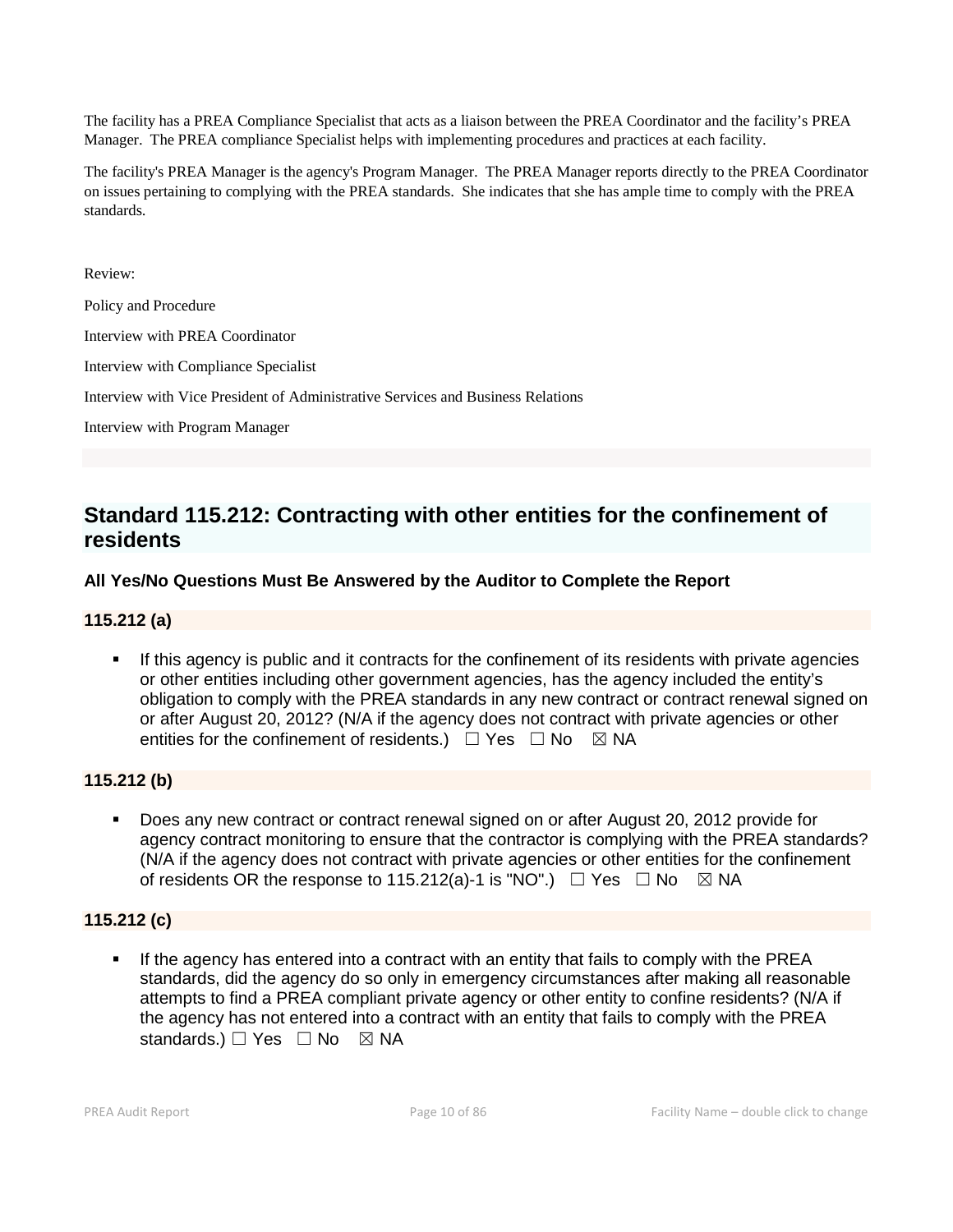The facility has a PREA Compliance Specialist that acts as a liaison between the PREA Coordinator and the facility's PREA Manager. The PREA compliance Specialist helps with implementing procedures and practices at each facility.

The facility's PREA Manager is the agency's Program Manager. The PREA Manager reports directly to the PREA Coordinator on issues pertaining to complying with the PREA standards. She indicates that she has ample time to comply with the PREA standards.

Review:

Policy and Procedure

Interview with PREA Coordinator

Interview with Compliance Specialist

Interview with Vice President of Administrative Services and Business Relations

Interview with Program Manager

## Standard 115.212: Contracting with other entities for the confinement of residents

### All Yes/No Questions Must Be Answered by the Auditor to Complete the Report

### 115.212 (a)

- If this agency is public and it contracts for the confinement of its residents with private agencies or other entities including other government agencies, has the agency included the entity's obligation to comply with the PREA standards in any new contract or contract renewal signed on or after August 20, 2012? (N/A if the agency does not contract with private agencies or other entities for the confinement of residents.) ☐ Yes ☐ No ☒ NA

### 115.212 (b)

- Does any new contract or contract renewal signed on or after August 20, 2012 provide for agency contract monitoring to ensure that the contractor is complying with the PREA standards? (N/A if the agency does not contract with private agencies or other entities for the confinement of residents OR the response to 115.212(a)-1 is "NO".) ☐ Yes ☐ No ☒ NA

### 115.212 (c)

- If the agency has entered into a contract with an entity that fails to comply with the PREA standards, did the agency do so only in emergency circumstances after making all reasonable attempts to find a PREA compliant private agency or other entity to confine residents? (N/A if the agency has not entered into a contract with an entity that fails to comply with the PREA standards.) ☐ Yes ☐ No ☒ NA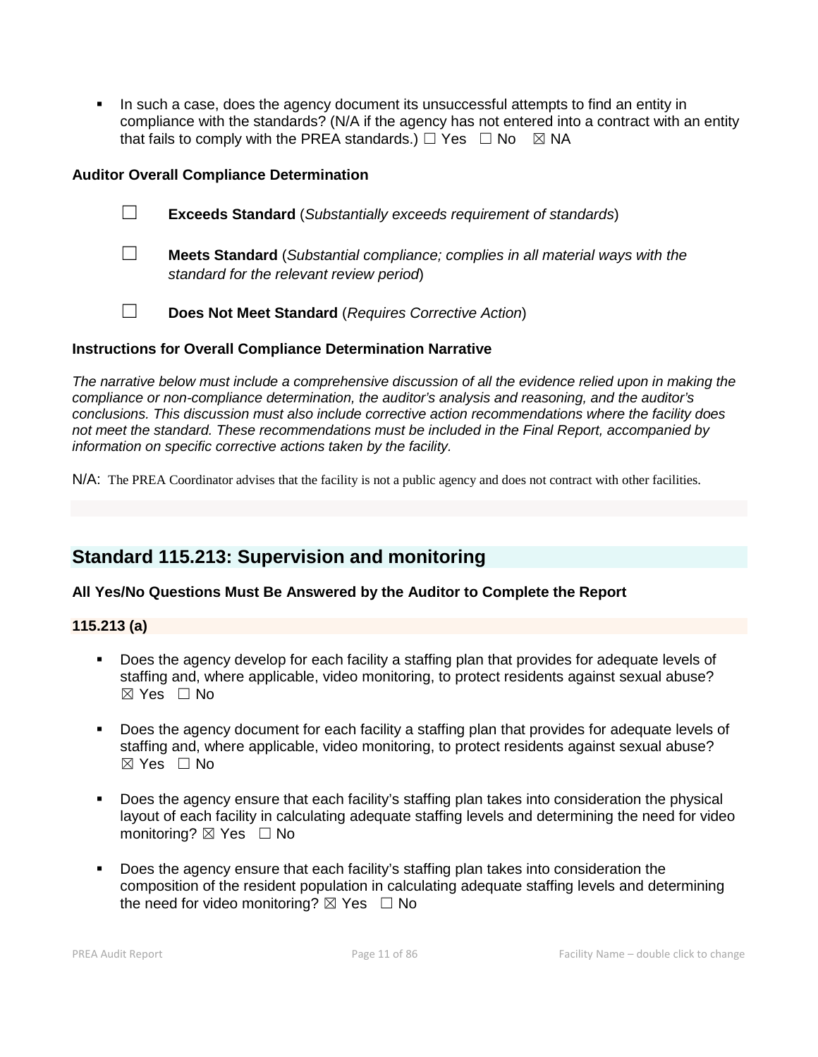- In such a case, does the agency document its unsuccessful attempts to find an entity in compliance with the standards? (N/A if the agency has not entered into a contract with an entity that fails to comply with the PREA standards.) ☐ Yes ☐ No ☒ NA

**Auditor Overall Compliance Determination**

☐ **Exceeds Standard** (*Substantially exceeds requirement of standards*)

☐ **Meets Standard** (*Substantial compliance; complies in all material ways with the standard for the relevant review period*)

☐ **Does Not Meet Standard** (*Requires Corrective Action*)

**Instructions for Overall Compliance Determination Narrative**

*The narrative below must include a comprehensive discussion of all the evidence relied upon in making the compliance or non-compliance determination, the auditor's analysis and reasoning, and the auditor's conclusions. This discussion must also include corrective action recommendations where the facility does not meet the standard. These recommendations must be included in the Final Report, accompanied by information on specific corrective actions taken by the facility.*

N/A: The PREA Coordinator advises that the facility is not a public agency and does not contract with other facilities.

## Standard 115.213: Supervision and monitoring

**All Yes/No Questions Must Be Answered by the Auditor to Complete the Report**

**115.213 (a)**

- Does the agency develop for each facility a staffing plan that provides for adequate levels of staffing and, where applicable, video monitoring, to protect residents against sexual abuse? ☒ Yes ☐ No

- Does the agency document for each facility a staffing plan that provides for adequate levels of staffing and, where applicable, video monitoring, to protect residents against sexual abuse? ☒ Yes ☐ No

- Does the agency ensure that each facility's staffing plan takes into consideration the physical layout of each facility in calculating adequate staffing levels and determining the need for video monitoring? ☒ Yes ☐ No

- Does the agency ensure that each facility's staffing plan takes into consideration the composition of the resident population in calculating adequate staffing levels and determining the need for video monitoring? ☒ Yes ☐ No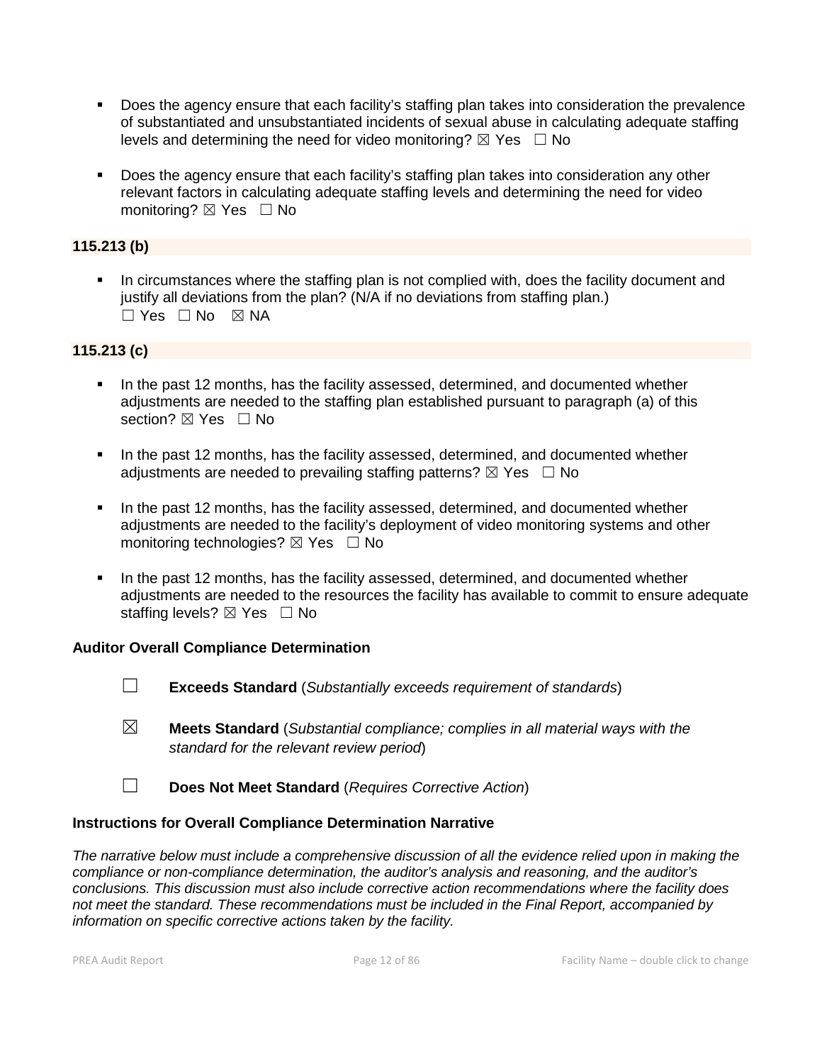- Does the agency ensure that each facility's staffing plan takes into consideration the prevalence of substantiated and unsubstantiated incidents of sexual abuse in calculating adequate staffing levels and determining the need for video monitoring? ☒ Yes ☐ No

- Does the agency ensure that each facility's staffing plan takes into consideration any other relevant factors in calculating adequate staffing levels and determining the need for video monitoring? ☒ Yes ☐ No

**115.213 (b)**

- In circumstances where the staffing plan is not complied with, does the facility document and justify all deviations from the plan? (N/A if no deviations from staffing plan.)
  ☐ Yes ☐ No ☒ NA

**115.213 (c)**

- In the past 12 months, has the facility assessed, determined, and documented whether adjustments are needed to the staffing plan established pursuant to paragraph (a) of this section? ☒ Yes ☐ No

- In the past 12 months, has the facility assessed, determined, and documented whether adjustments are needed to prevailing staffing patterns? ☒ Yes ☐ No

- In the past 12 months, has the facility assessed, determined, and documented whether adjustments are needed to the facility's deployment of video monitoring systems and other monitoring technologies? ☒ Yes ☐ No

- In the past 12 months, has the facility assessed, determined, and documented whether adjustments are needed to the resources the facility has available to commit to ensure adequate staffing levels? ☒ Yes ☐ No

**Auditor Overall Compliance Determination**

☐ **Exceeds Standard** (*Substantially exceeds requirement of standards*)

☒ **Meets Standard** (*Substantial compliance; complies in all material ways with the standard for the relevant review period*)

☐ **Does Not Meet Standard** (*Requires Corrective Action*)

**Instructions for Overall Compliance Determination Narrative**

*The narrative below must include a comprehensive discussion of all the evidence relied upon in making the compliance or non-compliance determination, the auditor's analysis and reasoning, and the auditor's conclusions. This discussion must also include corrective action recommendations where the facility does not meet the standard. These recommendations must be included in the Final Report, accompanied by information on specific corrective actions taken by the facility.*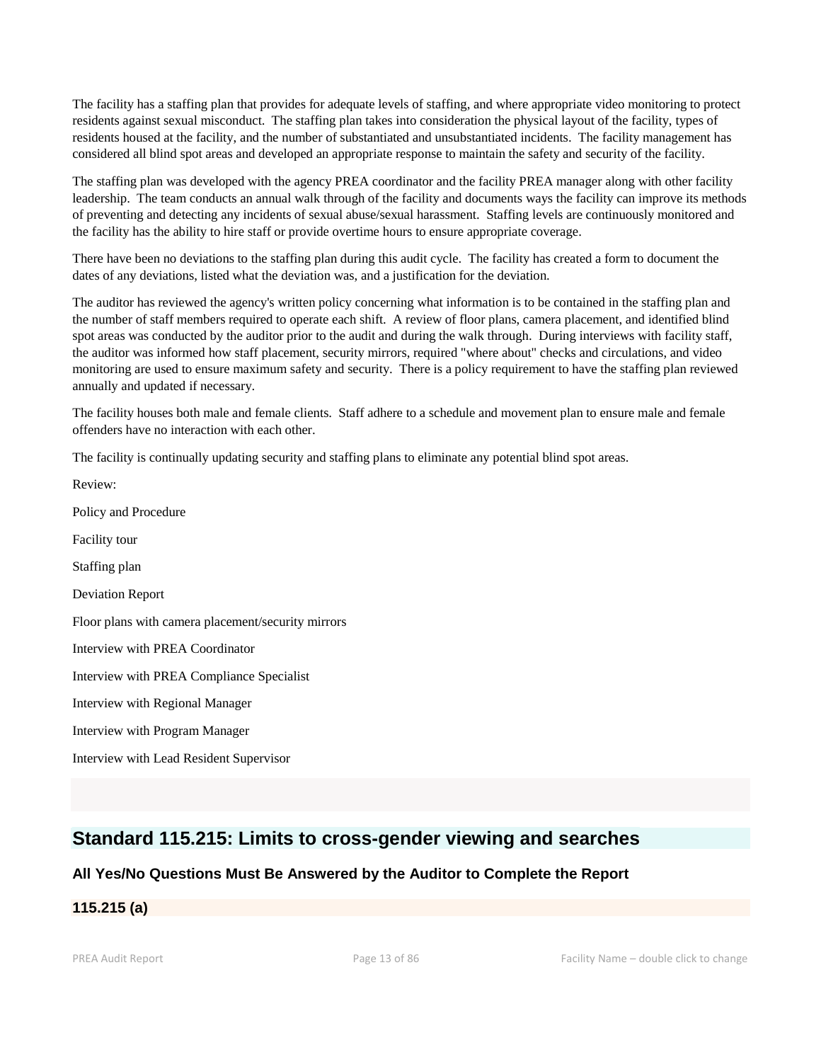The facility has a staffing plan that provides for adequate levels of staffing, and where appropriate video monitoring to protect residents against sexual misconduct. The staffing plan takes into consideration the physical layout of the facility, types of residents housed at the facility, and the number of substantiated and unsubstantiated incidents. The facility management has considered all blind spot areas and developed an appropriate response to maintain the safety and security of the facility.

The staffing plan was developed with the agency PREA coordinator and the facility PREA manager along with other facility leadership. The team conducts an annual walk through of the facility and documents ways the facility can improve its methods of preventing and detecting any incidents of sexual abuse/sexual harassment. Staffing levels are continuously monitored and the facility has the ability to hire staff or provide overtime hours to ensure appropriate coverage.

There have been no deviations to the staffing plan during this audit cycle. The facility has created a form to document the dates of any deviations, listed what the deviation was, and a justification for the deviation.

The auditor has reviewed the agency's written policy concerning what information is to be contained in the staffing plan and the number of staff members required to operate each shift. A review of floor plans, camera placement, and identified blind spot areas was conducted by the auditor prior to the audit and during the walk through. During interviews with facility staff, the auditor was informed how staff placement, security mirrors, required "where about" checks and circulations, and video monitoring are used to ensure maximum safety and security. There is a policy requirement to have the staffing plan reviewed annually and updated if necessary.

The facility houses both male and female clients. Staff adhere to a schedule and movement plan to ensure male and female offenders have no interaction with each other.

The facility is continually updating security and staffing plans to eliminate any potential blind spot areas.

Review:

Policy and Procedure

Facility tour

Staffing plan

Deviation Report

Floor plans with camera placement/security mirrors

Interview with PREA Coordinator

Interview with PREA Compliance Specialist

Interview with Regional Manager

Interview with Program Manager

Interview with Lead Resident Supervisor

## Standard 115.215: Limits to cross-gender viewing and searches

### All Yes/No Questions Must Be Answered by the Auditor to Complete the Report

### 115.215 (a)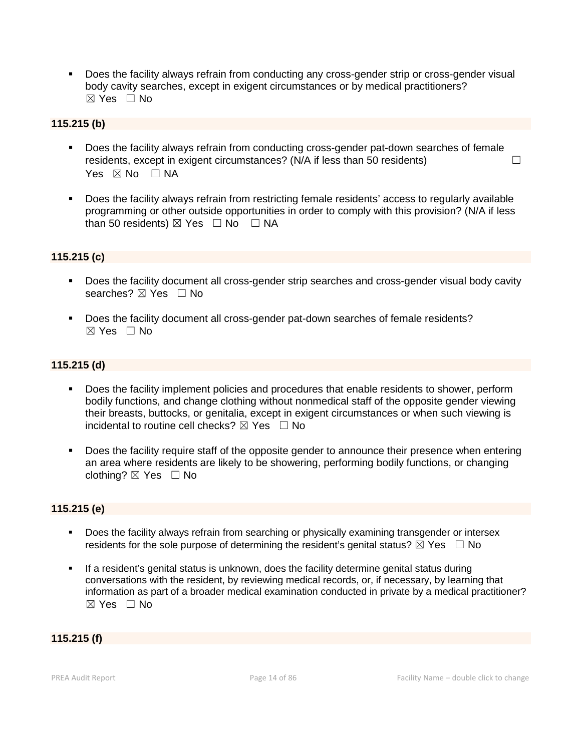- Does the facility always refrain from conducting any cross-gender strip or cross-gender visual body cavity searches, except in exigent circumstances or by medical practitioners?
☒ Yes ☐ No

**115.215 (b)**

- Does the facility always refrain from conducting cross-gender pat-down searches of female residents, except in exigent circumstances? (N/A if less than 50 residents) ☐ Yes ☒ No ☐ NA

- Does the facility always refrain from restricting female residents' access to regularly available programming or other outside opportunities in order to comply with this provision? (N/A if less than 50 residents) ☒ Yes ☐ No ☐ NA

**115.215 (c)**

- Does the facility document all cross-gender strip searches and cross-gender visual body cavity searches? ☒ Yes ☐ No

- Does the facility document all cross-gender pat-down searches of female residents?
☒ Yes ☐ No

**115.215 (d)**

- Does the facility implement policies and procedures that enable residents to shower, perform bodily functions, and change clothing without nonmedical staff of the opposite gender viewing their breasts, buttocks, or genitalia, except in exigent circumstances or when such viewing is incidental to routine cell checks? ☒ Yes ☐ No

- Does the facility require staff of the opposite gender to announce their presence when entering an area where residents are likely to be showering, performing bodily functions, or changing clothing? ☒ Yes ☐ No

**115.215 (e)**

- Does the facility always refrain from searching or physically examining transgender or intersex residents for the sole purpose of determining the resident's genital status? ☒ Yes ☐ No

- If a resident's genital status is unknown, does the facility determine genital status during conversations with the resident, by reviewing medical records, or, if necessary, by learning that information as part of a broader medical examination conducted in private by a medical practitioner?
☒ Yes ☐ No

**115.215 (f)**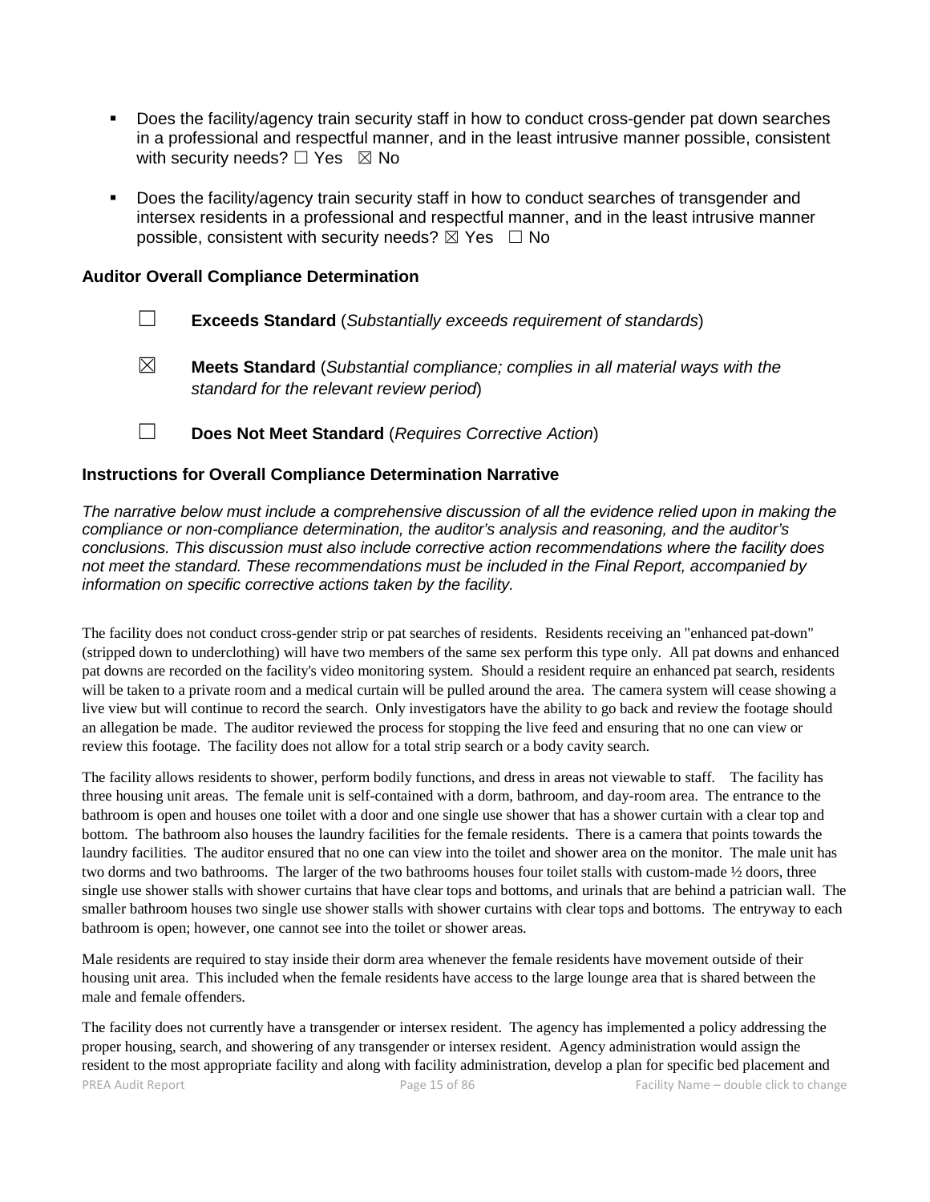- Does the facility/agency train security staff in how to conduct cross-gender pat down searches in a professional and respectful manner, and in the least intrusive manner possible, consistent with security needs? ☐ Yes ☒ No

- Does the facility/agency train security staff in how to conduct searches of transgender and intersex residents in a professional and respectful manner, and in the least intrusive manner possible, consistent with security needs? ☒ Yes ☐ No

### Auditor Overall Compliance Determination

☐ **Exceeds Standard** (*Substantially exceeds requirement of standards*)

☒ **Meets Standard** (*Substantial compliance; complies in all material ways with the standard for the relevant review period*)

☐ **Does Not Meet Standard** (*Requires Corrective Action*)

### Instructions for Overall Compliance Determination Narrative

*The narrative below must include a comprehensive discussion of all the evidence relied upon in making the compliance or non-compliance determination, the auditor's analysis and reasoning, and the auditor's conclusions. This discussion must also include corrective action recommendations where the facility does not meet the standard. These recommendations must be included in the Final Report, accompanied by information on specific corrective actions taken by the facility.*

The facility does not conduct cross-gender strip or pat searches of residents. Residents receiving an "enhanced pat-down" (stripped down to underclothing) will have two members of the same sex perform this type only. All pat downs and enhanced pat downs are recorded on the facility's video monitoring system. Should a resident require an enhanced pat search, residents will be taken to a private room and a medical curtain will be pulled around the area. The camera system will cease showing a live view but will continue to record the search. Only investigators have the ability to go back and review the footage should an allegation be made. The auditor reviewed the process for stopping the live feed and ensuring that no one can view or review this footage. The facility does not allow for a total strip search or a body cavity search.

The facility allows residents to shower, perform bodily functions, and dress in areas not viewable to staff. The facility has three housing unit areas. The female unit is self-contained with a dorm, bathroom, and day-room area. The entrance to the bathroom is open and houses one toilet with a door and one single use shower that has a shower curtain with a clear top and bottom. The bathroom also houses the laundry facilities for the female residents. There is a camera that points towards the laundry facilities. The auditor ensured that no one can view into the toilet and shower area on the monitor. The male unit has two dorms and two bathrooms. The larger of the two bathrooms houses four toilet stalls with custom-made ½ doors, three single use shower stalls with shower curtains that have clear tops and bottoms, and urinals that are behind a patrician wall. The smaller bathroom houses two single use shower stalls with shower curtains with clear tops and bottoms. The entryway to each bathroom is open; however, one cannot see into the toilet or shower areas.

Male residents are required to stay inside their dorm area whenever the female residents have movement outside of their housing unit area. This included when the female residents have access to the large lounge area that is shared between the male and female offenders.

The facility does not currently have a transgender or intersex resident. The agency has implemented a policy addressing the proper housing, search, and showering of any transgender or intersex resident. Agency administration would assign the resident to the most appropriate facility and along with facility administration, develop a plan for specific bed placement and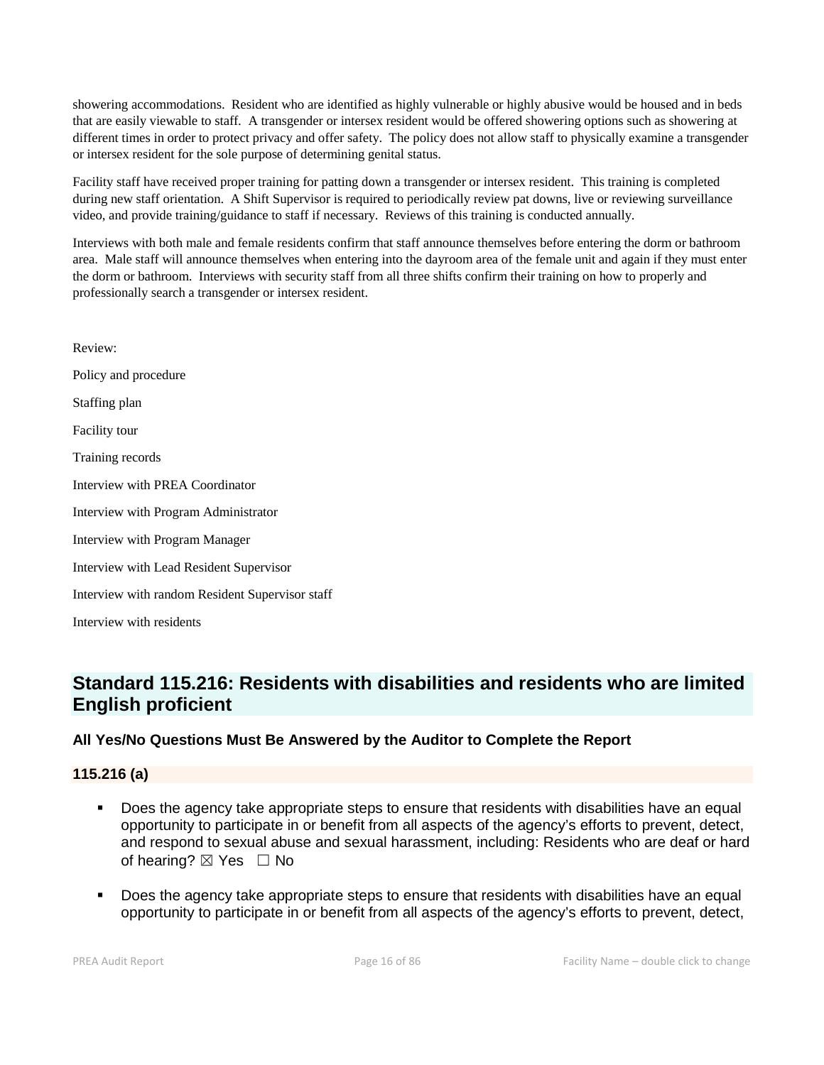showering accommodations. Resident who are identified as highly vulnerable or highly abusive would be housed and in beds that are easily viewable to staff. A transgender or intersex resident would be offered showering options such as showering at different times in order to protect privacy and offer safety. The policy does not allow staff to physically examine a transgender or intersex resident for the sole purpose of determining genital status.

Facility staff have received proper training for patting down a transgender or intersex resident. This training is completed during new staff orientation. A Shift Supervisor is required to periodically review pat downs, live or reviewing surveillance video, and provide training/guidance to staff if necessary. Reviews of this training is conducted annually.

Interviews with both male and female residents confirm that staff announce themselves before entering the dorm or bathroom area. Male staff will announce themselves when entering into the dayroom area of the female unit and again if they must enter the dorm or bathroom. Interviews with security staff from all three shifts confirm their training on how to properly and professionally search a transgender or intersex resident.

Review:

Policy and procedure

Staffing plan

Facility tour

Training records

Interview with PREA Coordinator

Interview with Program Administrator

Interview with Program Manager

Interview with Lead Resident Supervisor

Interview with random Resident Supervisor staff

Interview with residents

## Standard 115.216: Residents with disabilities and residents who are limited English proficient

### All Yes/No Questions Must Be Answered by the Auditor to Complete the Report

### 115.216 (a)

- Does the agency take appropriate steps to ensure that residents with disabilities have an equal opportunity to participate in or benefit from all aspects of the agency's efforts to prevent, detect, and respond to sexual abuse and sexual harassment, including: Residents who are deaf or hard of hearing? ☒ Yes ☐ No
- Does the agency take appropriate steps to ensure that residents with disabilities have an equal opportunity to participate in or benefit from all aspects of the agency's efforts to prevent, detect,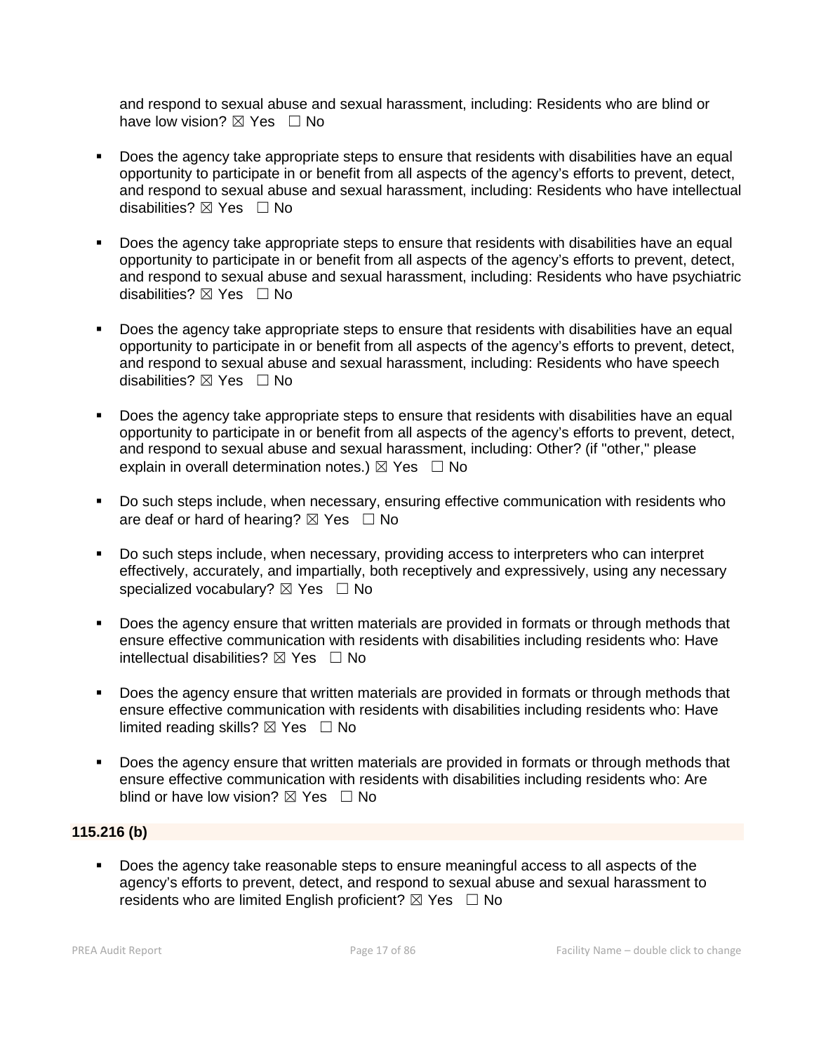and respond to sexual abuse and sexual harassment, including: Residents who are blind or have low vision? ☒ Yes ☐ No

- Does the agency take appropriate steps to ensure that residents with disabilities have an equal opportunity to participate in or benefit from all aspects of the agency's efforts to prevent, detect, and respond to sexual abuse and sexual harassment, including: Residents who have intellectual disabilities? ☒ Yes ☐ No

- Does the agency take appropriate steps to ensure that residents with disabilities have an equal opportunity to participate in or benefit from all aspects of the agency's efforts to prevent, detect, and respond to sexual abuse and sexual harassment, including: Residents who have psychiatric disabilities? ☒ Yes ☐ No

- Does the agency take appropriate steps to ensure that residents with disabilities have an equal opportunity to participate in or benefit from all aspects of the agency's efforts to prevent, detect, and respond to sexual abuse and sexual harassment, including: Residents who have speech disabilities? ☒ Yes ☐ No

- Does the agency take appropriate steps to ensure that residents with disabilities have an equal opportunity to participate in or benefit from all aspects of the agency's efforts to prevent, detect, and respond to sexual abuse and sexual harassment, including: Other? (if "other," please explain in overall determination notes.) ☒ Yes ☐ No

- Do such steps include, when necessary, ensuring effective communication with residents who are deaf or hard of hearing? ☒ Yes ☐ No

- Do such steps include, when necessary, providing access to interpreters who can interpret effectively, accurately, and impartially, both receptively and expressively, using any necessary specialized vocabulary? ☒ Yes ☐ No

- Does the agency ensure that written materials are provided in formats or through methods that ensure effective communication with residents with disabilities including residents who: Have intellectual disabilities? ☒ Yes ☐ No

- Does the agency ensure that written materials are provided in formats or through methods that ensure effective communication with residents with disabilities including residents who: Have limited reading skills? ☒ Yes ☐ No

- Does the agency ensure that written materials are provided in formats or through methods that ensure effective communication with residents with disabilities including residents who: Are blind or have low vision? ☒ Yes ☐ No

**115.216 (b)**

- Does the agency take reasonable steps to ensure meaningful access to all aspects of the agency's efforts to prevent, detect, and respond to sexual abuse and sexual harassment to residents who are limited English proficient? ☒ Yes ☐ No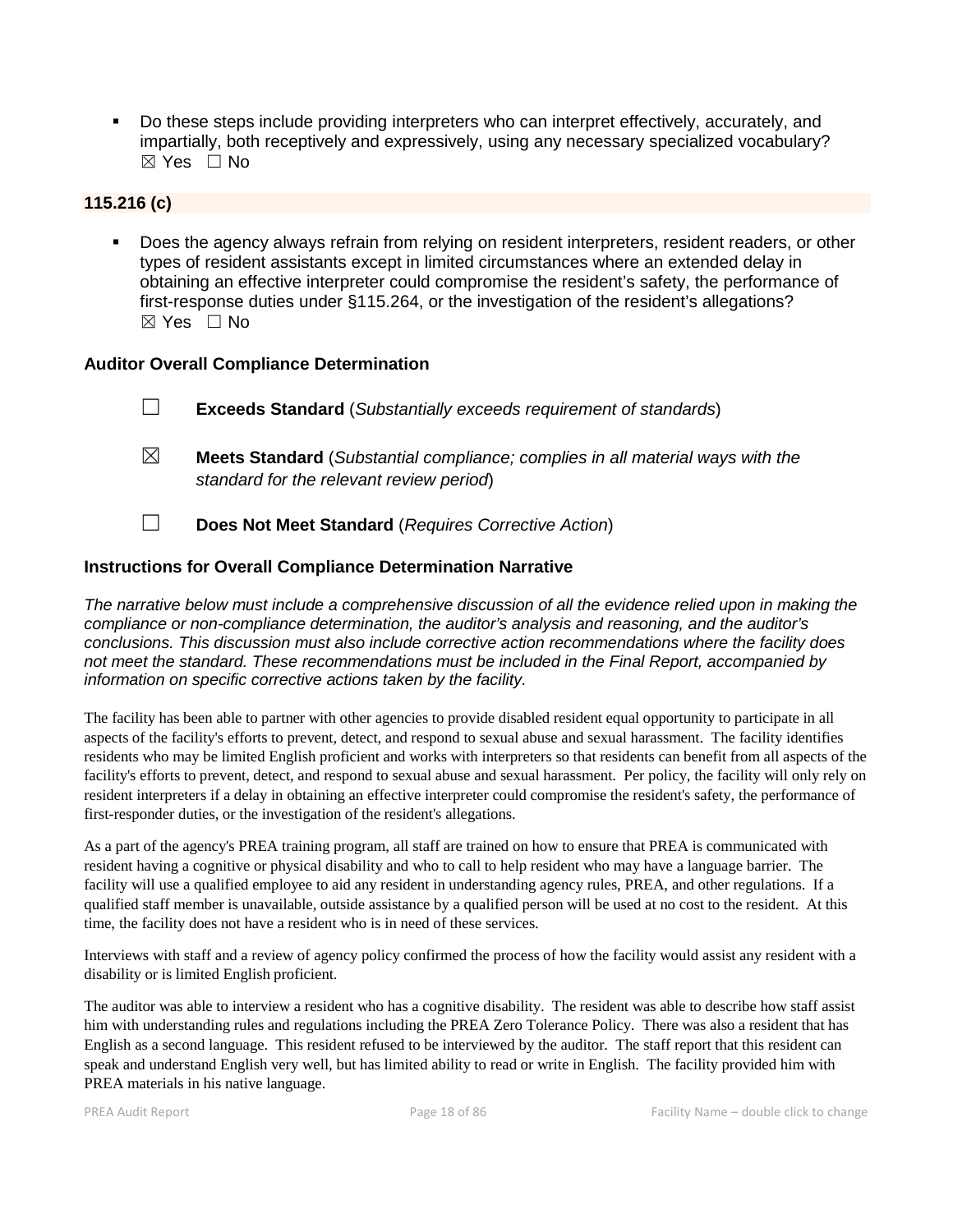- Do these steps include providing interpreters who can interpret effectively, accurately, and impartially, both receptively and expressively, using any necessary specialized vocabulary?
  ☒ Yes ☐ No

**115.216 (c)**

- Does the agency always refrain from relying on resident interpreters, resident readers, or other types of resident assistants except in limited circumstances where an extended delay in obtaining an effective interpreter could compromise the resident's safety, the performance of first-response duties under §115.264, or the investigation of the resident's allegations?
  ☒ Yes ☐ No

### Auditor Overall Compliance Determination

☐ **Exceeds Standard** (*Substantially exceeds requirement of standards*)

☒ **Meets Standard** (*Substantial compliance; complies in all material ways with the standard for the relevant review period*)

☐ **Does Not Meet Standard** (*Requires Corrective Action*)

### Instructions for Overall Compliance Determination Narrative

*The narrative below must include a comprehensive discussion of all the evidence relied upon in making the compliance or non-compliance determination, the auditor's analysis and reasoning, and the auditor's conclusions. This discussion must also include corrective action recommendations where the facility does not meet the standard. These recommendations must be included in the Final Report, accompanied by information on specific corrective actions taken by the facility.*

The facility has been able to partner with other agencies to provide disabled resident equal opportunity to participate in all aspects of the facility's efforts to prevent, detect, and respond to sexual abuse and sexual harassment. The facility identifies residents who may be limited English proficient and works with interpreters so that residents can benefit from all aspects of the facility's efforts to prevent, detect, and respond to sexual abuse and sexual harassment. Per policy, the facility will only rely on resident interpreters if a delay in obtaining an effective interpreter could compromise the resident's safety, the performance of first-responder duties, or the investigation of the resident's allegations.

As a part of the agency's PREA training program, all staff are trained on how to ensure that PREA is communicated with resident having a cognitive or physical disability and who to call to help resident who may have a language barrier. The facility will use a qualified employee to aid any resident in understanding agency rules, PREA, and other regulations. If a qualified staff member is unavailable, outside assistance by a qualified person will be used at no cost to the resident. At this time, the facility does not have a resident who is in need of these services.

Interviews with staff and a review of agency policy confirmed the process of how the facility would assist any resident with a disability or is limited English proficient.

The auditor was able to interview a resident who has a cognitive disability. The resident was able to describe how staff assist him with understanding rules and regulations including the PREA Zero Tolerance Policy. There was also a resident that has English as a second language. This resident refused to be interviewed by the auditor. The staff report that this resident can speak and understand English very well, but has limited ability to read or write in English. The facility provided him with PREA materials in his native language.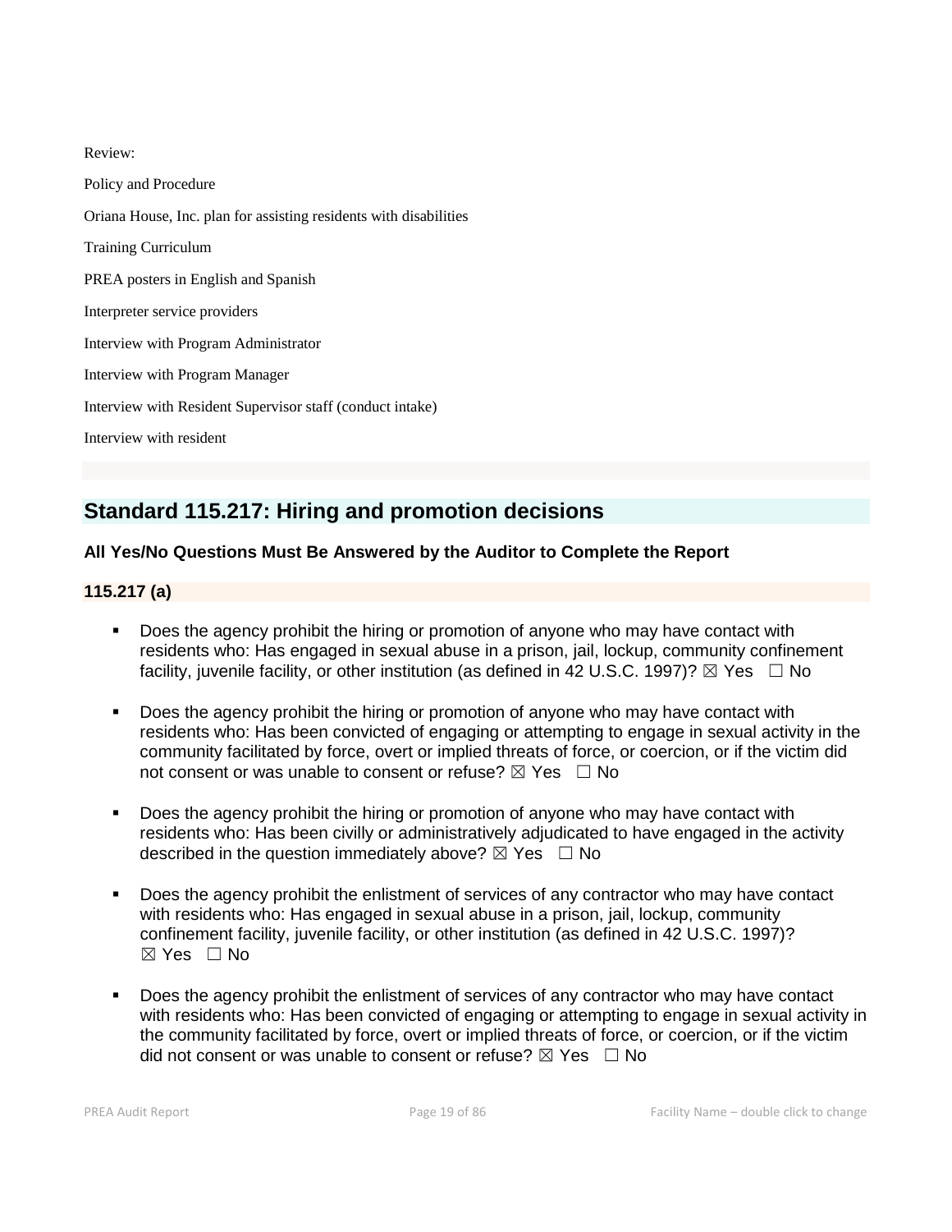Review:

Policy and Procedure

Oriana House, Inc. plan for assisting residents with disabilities

Training Curriculum

PREA posters in English and Spanish

Interpreter service providers

Interview with Program Administrator

Interview with Program Manager

Interview with Resident Supervisor staff (conduct intake)

Interview with resident

## Standard 115.217: Hiring and promotion decisions

### All Yes/No Questions Must Be Answered by the Auditor to Complete the Report

### 115.217 (a)

- Does the agency prohibit the hiring or promotion of anyone who may have contact with residents who: Has engaged in sexual abuse in a prison, jail, lockup, community confinement facility, juvenile facility, or other institution (as defined in 42 U.S.C. 1997)? ☒ Yes ☐ No

- Does the agency prohibit the hiring or promotion of anyone who may have contact with residents who: Has been convicted of engaging or attempting to engage in sexual activity in the community facilitated by force, overt or implied threats of force, or coercion, or if the victim did not consent or was unable to consent or refuse? ☒ Yes ☐ No

- Does the agency prohibit the hiring or promotion of anyone who may have contact with residents who: Has been civilly or administratively adjudicated to have engaged in the activity described in the question immediately above? ☒ Yes ☐ No

- Does the agency prohibit the enlistment of services of any contractor who may have contact with residents who: Has engaged in sexual abuse in a prison, jail, lockup, community confinement facility, juvenile facility, or other institution (as defined in 42 U.S.C. 1997)? ☒ Yes ☐ No

- Does the agency prohibit the enlistment of services of any contractor who may have contact with residents who: Has been convicted of engaging or attempting to engage in sexual activity in the community facilitated by force, overt or implied threats of force, or coercion, or if the victim did not consent or was unable to consent or refuse? ☒ Yes ☐ No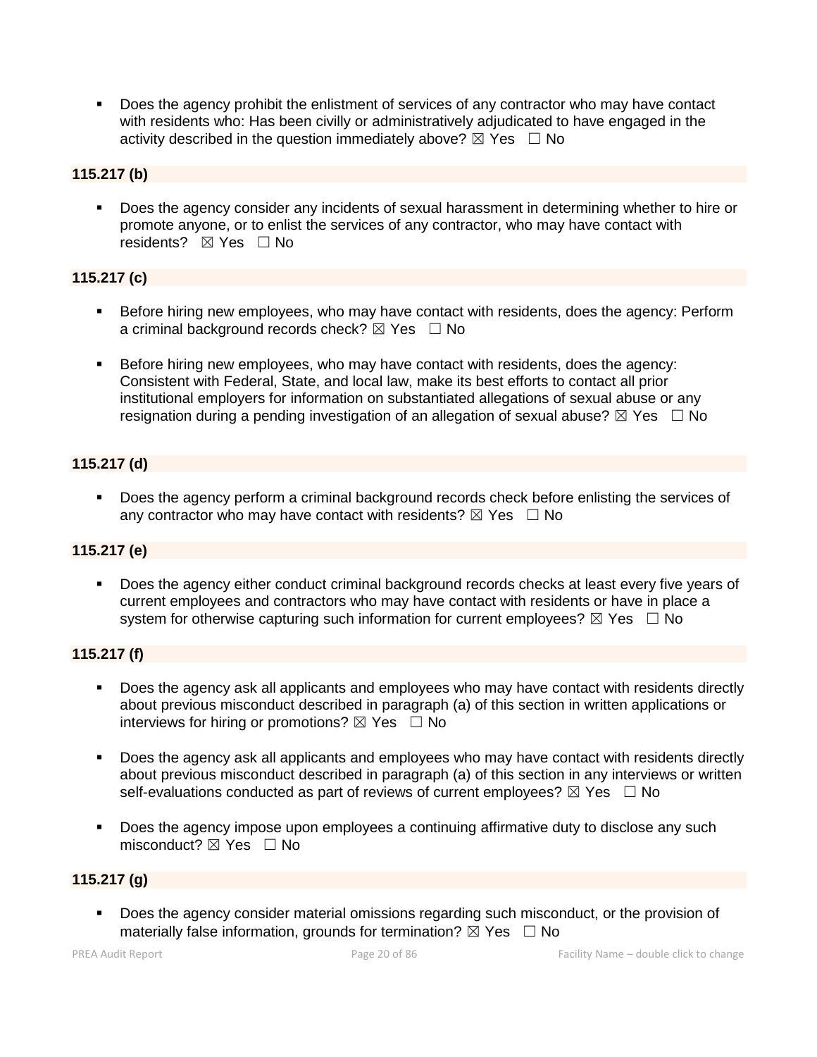- Does the agency prohibit the enlistment of services of any contractor who may have contact with residents who: Has been civilly or administratively adjudicated to have engaged in the activity described in the question immediately above? ☒ Yes ☐ No

**115.217 (b)**

- Does the agency consider any incidents of sexual harassment in determining whether to hire or promote anyone, or to enlist the services of any contractor, who may have contact with residents? ☒ Yes ☐ No

**115.217 (c)**

- Before hiring new employees, who may have contact with residents, does the agency: Perform a criminal background records check? ☒ Yes ☐ No

- Before hiring new employees, who may have contact with residents, does the agency: Consistent with Federal, State, and local law, make its best efforts to contact all prior institutional employers for information on substantiated allegations of sexual abuse or any resignation during a pending investigation of an allegation of sexual abuse? ☒ Yes ☐ No

**115.217 (d)**

- Does the agency perform a criminal background records check before enlisting the services of any contractor who may have contact with residents? ☒ Yes ☐ No

**115.217 (e)**

- Does the agency either conduct criminal background records checks at least every five years of current employees and contractors who may have contact with residents or have in place a system for otherwise capturing such information for current employees? ☒ Yes ☐ No

**115.217 (f)**

- Does the agency ask all applicants and employees who may have contact with residents directly about previous misconduct described in paragraph (a) of this section in written applications or interviews for hiring or promotions? ☒ Yes ☐ No

- Does the agency ask all applicants and employees who may have contact with residents directly about previous misconduct described in paragraph (a) of this section in any interviews or written self-evaluations conducted as part of reviews of current employees? ☒ Yes ☐ No

- Does the agency impose upon employees a continuing affirmative duty to disclose any such misconduct? ☒ Yes ☐ No

**115.217 (g)**

- Does the agency consider material omissions regarding such misconduct, or the provision of materially false information, grounds for termination? ☒ Yes ☐ No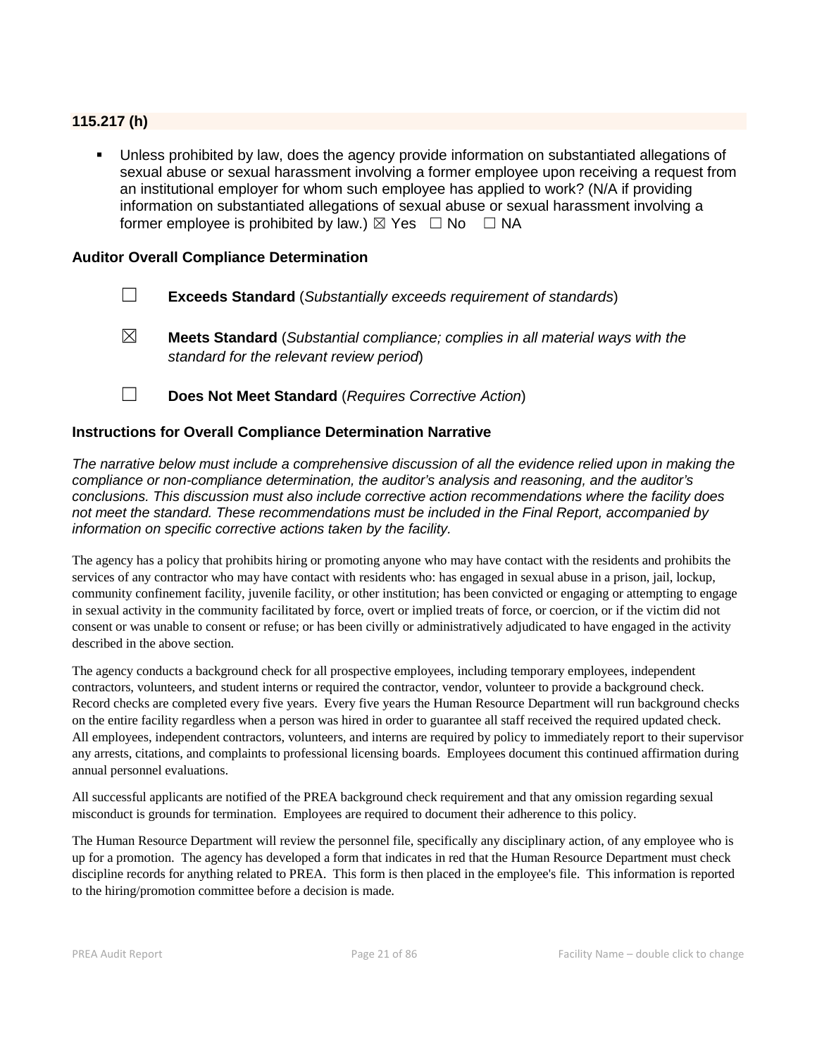### 115.217 (h)

- Unless prohibited by law, does the agency provide information on substantiated allegations of sexual abuse or sexual harassment involving a former employee upon receiving a request from an institutional employer for whom such employee has applied to work? (N/A if providing information on substantiated allegations of sexual abuse or sexual harassment involving a former employee is prohibited by law.) ☒ Yes ☐ No ☐ NA

### Auditor Overall Compliance Determination

☐ **Exceeds Standard** (*Substantially exceeds requirement of standards*)

☒ **Meets Standard** (*Substantial compliance; complies in all material ways with the standard for the relevant review period*)

☐ **Does Not Meet Standard** (*Requires Corrective Action*)

### Instructions for Overall Compliance Determination Narrative

*The narrative below must include a comprehensive discussion of all the evidence relied upon in making the compliance or non-compliance determination, the auditor's analysis and reasoning, and the auditor's conclusions. This discussion must also include corrective action recommendations where the facility does not meet the standard. These recommendations must be included in the Final Report, accompanied by information on specific corrective actions taken by the facility.*

The agency has a policy that prohibits hiring or promoting anyone who may have contact with the residents and prohibits the services of any contractor who may have contact with residents who: has engaged in sexual abuse in a prison, jail, lockup, community confinement facility, juvenile facility, or other institution; has been convicted or engaging or attempting to engage in sexual activity in the community facilitated by force, overt or implied treats of force, or coercion, or if the victim did not consent or was unable to consent or refuse; or has been civilly or administratively adjudicated to have engaged in the activity described in the above section.

The agency conducts a background check for all prospective employees, including temporary employees, independent contractors, volunteers, and student interns or required the contractor, vendor, volunteer to provide a background check. Record checks are completed every five years. Every five years the Human Resource Department will run background checks on the entire facility regardless when a person was hired in order to guarantee all staff received the required updated check. All employees, independent contractors, volunteers, and interns are required by policy to immediately report to their supervisor any arrests, citations, and complaints to professional licensing boards. Employees document this continued affirmation during annual personnel evaluations.

All successful applicants are notified of the PREA background check requirement and that any omission regarding sexual misconduct is grounds for termination. Employees are required to document their adherence to this policy.

The Human Resource Department will review the personnel file, specifically any disciplinary action, of any employee who is up for a promotion. The agency has developed a form that indicates in red that the Human Resource Department must check discipline records for anything related to PREA. This form is then placed in the employee's file. This information is reported to the hiring/promotion committee before a decision is made.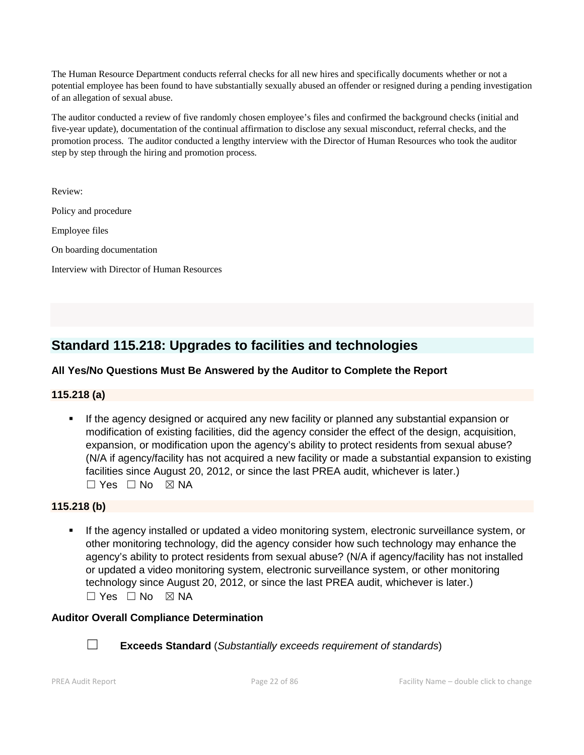The Human Resource Department conducts referral checks for all new hires and specifically documents whether or not a potential employee has been found to have substantially sexually abused an offender or resigned during a pending investigation of an allegation of sexual abuse.

The auditor conducted a review of five randomly chosen employee's files and confirmed the background checks (initial and five-year update), documentation of the continual affirmation to disclose any sexual misconduct, referral checks, and the promotion process. The auditor conducted a lengthy interview with the Director of Human Resources who took the auditor step by step through the hiring and promotion process.

Review:

Policy and procedure

Employee files

On boarding documentation

Interview with Director of Human Resources

## Standard 115.218: Upgrades to facilities and technologies

### All Yes/No Questions Must Be Answered by the Auditor to Complete the Report

#### 115.218 (a)

- If the agency designed or acquired any new facility or planned any substantial expansion or modification of existing facilities, did the agency consider the effect of the design, acquisition, expansion, or modification upon the agency's ability to protect residents from sexual abuse? (N/A if agency/facility has not acquired a new facility or made a substantial expansion to existing facilities since August 20, 2012, or since the last PREA audit, whichever is later.)
  ☐ Yes ☐ No ☒ NA

#### 115.218 (b)

- If the agency installed or updated a video monitoring system, electronic surveillance system, or other monitoring technology, did the agency consider how such technology may enhance the agency's ability to protect residents from sexual abuse? (N/A if agency/facility has not installed or updated a video monitoring system, electronic surveillance system, or other monitoring technology since August 20, 2012, or since the last PREA audit, whichever is later.)
  ☐ Yes ☐ No ☒ NA

### Auditor Overall Compliance Determination

☐ **Exceeds Standard** (*Substantially exceeds requirement of standards*)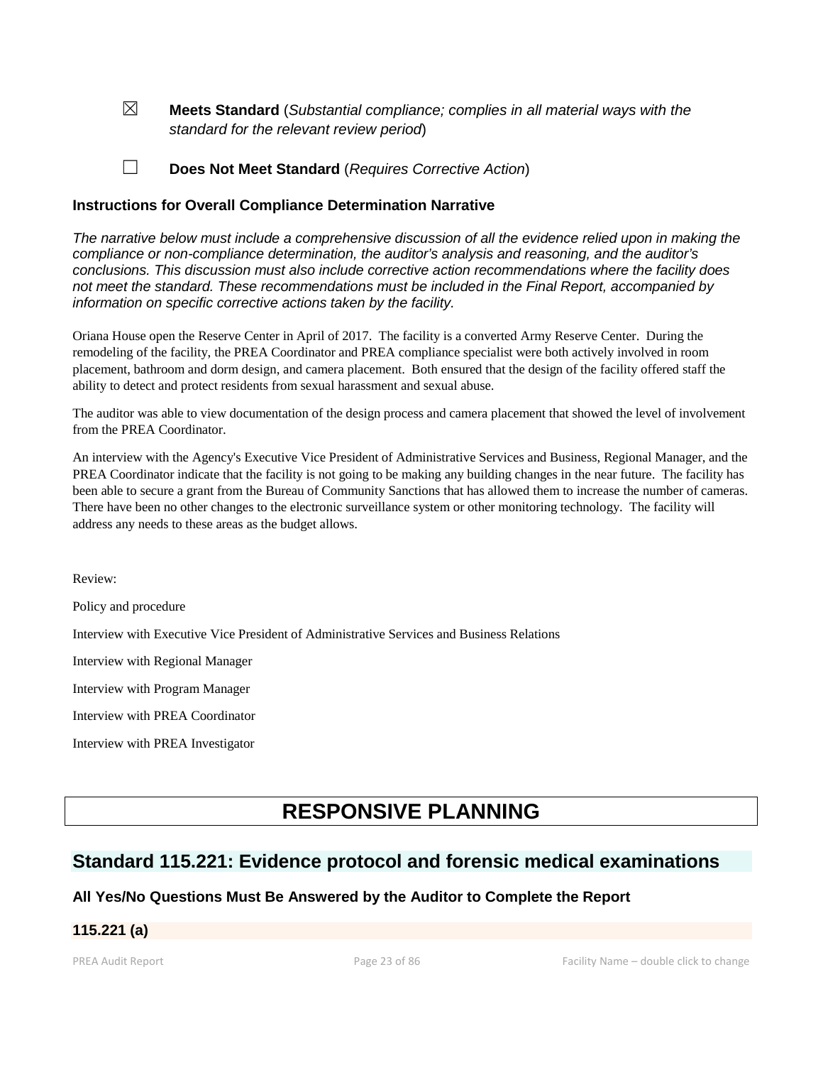☒ **Meets Standard** (*Substantial compliance; complies in all material ways with the standard for the relevant review period*)

☐ **Does Not Meet Standard** (*Requires Corrective Action*)

**Instructions for Overall Compliance Determination Narrative**

*The narrative below must include a comprehensive discussion of all the evidence relied upon in making the compliance or non-compliance determination, the auditor's analysis and reasoning, and the auditor's conclusions. This discussion must also include corrective action recommendations where the facility does not meet the standard. These recommendations must be included in the Final Report, accompanied by information on specific corrective actions taken by the facility.*

Oriana House open the Reserve Center in April of 2017. The facility is a converted Army Reserve Center. During the remodeling of the facility, the PREA Coordinator and PREA compliance specialist were both actively involved in room placement, bathroom and dorm design, and camera placement. Both ensured that the design of the facility offered staff the ability to detect and protect residents from sexual harassment and sexual abuse.

The auditor was able to view documentation of the design process and camera placement that showed the level of involvement from the PREA Coordinator.

An interview with the Agency's Executive Vice President of Administrative Services and Business, Regional Manager, and the PREA Coordinator indicate that the facility is not going to be making any building changes in the near future. The facility has been able to secure a grant from the Bureau of Community Sanctions that has allowed them to increase the number of cameras. There have been no other changes to the electronic surveillance system or other monitoring technology. The facility will address any needs to these areas as the budget allows.

Review:

Policy and procedure

Interview with Executive Vice President of Administrative Services and Business Relations

Interview with Regional Manager

Interview with Program Manager

Interview with PREA Coordinator

Interview with PREA Investigator

# RESPONSIVE PLANNING

## Standard 115.221: Evidence protocol and forensic medical examinations

**All Yes/No Questions Must Be Answered by the Auditor to Complete the Report**

**115.221 (a)**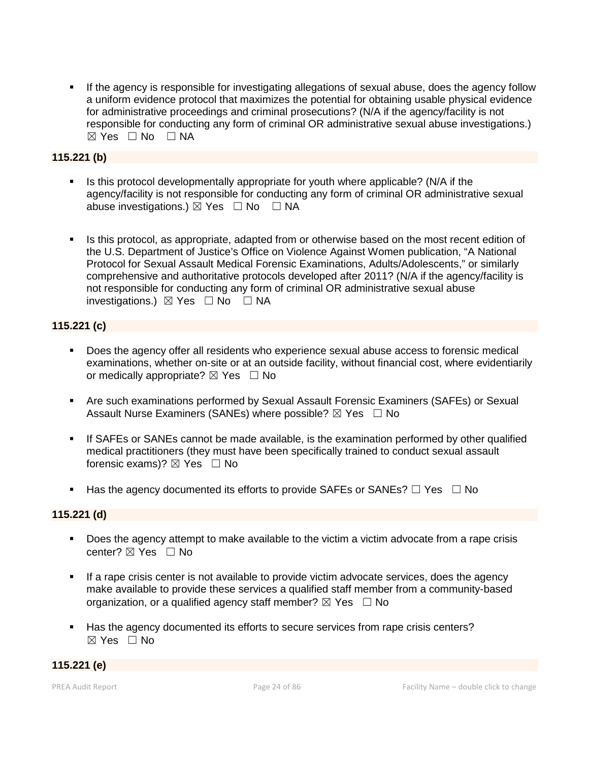- If the agency is responsible for investigating allegations of sexual abuse, does the agency follow a uniform evidence protocol that maximizes the potential for obtaining usable physical evidence for administrative proceedings and criminal prosecutions? (N/A if the agency/facility is not responsible for conducting any form of criminal OR administrative sexual abuse investigations.) ☒ Yes ☐ No ☐ NA

**115.221 (b)**

- Is this protocol developmentally appropriate for youth where applicable? (N/A if the agency/facility is not responsible for conducting any form of criminal OR administrative sexual abuse investigations.) ☒ Yes ☐ No ☐ NA

- Is this protocol, as appropriate, adapted from or otherwise based on the most recent edition of the U.S. Department of Justice's Office on Violence Against Women publication, "A National Protocol for Sexual Assault Medical Forensic Examinations, Adults/Adolescents," or similarly comprehensive and authoritative protocols developed after 2011? (N/A if the agency/facility is not responsible for conducting any form of criminal OR administrative sexual abuse investigations.) ☒ Yes ☐ No ☐ NA

**115.221 (c)**

- Does the agency offer all residents who experience sexual abuse access to forensic medical examinations, whether on-site or at an outside facility, without financial cost, where evidentiarily or medically appropriate? ☒ Yes ☐ No

- Are such examinations performed by Sexual Assault Forensic Examiners (SAFEs) or Sexual Assault Nurse Examiners (SANEs) where possible? ☒ Yes ☐ No

- If SAFEs or SANEs cannot be made available, is the examination performed by other qualified medical practitioners (they must have been specifically trained to conduct sexual assault forensic exams)? ☒ Yes ☐ No

- Has the agency documented its efforts to provide SAFEs or SANEs? ☐ Yes ☐ No

**115.221 (d)**

- Does the agency attempt to make available to the victim a victim advocate from a rape crisis center? ☒ Yes ☐ No

- If a rape crisis center is not available to provide victim advocate services, does the agency make available to provide these services a qualified staff member from a community-based organization, or a qualified agency staff member? ☒ Yes ☐ No

- Has the agency documented its efforts to secure services from rape crisis centers? ☒ Yes ☐ No

**115.221 (e)**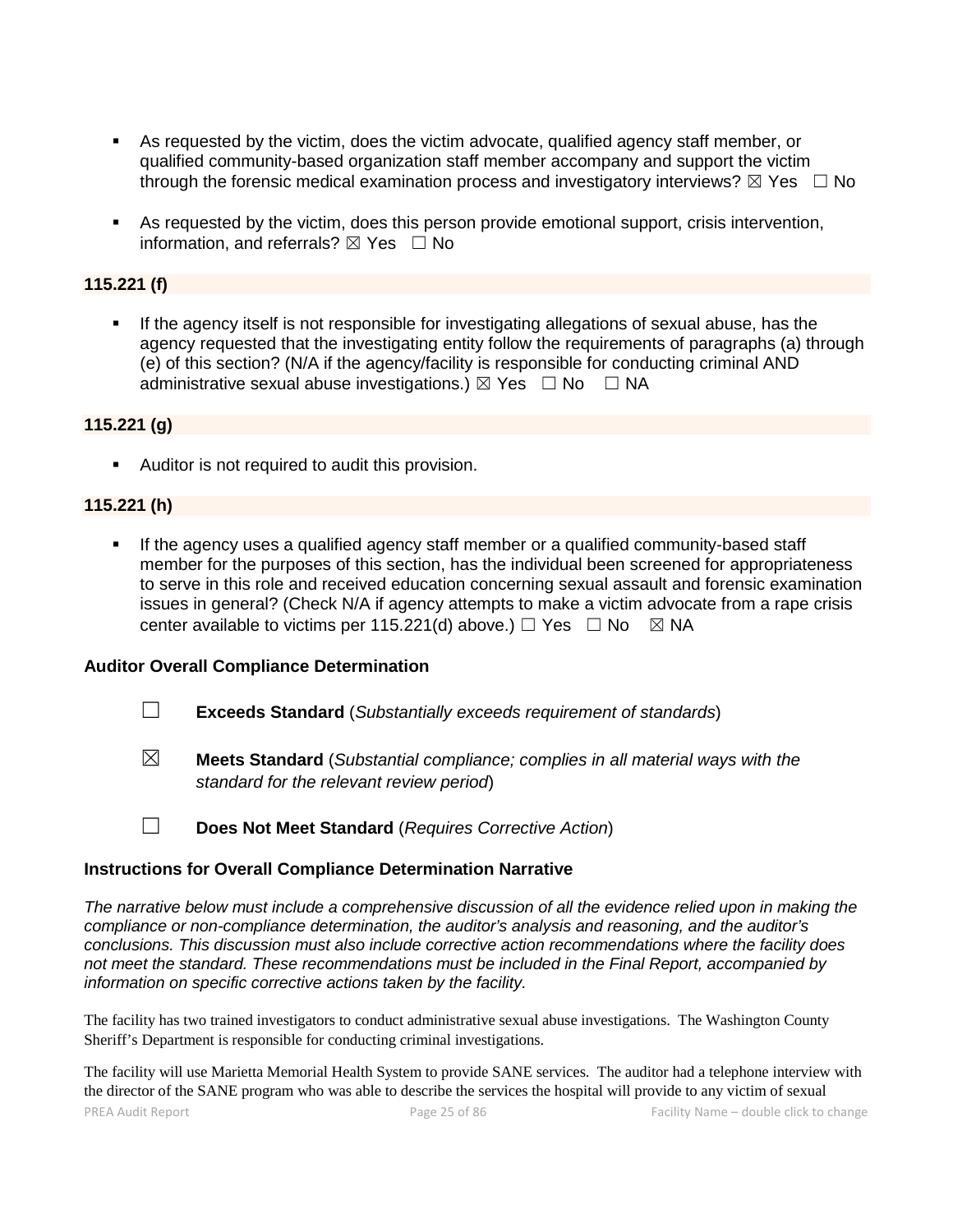- As requested by the victim, does the victim advocate, qualified agency staff member, or qualified community-based organization staff member accompany and support the victim through the forensic medical examination process and investigatory interviews? ☒ Yes ☐ No
- As requested by the victim, does this person provide emotional support, crisis intervention, information, and referrals? ☒ Yes ☐ No

**115.221 (f)**

- If the agency itself is not responsible for investigating allegations of sexual abuse, has the agency requested that the investigating entity follow the requirements of paragraphs (a) through (e) of this section? (N/A if the agency/facility is responsible for conducting criminal AND administrative sexual abuse investigations.) ☒ Yes ☐ No ☐ NA

**115.221 (g)**

- Auditor is not required to audit this provision.

**115.221 (h)**

- If the agency uses a qualified agency staff member or a qualified community-based staff member for the purposes of this section, has the individual been screened for appropriateness to serve in this role and received education concerning sexual assault and forensic examination issues in general? (Check N/A if agency attempts to make a victim advocate from a rape crisis center available to victims per 115.221(d) above.) ☐ Yes ☐ No ☒ NA

**Auditor Overall Compliance Determination**

☐ **Exceeds Standard** (*Substantially exceeds requirement of standards*)

☒ **Meets Standard** (*Substantial compliance; complies in all material ways with the standard for the relevant review period*)

☐ **Does Not Meet Standard** (*Requires Corrective Action*)

**Instructions for Overall Compliance Determination Narrative**

*The narrative below must include a comprehensive discussion of all the evidence relied upon in making the compliance or non-compliance determination, the auditor's analysis and reasoning, and the auditor's conclusions. This discussion must also include corrective action recommendations where the facility does not meet the standard. These recommendations must be included in the Final Report, accompanied by information on specific corrective actions taken by the facility.*

The facility has two trained investigators to conduct administrative sexual abuse investigations. The Washington County Sheriff's Department is responsible for conducting criminal investigations.

The facility will use Marietta Memorial Health System to provide SANE services. The auditor had a telephone interview with the director of the SANE program who was able to describe the services the hospital will provide to any victim of sexual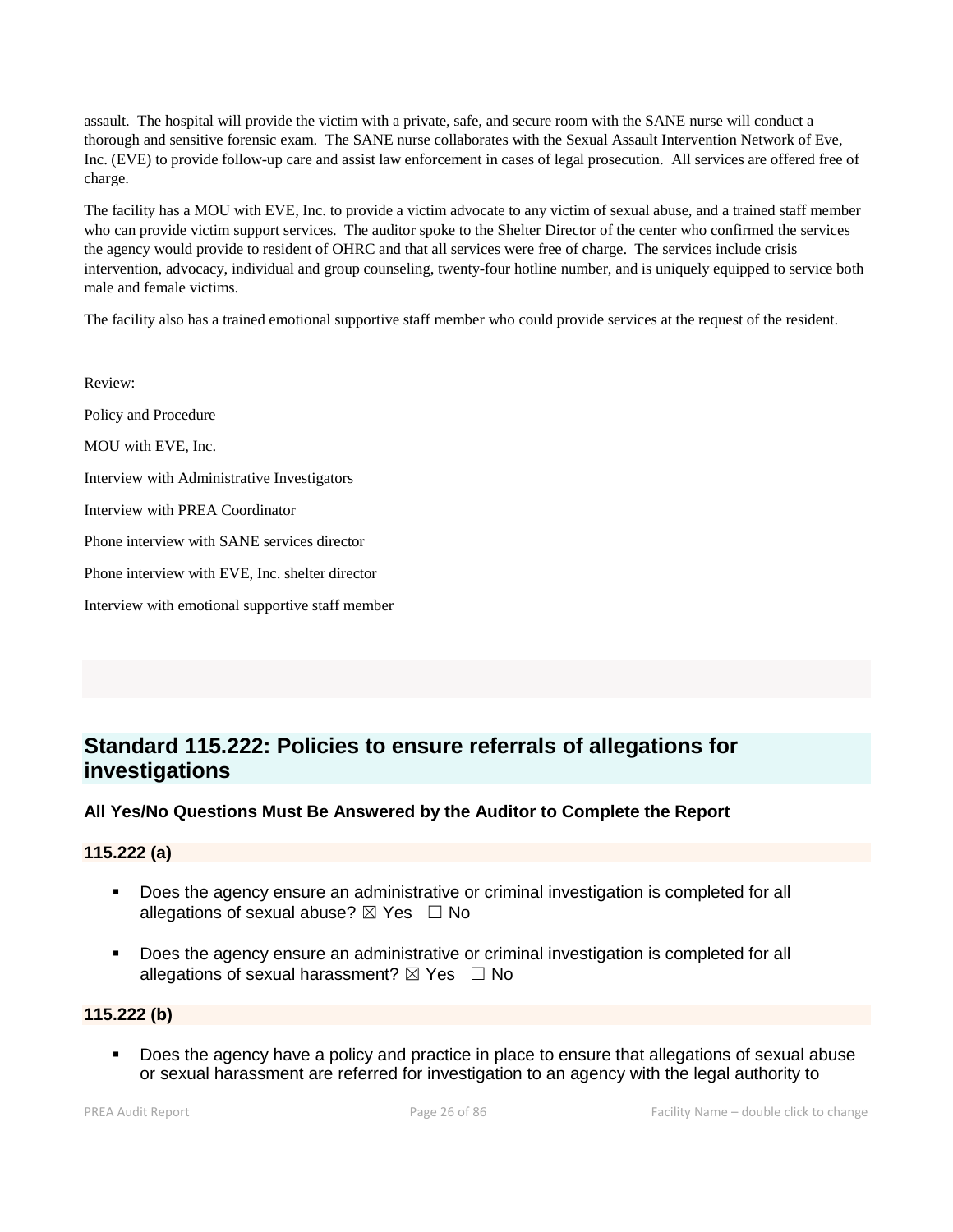assault. The hospital will provide the victim with a private, safe, and secure room with the SANE nurse will conduct a thorough and sensitive forensic exam. The SANE nurse collaborates with the Sexual Assault Intervention Network of Eve, Inc. (EVE) to provide follow-up care and assist law enforcement in cases of legal prosecution. All services are offered free of charge.

The facility has a MOU with EVE, Inc. to provide a victim advocate to any victim of sexual abuse, and a trained staff member who can provide victim support services. The auditor spoke to the Shelter Director of the center who confirmed the services the agency would provide to resident of OHRC and that all services were free of charge. The services include crisis intervention, advocacy, individual and group counseling, twenty-four hotline number, and is uniquely equipped to service both male and female victims.

The facility also has a trained emotional supportive staff member who could provide services at the request of the resident.

Review:

Policy and Procedure

MOU with EVE, Inc.

Interview with Administrative Investigators

Interview with PREA Coordinator

Phone interview with SANE services director

Phone interview with EVE, Inc. shelter director

Interview with emotional supportive staff member

## Standard 115.222: Policies to ensure referrals of allegations for investigations

**All Yes/No Questions Must Be Answered by the Auditor to Complete the Report**

**115.222 (a)**

- Does the agency ensure an administrative or criminal investigation is completed for all allegations of sexual abuse? ☒ Yes ☐ No
- Does the agency ensure an administrative or criminal investigation is completed for all allegations of sexual harassment? ☒ Yes ☐ No

**115.222 (b)**

- Does the agency have a policy and practice in place to ensure that allegations of sexual abuse or sexual harassment are referred for investigation to an agency with the legal authority to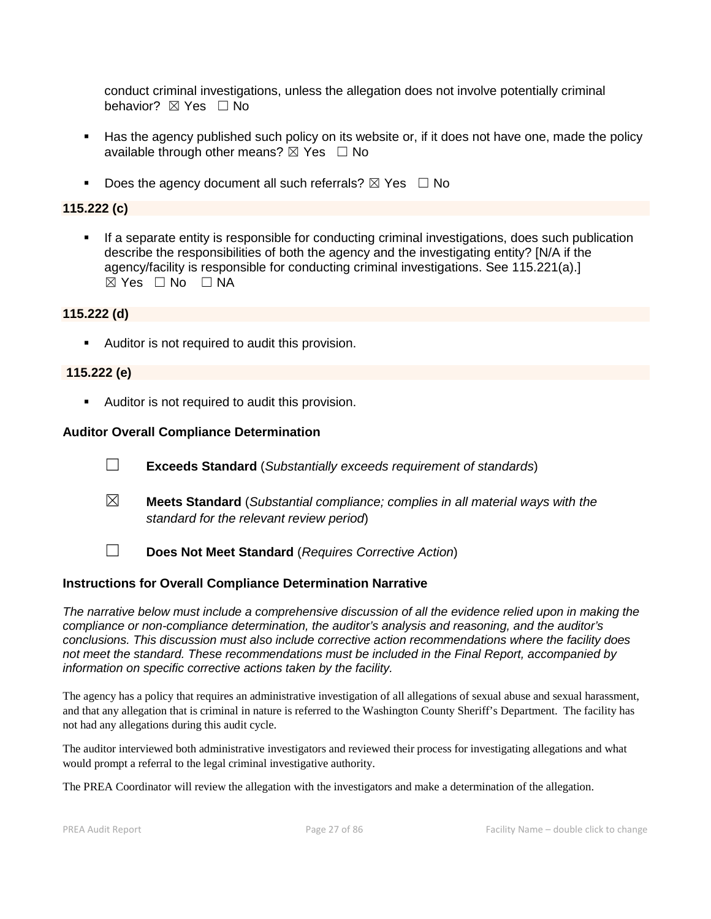conduct criminal investigations, unless the allegation does not involve potentially criminal behavior? ☒ Yes ☐ No

- Has the agency published such policy on its website or, if it does not have one, made the policy available through other means? ☒ Yes ☐ No
- Does the agency document all such referrals? ☒ Yes ☐ No

**115.222 (c)**

- If a separate entity is responsible for conducting criminal investigations, does such publication describe the responsibilities of both the agency and the investigating entity? [N/A if the agency/facility is responsible for conducting criminal investigations. See 115.221(a).] ☒ Yes ☐ No ☐ NA

**115.222 (d)**

- Auditor is not required to audit this provision.

**115.222 (e)**

- Auditor is not required to audit this provision.

**Auditor Overall Compliance Determination**

☐ **Exceeds Standard** (*Substantially exceeds requirement of standards*)

☒ **Meets Standard** (*Substantial compliance; complies in all material ways with the standard for the relevant review period*)

☐ **Does Not Meet Standard** (*Requires Corrective Action*)

**Instructions for Overall Compliance Determination Narrative**

*The narrative below must include a comprehensive discussion of all the evidence relied upon in making the compliance or non-compliance determination, the auditor's analysis and reasoning, and the auditor's conclusions. This discussion must also include corrective action recommendations where the facility does not meet the standard. These recommendations must be included in the Final Report, accompanied by information on specific corrective actions taken by the facility.*

The agency has a policy that requires an administrative investigation of all allegations of sexual abuse and sexual harassment, and that any allegation that is criminal in nature is referred to the Washington County Sheriff's Department. The facility has not had any allegations during this audit cycle.

The auditor interviewed both administrative investigators and reviewed their process for investigating allegations and what would prompt a referral to the legal criminal investigative authority.

The PREA Coordinator will review the allegation with the investigators and make a determination of the allegation.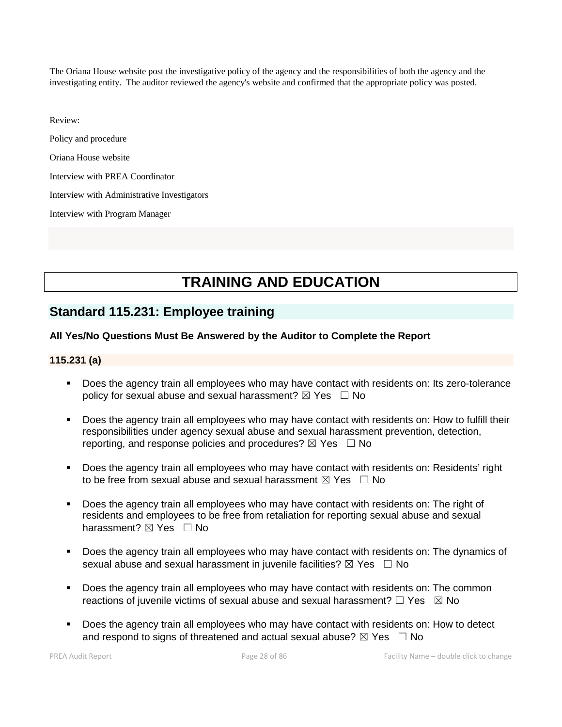The Oriana House website post the investigative policy of the agency and the responsibilities of both the agency and the investigating entity. The auditor reviewed the agency's website and confirmed that the appropriate policy was posted.

Review:

Policy and procedure

Oriana House website

Interview with PREA Coordinator

Interview with Administrative Investigators

Interview with Program Manager

# TRAINING AND EDUCATION

## Standard 115.231: Employee training

**All Yes/No Questions Must Be Answered by the Auditor to Complete the Report**

### 115.231 (a)

- Does the agency train all employees who may have contact with residents on: Its zero-tolerance policy for sexual abuse and sexual harassment? ☒ Yes ☐ No
- Does the agency train all employees who may have contact with residents on: How to fulfill their responsibilities under agency sexual abuse and sexual harassment prevention, detection, reporting, and response policies and procedures? ☒ Yes ☐ No
- Does the agency train all employees who may have contact with residents on: Residents' right to be free from sexual abuse and sexual harassment ☒ Yes ☐ No
- Does the agency train all employees who may have contact with residents on: The right of residents and employees to be free from retaliation for reporting sexual abuse and sexual harassment? ☒ Yes ☐ No
- Does the agency train all employees who may have contact with residents on: The dynamics of sexual abuse and sexual harassment in juvenile facilities? ☒ Yes ☐ No
- Does the agency train all employees who may have contact with residents on: The common reactions of juvenile victims of sexual abuse and sexual harassment? ☐ Yes ☒ No
- Does the agency train all employees who may have contact with residents on: How to detect and respond to signs of threatened and actual sexual abuse? ☒ Yes ☐ No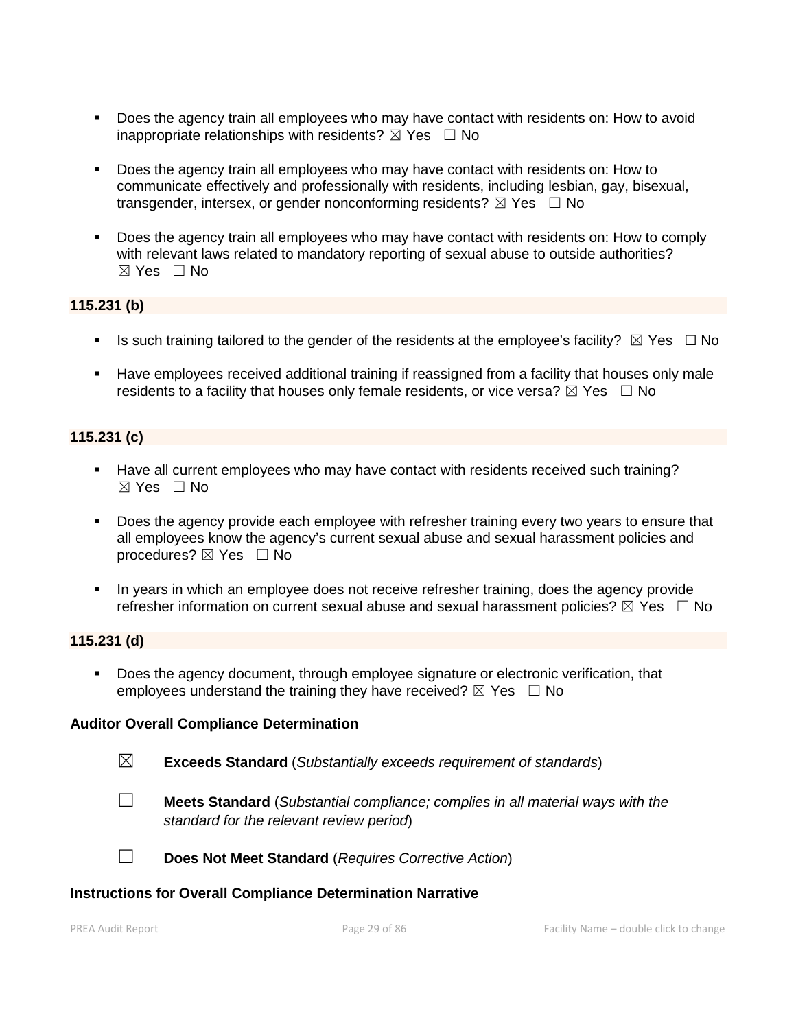- Does the agency train all employees who may have contact with residents on: How to avoid inappropriate relationships with residents? ☒ Yes ☐ No

- Does the agency train all employees who may have contact with residents on: How to communicate effectively and professionally with residents, including lesbian, gay, bisexual, transgender, intersex, or gender nonconforming residents? ☒ Yes ☐ No

- Does the agency train all employees who may have contact with residents on: How to comply with relevant laws related to mandatory reporting of sexual abuse to outside authorities? ☒ Yes ☐ No

**115.231 (b)**

- Is such training tailored to the gender of the residents at the employee's facility? ☒ Yes ☐ No

- Have employees received additional training if reassigned from a facility that houses only male residents to a facility that houses only female residents, or vice versa? ☒ Yes ☐ No

**115.231 (c)**

- Have all current employees who may have contact with residents received such training? ☒ Yes ☐ No

- Does the agency provide each employee with refresher training every two years to ensure that all employees know the agency's current sexual abuse and sexual harassment policies and procedures? ☒ Yes ☐ No

- In years in which an employee does not receive refresher training, does the agency provide refresher information on current sexual abuse and sexual harassment policies? ☒ Yes ☐ No

**115.231 (d)**

- Does the agency document, through employee signature or electronic verification, that employees understand the training they have received? ☒ Yes ☐ No

**Auditor Overall Compliance Determination**

☒ **Exceeds Standard** (*Substantially exceeds requirement of standards*)

☐ **Meets Standard** (*Substantial compliance; complies in all material ways with the standard for the relevant review period*)

☐ **Does Not Meet Standard** (*Requires Corrective Action*)

**Instructions for Overall Compliance Determination Narrative**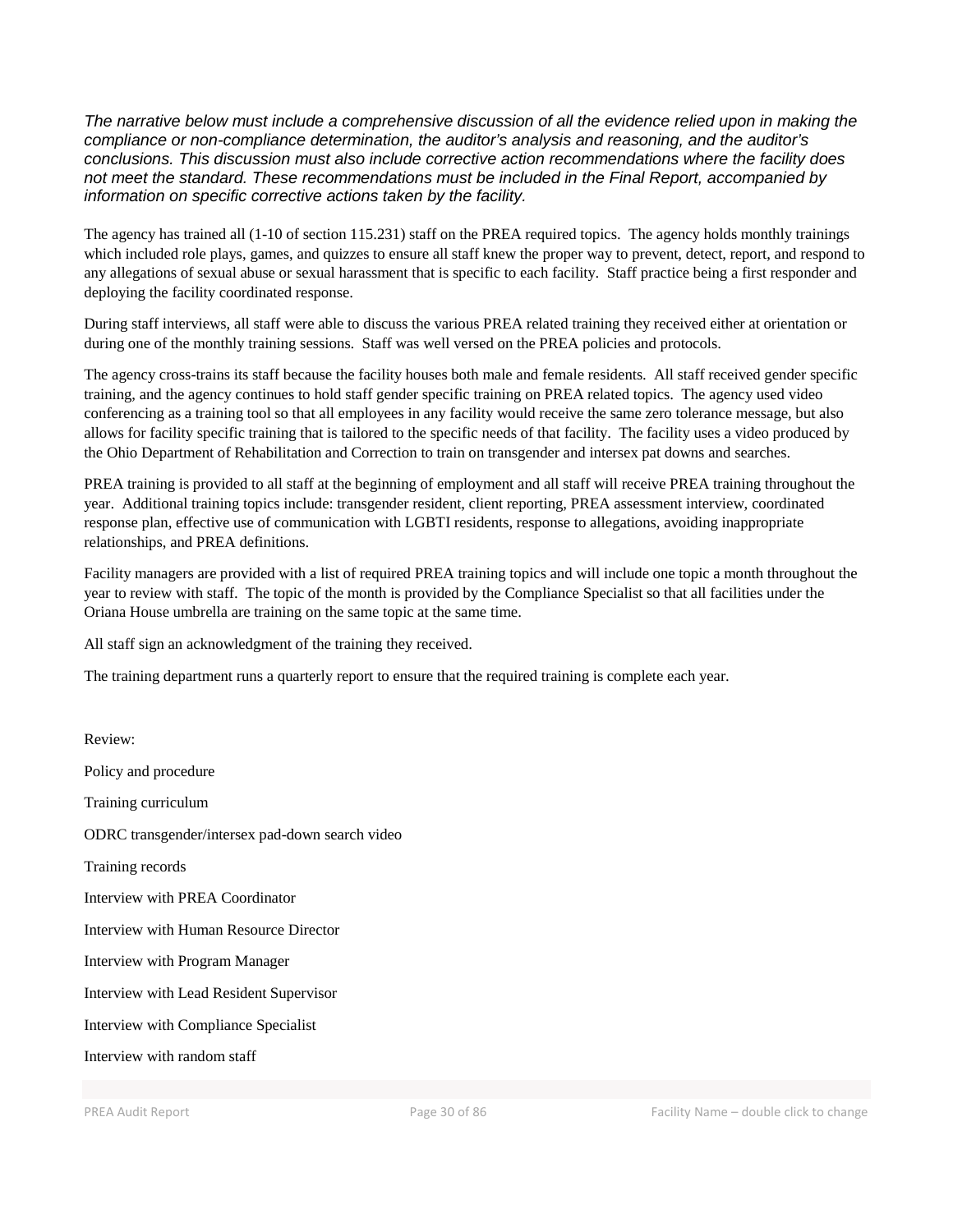*The narrative below must include a comprehensive discussion of all the evidence relied upon in making the compliance or non-compliance determination, the auditor's analysis and reasoning, and the auditor's conclusions. This discussion must also include corrective action recommendations where the facility does not meet the standard. These recommendations must be included in the Final Report, accompanied by information on specific corrective actions taken by the facility.*

The agency has trained all (1-10 of section 115.231) staff on the PREA required topics. The agency holds monthly trainings which included role plays, games, and quizzes to ensure all staff knew the proper way to prevent, detect, report, and respond to any allegations of sexual abuse or sexual harassment that is specific to each facility. Staff practice being a first responder and deploying the facility coordinated response.

During staff interviews, all staff were able to discuss the various PREA related training they received either at orientation or during one of the monthly training sessions. Staff was well versed on the PREA policies and protocols.

The agency cross-trains its staff because the facility houses both male and female residents. All staff received gender specific training, and the agency continues to hold staff gender specific training on PREA related topics. The agency used video conferencing as a training tool so that all employees in any facility would receive the same zero tolerance message, but also allows for facility specific training that is tailored to the specific needs of that facility. The facility uses a video produced by the Ohio Department of Rehabilitation and Correction to train on transgender and intersex pat downs and searches.

PREA training is provided to all staff at the beginning of employment and all staff will receive PREA training throughout the year. Additional training topics include: transgender resident, client reporting, PREA assessment interview, coordinated response plan, effective use of communication with LGBTI residents, response to allegations, avoiding inappropriate relationships, and PREA definitions.

Facility managers are provided with a list of required PREA training topics and will include one topic a month throughout the year to review with staff. The topic of the month is provided by the Compliance Specialist so that all facilities under the Oriana House umbrella are training on the same topic at the same time.

All staff sign an acknowledgment of the training they received.

The training department runs a quarterly report to ensure that the required training is complete each year.

Review:

Policy and procedure

Training curriculum

ODRC transgender/intersex pad-down search video

Training records

Interview with PREA Coordinator

Interview with Human Resource Director

Interview with Program Manager

Interview with Lead Resident Supervisor

Interview with Compliance Specialist

Interview with random staff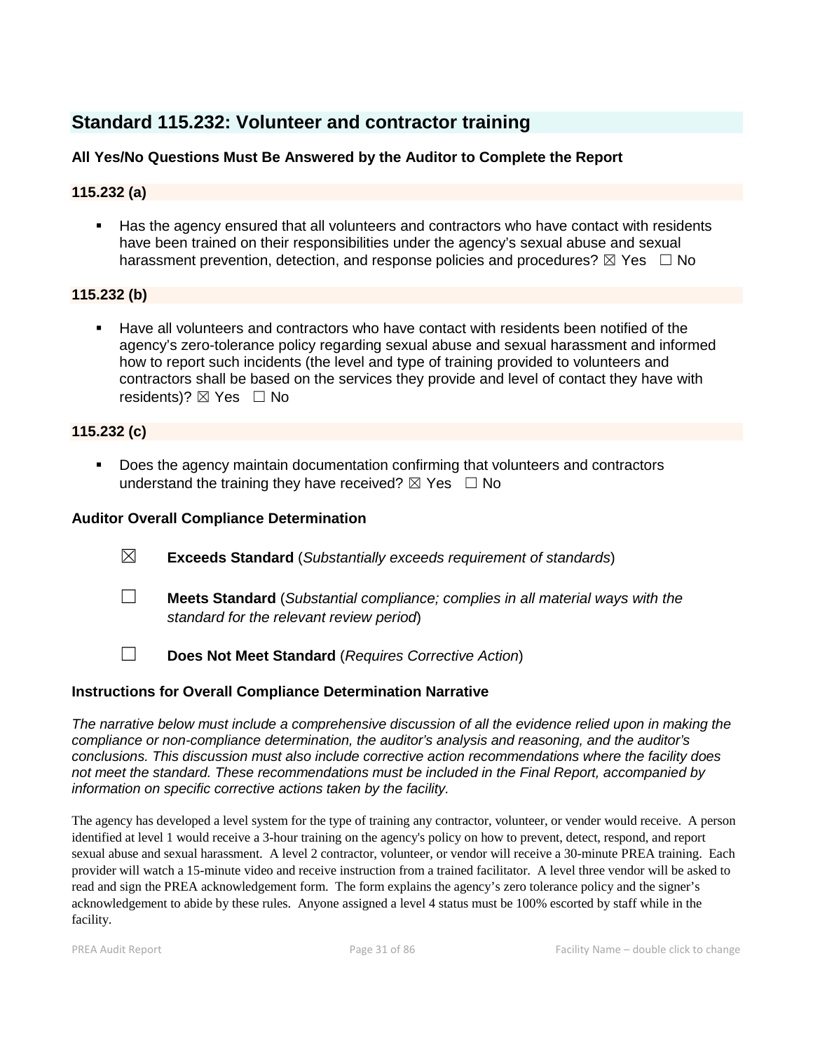## Standard 115.232: Volunteer and contractor training

### All Yes/No Questions Must Be Answered by the Auditor to Complete the Report

### 115.232 (a)

- Has the agency ensured that all volunteers and contractors who have contact with residents have been trained on their responsibilities under the agency's sexual abuse and sexual harassment prevention, detection, and response policies and procedures? ☒ Yes ☐ No

### 115.232 (b)

- Have all volunteers and contractors who have contact with residents been notified of the agency's zero-tolerance policy regarding sexual abuse and sexual harassment and informed how to report such incidents (the level and type of training provided to volunteers and contractors shall be based on the services they provide and level of contact they have with residents)? ☒ Yes ☐ No

### 115.232 (c)

- Does the agency maintain documentation confirming that volunteers and contractors understand the training they have received? ☒ Yes ☐ No

### Auditor Overall Compliance Determination

☒ **Exceeds Standard** (*Substantially exceeds requirement of standards*)

☐ **Meets Standard** (*Substantial compliance; complies in all material ways with the standard for the relevant review period*)

☐ **Does Not Meet Standard** (*Requires Corrective Action*)

### Instructions for Overall Compliance Determination Narrative

*The narrative below must include a comprehensive discussion of all the evidence relied upon in making the compliance or non-compliance determination, the auditor's analysis and reasoning, and the auditor's conclusions. This discussion must also include corrective action recommendations where the facility does not meet the standard. These recommendations must be included in the Final Report, accompanied by information on specific corrective actions taken by the facility.*

The agency has developed a level system for the type of training any contractor, volunteer, or vender would receive. A person identified at level 1 would receive a 3-hour training on the agency's policy on how to prevent, detect, respond, and report sexual abuse and sexual harassment. A level 2 contractor, volunteer, or vendor will receive a 30-minute PREA training. Each provider will watch a 15-minute video and receive instruction from a trained facilitator. A level three vendor will be asked to read and sign the PREA acknowledgement form. The form explains the agency's zero tolerance policy and the signer's acknowledgement to abide by these rules. Anyone assigned a level 4 status must be 100% escorted by staff while in the facility.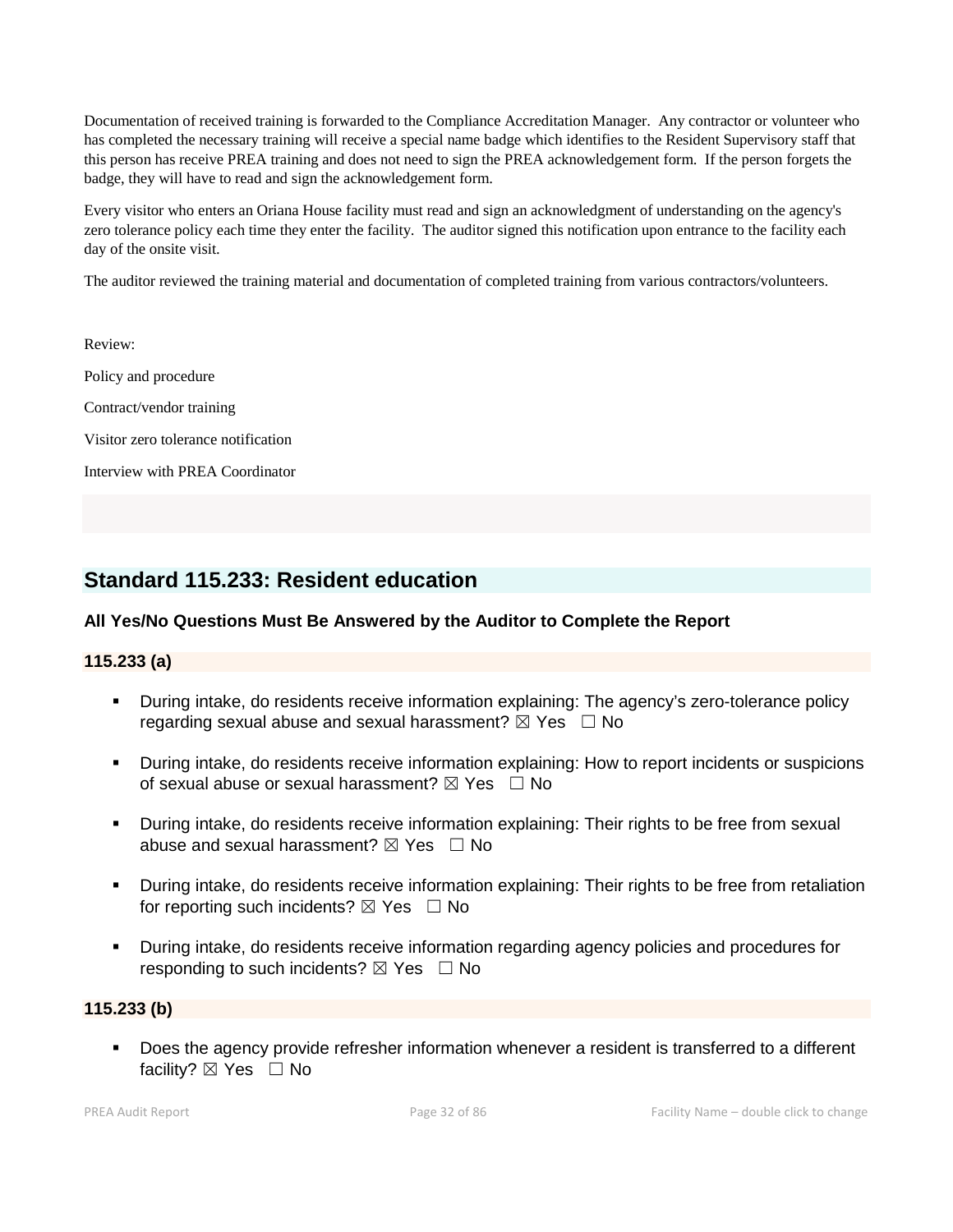Documentation of received training is forwarded to the Compliance Accreditation Manager. Any contractor or volunteer who has completed the necessary training will receive a special name badge which identifies to the Resident Supervisory staff that this person has receive PREA training and does not need to sign the PREA acknowledgement form. If the person forgets the badge, they will have to read and sign the acknowledgement form.

Every visitor who enters an Oriana House facility must read and sign an acknowledgment of understanding on the agency's zero tolerance policy each time they enter the facility. The auditor signed this notification upon entrance to the facility each day of the onsite visit.

The auditor reviewed the training material and documentation of completed training from various contractors/volunteers.

Review:

Policy and procedure

Contract/vendor training

Visitor zero tolerance notification

Interview with PREA Coordinator

## Standard 115.233: Resident education

**All Yes/No Questions Must Be Answered by the Auditor to Complete the Report**

**115.233 (a)**

- During intake, do residents receive information explaining: The agency's zero-tolerance policy regarding sexual abuse and sexual harassment? ☒ Yes ☐ No
- During intake, do residents receive information explaining: How to report incidents or suspicions of sexual abuse or sexual harassment? ☒ Yes ☐ No
- During intake, do residents receive information explaining: Their rights to be free from sexual abuse and sexual harassment? ☒ Yes ☐ No
- During intake, do residents receive information explaining: Their rights to be free from retaliation for reporting such incidents? ☒ Yes ☐ No
- During intake, do residents receive information regarding agency policies and procedures for responding to such incidents? ☒ Yes ☐ No

**115.233 (b)**

- Does the agency provide refresher information whenever a resident is transferred to a different facility? ☒ Yes ☐ No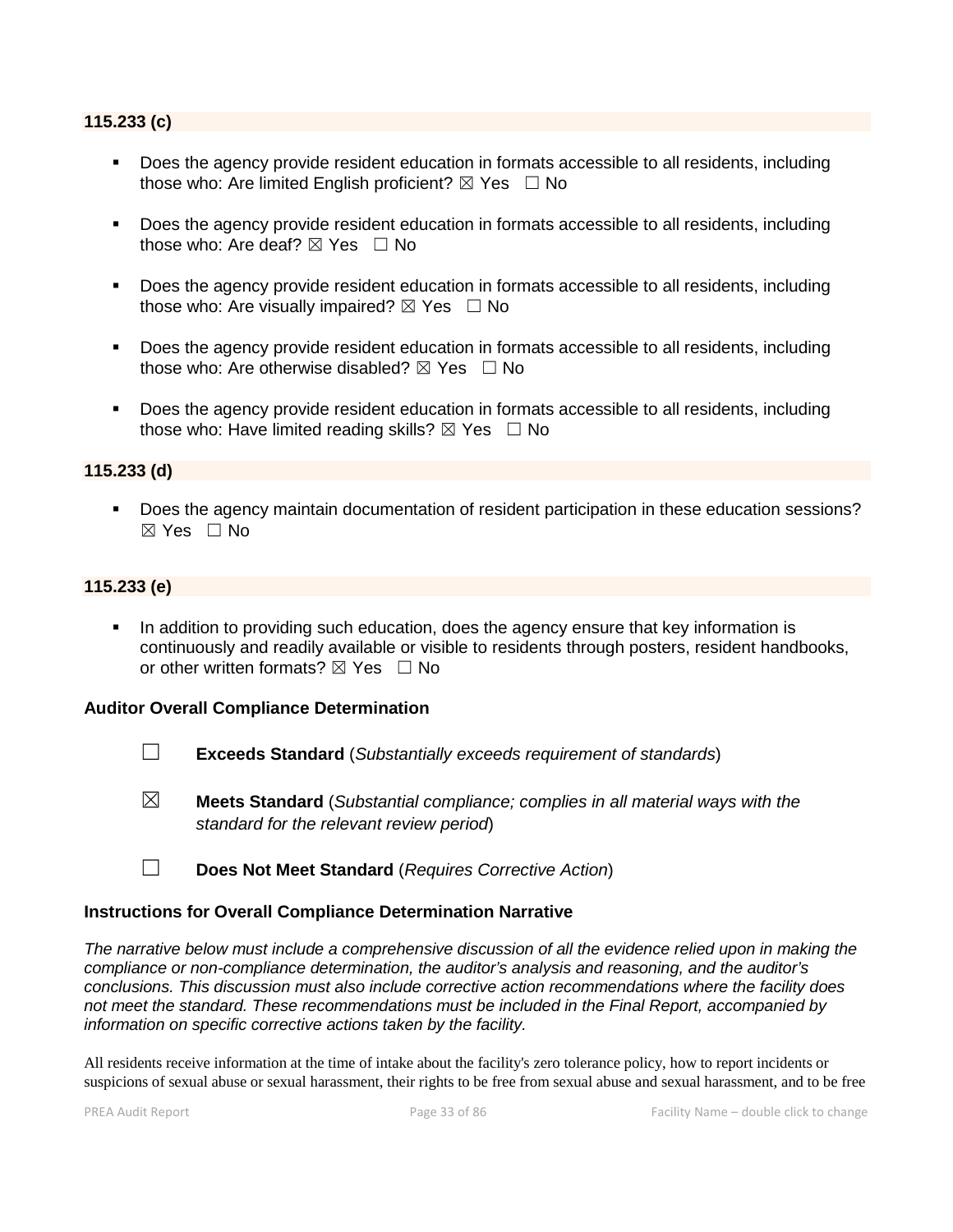**115.233 (c)**

- Does the agency provide resident education in formats accessible to all residents, including those who: Are limited English proficient? ☒ Yes ☐ No
- Does the agency provide resident education in formats accessible to all residents, including those who: Are deaf? ☒ Yes ☐ No
- Does the agency provide resident education in formats accessible to all residents, including those who: Are visually impaired? ☒ Yes ☐ No
- Does the agency provide resident education in formats accessible to all residents, including those who: Are otherwise disabled? ☒ Yes ☐ No
- Does the agency provide resident education in formats accessible to all residents, including those who: Have limited reading skills? ☒ Yes ☐ No

**115.233 (d)**

- Does the agency maintain documentation of resident participation in these education sessions? ☒ Yes ☐ No

**115.233 (e)**

- In addition to providing such education, does the agency ensure that key information is continuously and readily available or visible to residents through posters, resident handbooks, or other written formats? ☒ Yes ☐ No

**Auditor Overall Compliance Determination**

☐ **Exceeds Standard** (*Substantially exceeds requirement of standards*)

☒ **Meets Standard** (*Substantial compliance; complies in all material ways with the standard for the relevant review period*)

☐ **Does Not Meet Standard** (*Requires Corrective Action*)

**Instructions for Overall Compliance Determination Narrative**

*The narrative below must include a comprehensive discussion of all the evidence relied upon in making the compliance or non-compliance determination, the auditor's analysis and reasoning, and the auditor's conclusions. This discussion must also include corrective action recommendations where the facility does not meet the standard. These recommendations must be included in the Final Report, accompanied by information on specific corrective actions taken by the facility.*

All residents receive information at the time of intake about the facility's zero tolerance policy, how to report incidents or suspicions of sexual abuse or sexual harassment, their rights to be free from sexual abuse and sexual harassment, and to be free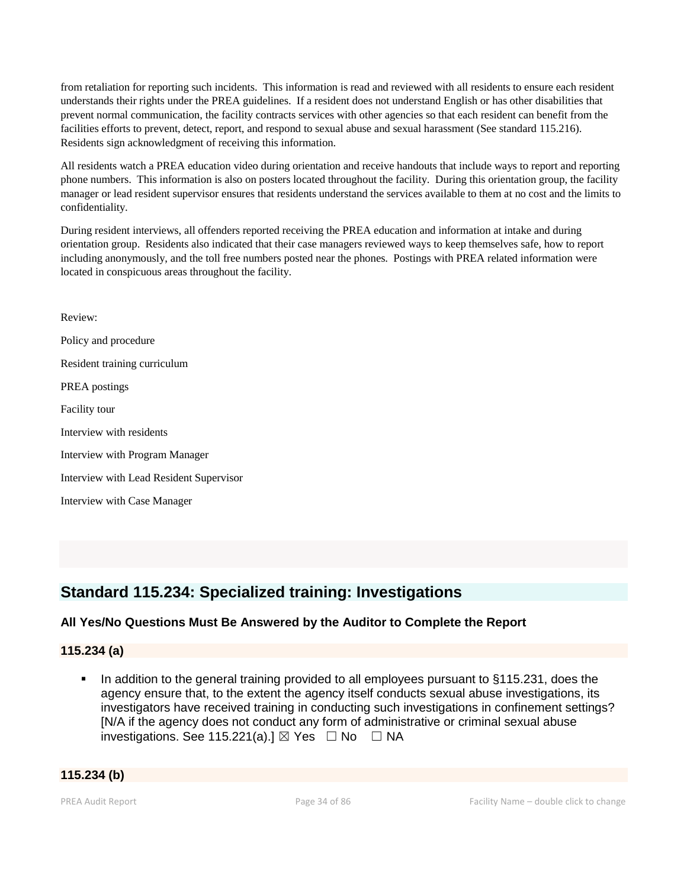from retaliation for reporting such incidents. This information is read and reviewed with all residents to ensure each resident understands their rights under the PREA guidelines. If a resident does not understand English or has other disabilities that prevent normal communication, the facility contracts services with other agencies so that each resident can benefit from the facilities efforts to prevent, detect, report, and respond to sexual abuse and sexual harassment (See standard 115.216). Residents sign acknowledgment of receiving this information.

All residents watch a PREA education video during orientation and receive handouts that include ways to report and reporting phone numbers. This information is also on posters located throughout the facility. During this orientation group, the facility manager or lead resident supervisor ensures that residents understand the services available to them at no cost and the limits to confidentiality.

During resident interviews, all offenders reported receiving the PREA education and information at intake and during orientation group. Residents also indicated that their case managers reviewed ways to keep themselves safe, how to report including anonymously, and the toll free numbers posted near the phones. Postings with PREA related information were located in conspicuous areas throughout the facility.

Review:

Policy and procedure

Resident training curriculum

PREA postings

Facility tour

Interview with residents

Interview with Program Manager

Interview with Lead Resident Supervisor

Interview with Case Manager

## Standard 115.234: Specialized training: Investigations

**All Yes/No Questions Must Be Answered by the Auditor to Complete the Report**

**115.234 (a)**

- In addition to the general training provided to all employees pursuant to §115.231, does the agency ensure that, to the extent the agency itself conducts sexual abuse investigations, its investigators have received training in conducting such investigations in confinement settings? [N/A if the agency does not conduct any form of administrative or criminal sexual abuse investigations. See 115.221(a).] ☒ Yes ☐ No ☐ NA

**115.234 (b)**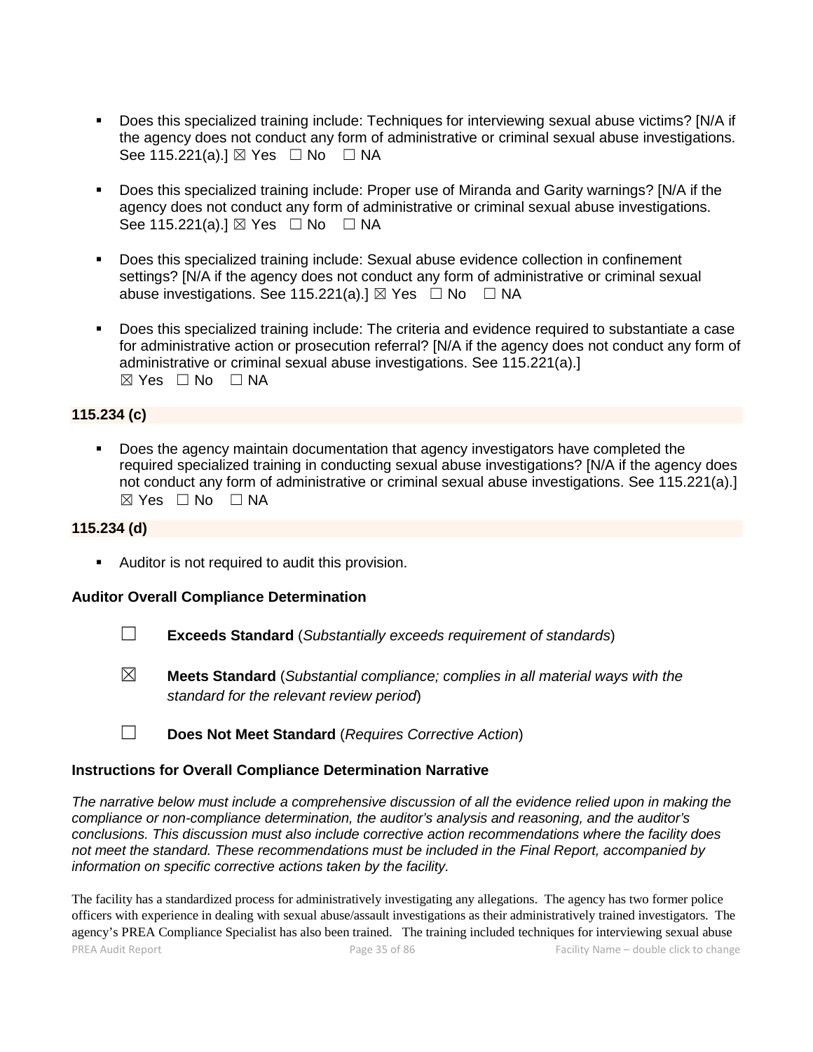- Does this specialized training include: Techniques for interviewing sexual abuse victims? [N/A if the agency does not conduct any form of administrative or criminal sexual abuse investigations. See 115.221(a).] ☒ Yes ☐ No ☐ NA

- Does this specialized training include: Proper use of Miranda and Garity warnings? [N/A if the agency does not conduct any form of administrative or criminal sexual abuse investigations. See 115.221(a).] ☒ Yes ☐ No ☐ NA

- Does this specialized training include: Sexual abuse evidence collection in confinement settings? [N/A if the agency does not conduct any form of administrative or criminal sexual abuse investigations. See 115.221(a).] ☒ Yes ☐ No ☐ NA

- Does this specialized training include: The criteria and evidence required to substantiate a case for administrative action or prosecution referral? [N/A if the agency does not conduct any form of administrative or criminal sexual abuse investigations. See 115.221(a).] ☒ Yes ☐ No ☐ NA

**115.234 (c)**

- Does the agency maintain documentation that agency investigators have completed the required specialized training in conducting sexual abuse investigations? [N/A if the agency does not conduct any form of administrative or criminal sexual abuse investigations. See 115.221(a).] ☒ Yes ☐ No ☐ NA

**115.234 (d)**

- Auditor is not required to audit this provision.

**Auditor Overall Compliance Determination**

☐ **Exceeds Standard** (*Substantially exceeds requirement of standards*)

☒ **Meets Standard** (*Substantial compliance; complies in all material ways with the standard for the relevant review period*)

☐ **Does Not Meet Standard** (*Requires Corrective Action*)

**Instructions for Overall Compliance Determination Narrative**

*The narrative below must include a comprehensive discussion of all the evidence relied upon in making the compliance or non-compliance determination, the auditor's analysis and reasoning, and the auditor's conclusions. This discussion must also include corrective action recommendations where the facility does not meet the standard. These recommendations must be included in the Final Report, accompanied by information on specific corrective actions taken by the facility.*

The facility has a standardized process for administratively investigating any allegations. The agency has two former police officers with experience in dealing with sexual abuse/assault investigations as their administratively trained investigators. The agency's PREA Compliance Specialist has also been trained. The training included techniques for interviewing sexual abuse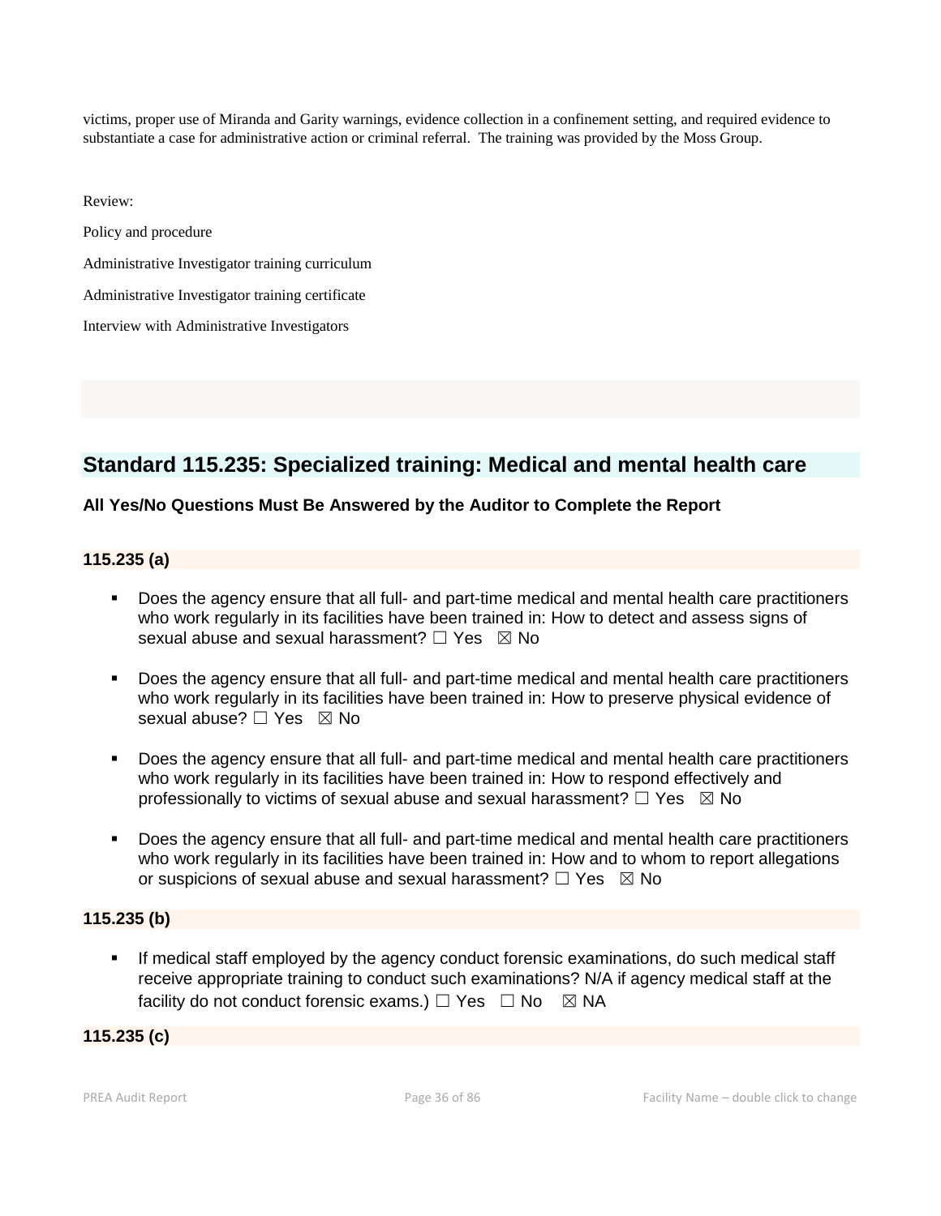victims, proper use of Miranda and Garity warnings, evidence collection in a confinement setting, and required evidence to substantiate a case for administrative action or criminal referral. The training was provided by the Moss Group.

Review:

Policy and procedure

Administrative Investigator training curriculum

Administrative Investigator training certificate

Interview with Administrative Investigators

## Standard 115.235: Specialized training: Medical and mental health care

**All Yes/No Questions Must Be Answered by the Auditor to Complete the Report**

### 115.235 (a)

- Does the agency ensure that all full- and part-time medical and mental health care practitioners who work regularly in its facilities have been trained in: How to detect and assess signs of sexual abuse and sexual harassment? ☐ Yes ☒ No
- Does the agency ensure that all full- and part-time medical and mental health care practitioners who work regularly in its facilities have been trained in: How to preserve physical evidence of sexual abuse? ☐ Yes ☒ No
- Does the agency ensure that all full- and part-time medical and mental health care practitioners who work regularly in its facilities have been trained in: How to respond effectively and professionally to victims of sexual abuse and sexual harassment? ☐ Yes ☒ No
- Does the agency ensure that all full- and part-time medical and mental health care practitioners who work regularly in its facilities have been trained in: How and to whom to report allegations or suspicions of sexual abuse and sexual harassment? ☐ Yes ☒ No

### 115.235 (b)

- If medical staff employed by the agency conduct forensic examinations, do such medical staff receive appropriate training to conduct such examinations? N/A if agency medical staff at the facility do not conduct forensic exams.) ☐ Yes ☐ No ☒ NA

### 115.235 (c)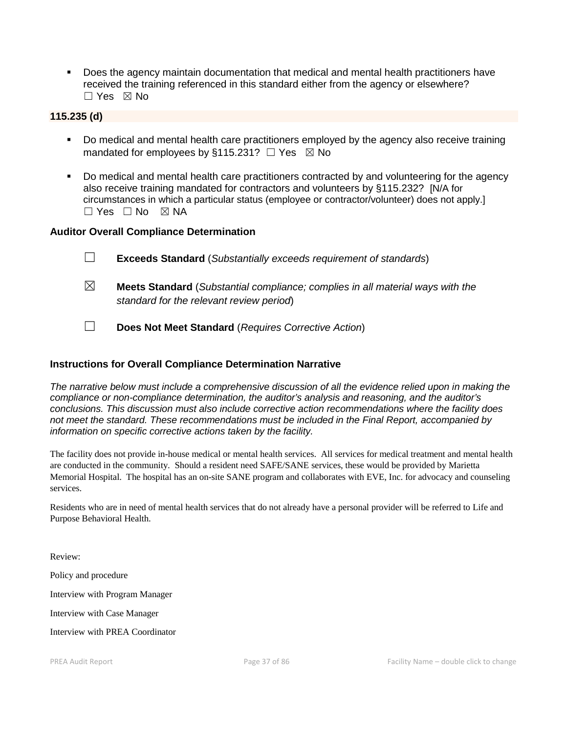- Does the agency maintain documentation that medical and mental health practitioners have received the training referenced in this standard either from the agency or elsewhere?
  ☐ Yes ☒ No

**115.235 (d)**

- Do medical and mental health care practitioners employed by the agency also receive training mandated for employees by §115.231? ☐ Yes ☒ No
- Do medical and mental health care practitioners contracted by and volunteering for the agency also receive training mandated for contractors and volunteers by §115.232? [N/A for circumstances in which a particular status (employee or contractor/volunteer) does not apply.]
  ☐ Yes ☐ No ☒ NA

### Auditor Overall Compliance Determination

☐ **Exceeds Standard** (*Substantially exceeds requirement of standards*)

☒ **Meets Standard** (*Substantial compliance; complies in all material ways with the standard for the relevant review period*)

☐ **Does Not Meet Standard** (*Requires Corrective Action*)

### Instructions for Overall Compliance Determination Narrative

*The narrative below must include a comprehensive discussion of all the evidence relied upon in making the compliance or non-compliance determination, the auditor's analysis and reasoning, and the auditor's conclusions. This discussion must also include corrective action recommendations where the facility does not meet the standard. These recommendations must be included in the Final Report, accompanied by information on specific corrective actions taken by the facility.*

The facility does not provide in-house medical or mental health services. All services for medical treatment and mental health are conducted in the community. Should a resident need SAFE/SANE services, these would be provided by Marietta Memorial Hospital. The hospital has an on-site SANE program and collaborates with EVE, Inc. for advocacy and counseling services.

Residents who are in need of mental health services that do not already have a personal provider will be referred to Life and Purpose Behavioral Health.

Review:

Policy and procedure

Interview with Program Manager

Interview with Case Manager

Interview with PREA Coordinator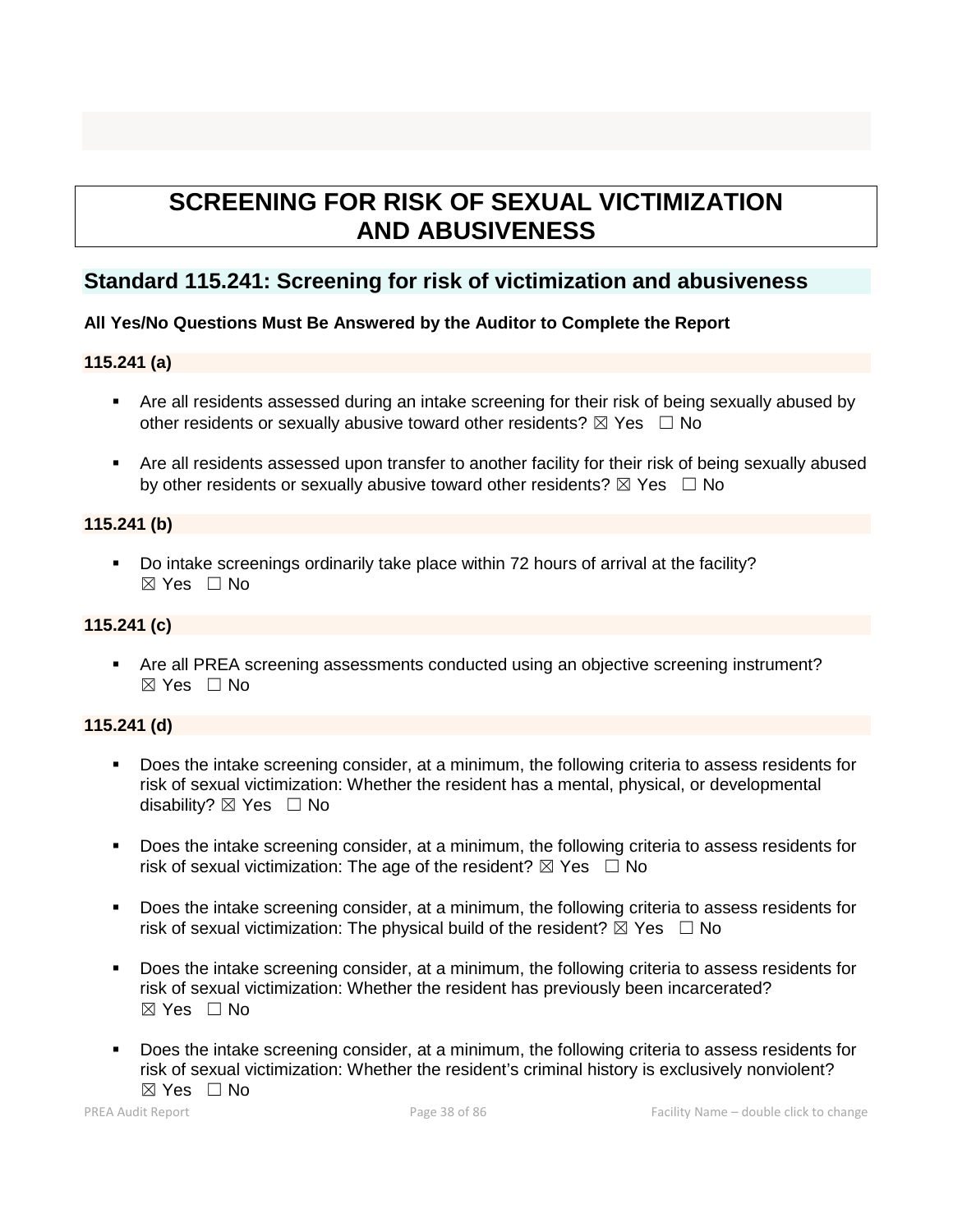# SCREENING FOR RISK OF SEXUAL VICTIMIZATION AND ABUSIVENESS

## Standard 115.241: Screening for risk of victimization and abusiveness

**All Yes/No Questions Must Be Answered by the Auditor to Complete the Report**

### 115.241 (a)

- Are all residents assessed during an intake screening for their risk of being sexually abused by other residents or sexually abusive toward other residents? ☒ Yes ☐ No
- Are all residents assessed upon transfer to another facility for their risk of being sexually abused by other residents or sexually abusive toward other residents? ☒ Yes ☐ No

### 115.241 (b)

- Do intake screenings ordinarily take place within 72 hours of arrival at the facility? ☒ Yes ☐ No

### 115.241 (c)

- Are all PREA screening assessments conducted using an objective screening instrument? ☒ Yes ☐ No

### 115.241 (d)

- Does the intake screening consider, at a minimum, the following criteria to assess residents for risk of sexual victimization: Whether the resident has a mental, physical, or developmental disability? ☒ Yes ☐ No
- Does the intake screening consider, at a minimum, the following criteria to assess residents for risk of sexual victimization: The age of the resident? ☒ Yes ☐ No
- Does the intake screening consider, at a minimum, the following criteria to assess residents for risk of sexual victimization: The physical build of the resident? ☒ Yes ☐ No
- Does the intake screening consider, at a minimum, the following criteria to assess residents for risk of sexual victimization: Whether the resident has previously been incarcerated? ☒ Yes ☐ No
- Does the intake screening consider, at a minimum, the following criteria to assess residents for risk of sexual victimization: Whether the resident's criminal history is exclusively nonviolent? ☒ Yes ☐ No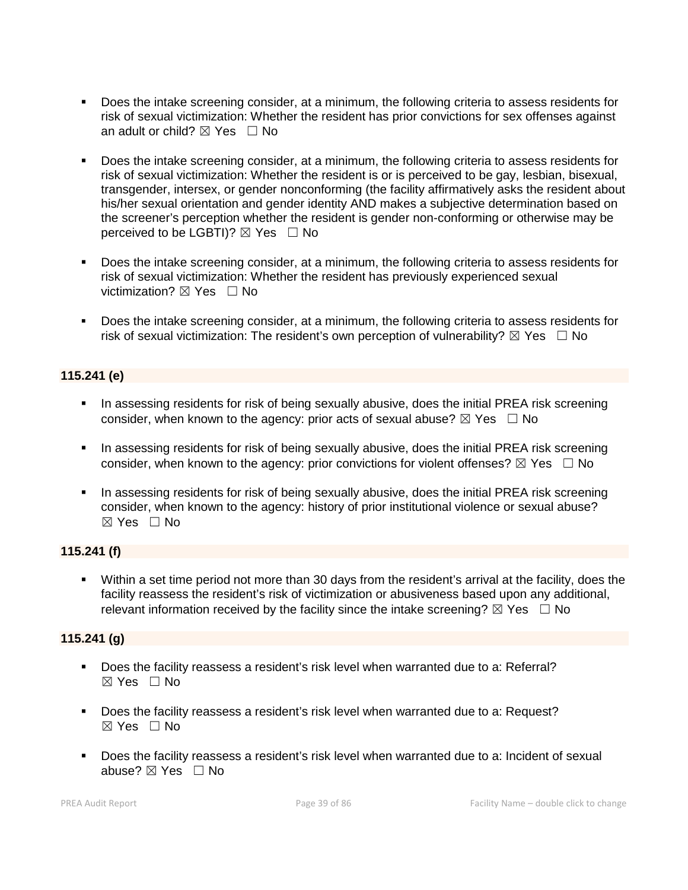- Does the intake screening consider, at a minimum, the following criteria to assess residents for risk of sexual victimization: Whether the resident has prior convictions for sex offenses against an adult or child? ☒ Yes ☐ No

- Does the intake screening consider, at a minimum, the following criteria to assess residents for risk of sexual victimization: Whether the resident is or is perceived to be gay, lesbian, bisexual, transgender, intersex, or gender nonconforming (the facility affirmatively asks the resident about his/her sexual orientation and gender identity AND makes a subjective determination based on the screener's perception whether the resident is gender non-conforming or otherwise may be perceived to be LGBTI)? ☒ Yes ☐ No

- Does the intake screening consider, at a minimum, the following criteria to assess residents for risk of sexual victimization: Whether the resident has previously experienced sexual victimization? ☒ Yes ☐ No

- Does the intake screening consider, at a minimum, the following criteria to assess residents for risk of sexual victimization: The resident's own perception of vulnerability? ☒ Yes ☐ No

**115.241 (e)**

- In assessing residents for risk of being sexually abusive, does the initial PREA risk screening consider, when known to the agency: prior acts of sexual abuse? ☒ Yes ☐ No

- In assessing residents for risk of being sexually abusive, does the initial PREA risk screening consider, when known to the agency: prior convictions for violent offenses? ☒ Yes ☐ No

- In assessing residents for risk of being sexually abusive, does the initial PREA risk screening consider, when known to the agency: history of prior institutional violence or sexual abuse? ☒ Yes ☐ No

**115.241 (f)**

- Within a set time period not more than 30 days from the resident's arrival at the facility, does the facility reassess the resident's risk of victimization or abusiveness based upon any additional, relevant information received by the facility since the intake screening? ☒ Yes ☐ No

**115.241 (g)**

- Does the facility reassess a resident's risk level when warranted due to a: Referral? ☒ Yes ☐ No

- Does the facility reassess a resident's risk level when warranted due to a: Request? ☒ Yes ☐ No

- Does the facility reassess a resident's risk level when warranted due to a: Incident of sexual abuse? ☒ Yes ☐ No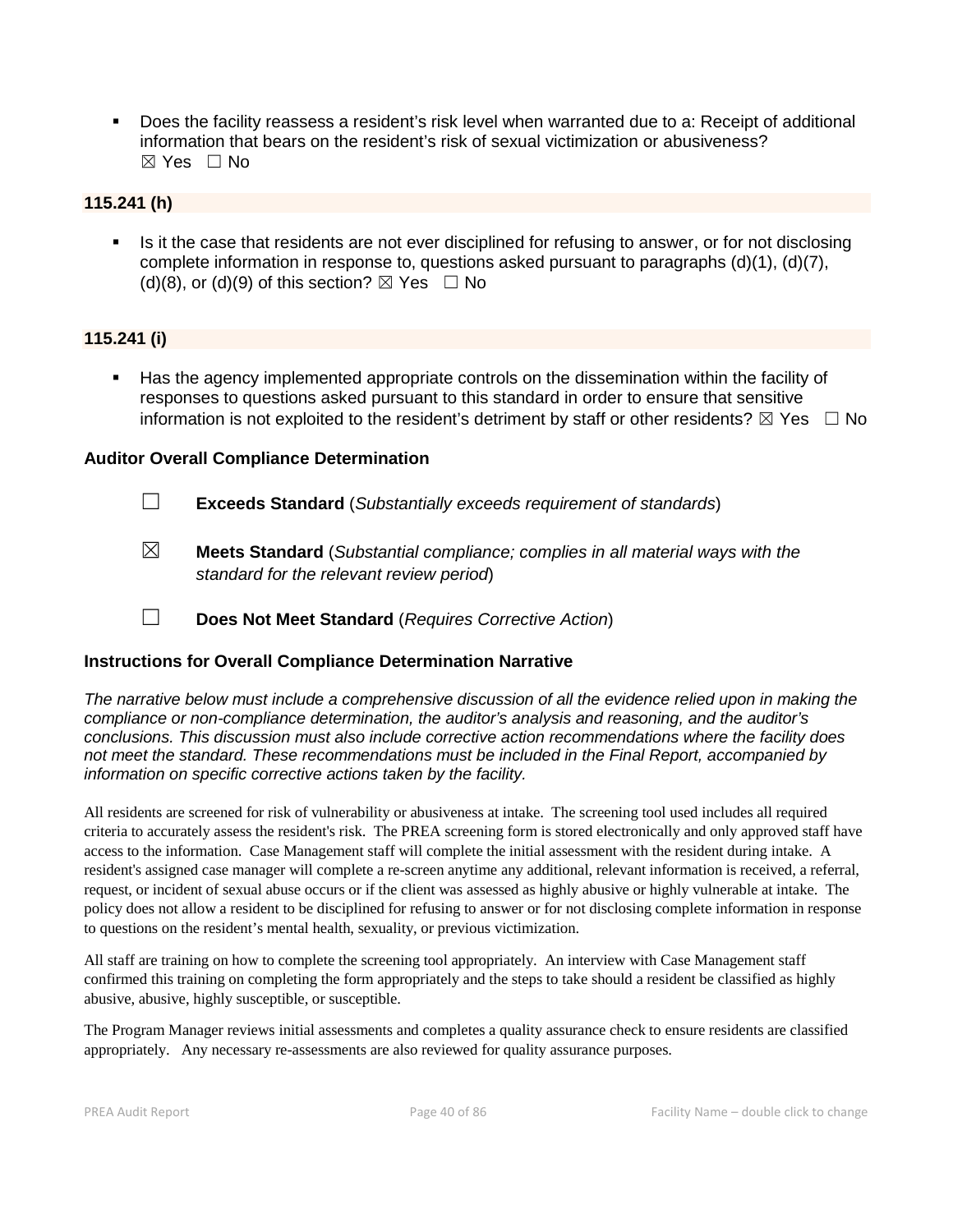- Does the facility reassess a resident's risk level when warranted due to a: Receipt of additional information that bears on the resident's risk of sexual victimization or abusiveness?
  ☒ Yes ☐ No

**115.241 (h)**

- Is it the case that residents are not ever disciplined for refusing to answer, or for not disclosing complete information in response to, questions asked pursuant to paragraphs (d)(1), (d)(7), (d)(8), or (d)(9) of this section? ☒ Yes ☐ No

**115.241 (i)**

- Has the agency implemented appropriate controls on the dissemination within the facility of responses to questions asked pursuant to this standard in order to ensure that sensitive information is not exploited to the resident's detriment by staff or other residents? ☒ Yes ☐ No

### Auditor Overall Compliance Determination

☐ **Exceeds Standard** (*Substantially exceeds requirement of standards*)

☒ **Meets Standard** (*Substantial compliance; complies in all material ways with the standard for the relevant review period*)

☐ **Does Not Meet Standard** (*Requires Corrective Action*)

### Instructions for Overall Compliance Determination Narrative

*The narrative below must include a comprehensive discussion of all the evidence relied upon in making the compliance or non-compliance determination, the auditor's analysis and reasoning, and the auditor's conclusions. This discussion must also include corrective action recommendations where the facility does not meet the standard. These recommendations must be included in the Final Report, accompanied by information on specific corrective actions taken by the facility.*

All residents are screened for risk of vulnerability or abusiveness at intake. The screening tool used includes all required criteria to accurately assess the resident's risk. The PREA screening form is stored electronically and only approved staff have access to the information. Case Management staff will complete the initial assessment with the resident during intake. A resident's assigned case manager will complete a re-screen anytime any additional, relevant information is received, a referral, request, or incident of sexual abuse occurs or if the client was assessed as highly abusive or highly vulnerable at intake. The policy does not allow a resident to be disciplined for refusing to answer or for not disclosing complete information in response to questions on the resident's mental health, sexuality, or previous victimization.

All staff are training on how to complete the screening tool appropriately. An interview with Case Management staff confirmed this training on completing the form appropriately and the steps to take should a resident be classified as highly abusive, abusive, highly susceptible, or susceptible.

The Program Manager reviews initial assessments and completes a quality assurance check to ensure residents are classified appropriately. Any necessary re-assessments are also reviewed for quality assurance purposes.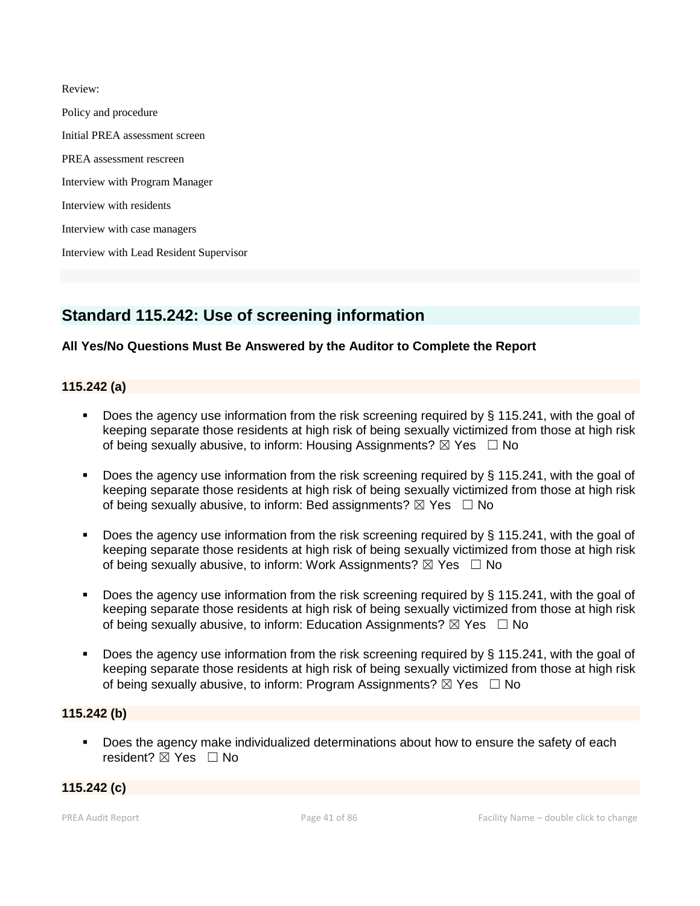Review:

Policy and procedure

Initial PREA assessment screen

PREA assessment rescreen

Interview with Program Manager

Interview with residents

Interview with case managers

Interview with Lead Resident Supervisor

## Standard 115.242: Use of screening information

**All Yes/No Questions Must Be Answered by the Auditor to Complete the Report**

**115.242 (a)**

- Does the agency use information from the risk screening required by § 115.241, with the goal of keeping separate those residents at high risk of being sexually victimized from those at high risk of being sexually abusive, to inform: Housing Assignments? ☒ Yes ☐ No
- Does the agency use information from the risk screening required by § 115.241, with the goal of keeping separate those residents at high risk of being sexually victimized from those at high risk of being sexually abusive, to inform: Bed assignments? ☒ Yes ☐ No
- Does the agency use information from the risk screening required by § 115.241, with the goal of keeping separate those residents at high risk of being sexually victimized from those at high risk of being sexually abusive, to inform: Work Assignments? ☒ Yes ☐ No
- Does the agency use information from the risk screening required by § 115.241, with the goal of keeping separate those residents at high risk of being sexually victimized from those at high risk of being sexually abusive, to inform: Education Assignments? ☒ Yes ☐ No
- Does the agency use information from the risk screening required by § 115.241, with the goal of keeping separate those residents at high risk of being sexually victimized from those at high risk of being sexually abusive, to inform: Program Assignments? ☒ Yes ☐ No

**115.242 (b)**

- Does the agency make individualized determinations about how to ensure the safety of each resident? ☒ Yes ☐ No

**115.242 (c)**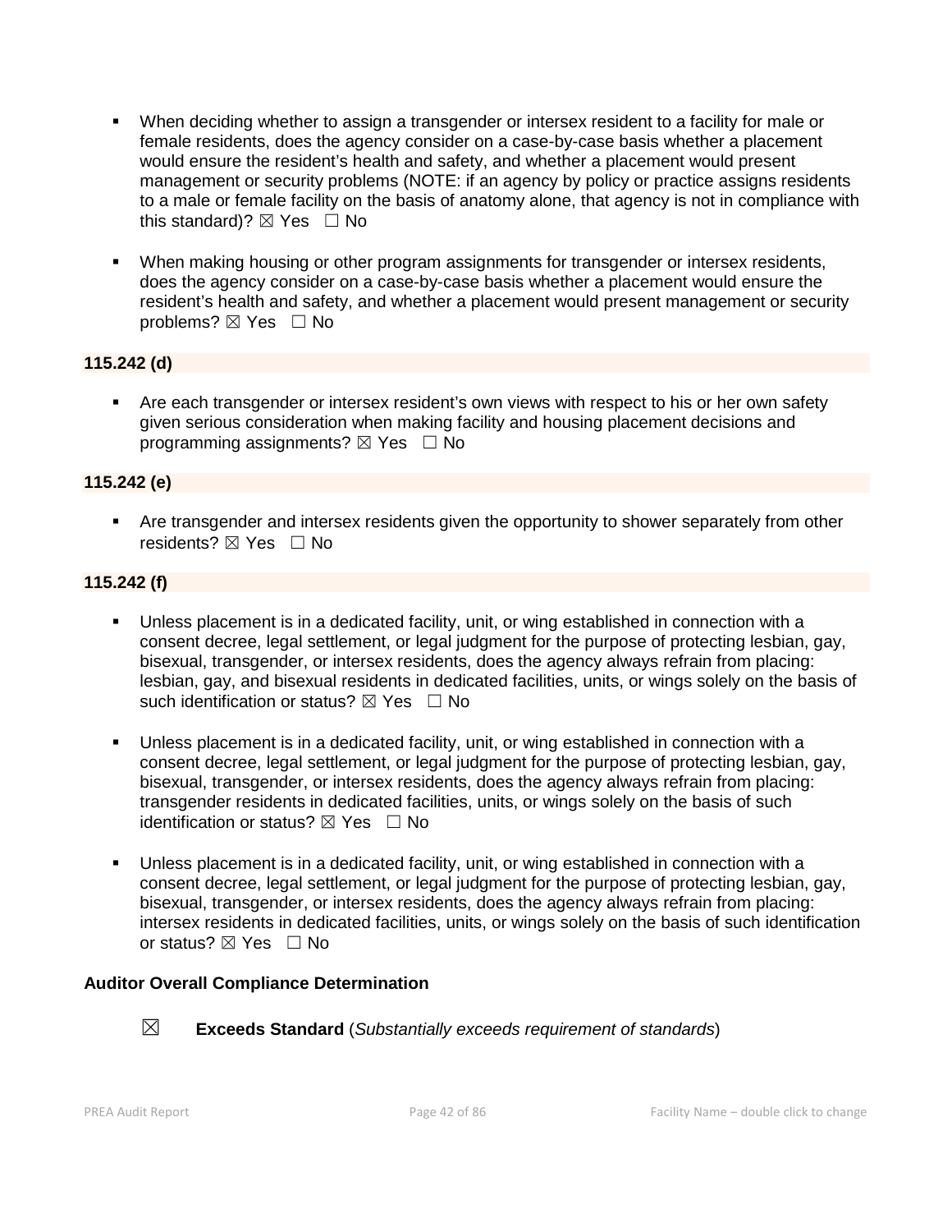- When deciding whether to assign a transgender or intersex resident to a facility for male or female residents, does the agency consider on a case-by-case basis whether a placement would ensure the resident's health and safety, and whether a placement would present management or security problems (NOTE: if an agency by policy or practice assigns residents to a male or female facility on the basis of anatomy alone, that agency is not in compliance with this standard)? ☒ Yes ☐ No

- When making housing or other program assignments for transgender or intersex residents, does the agency consider on a case-by-case basis whether a placement would ensure the resident's health and safety, and whether a placement would present management or security problems? ☒ Yes ☐ No

**115.242 (d)**

- Are each transgender or intersex resident's own views with respect to his or her own safety given serious consideration when making facility and housing placement decisions and programming assignments? ☒ Yes ☐ No

**115.242 (e)**

- Are transgender and intersex residents given the opportunity to shower separately from other residents? ☒ Yes ☐ No

**115.242 (f)**

- Unless placement is in a dedicated facility, unit, or wing established in connection with a consent decree, legal settlement, or legal judgment for the purpose of protecting lesbian, gay, bisexual, transgender, or intersex residents, does the agency always refrain from placing: lesbian, gay, and bisexual residents in dedicated facilities, units, or wings solely on the basis of such identification or status? ☒ Yes ☐ No

- Unless placement is in a dedicated facility, unit, or wing established in connection with a consent decree, legal settlement, or legal judgment for the purpose of protecting lesbian, gay, bisexual, transgender, or intersex residents, does the agency always refrain from placing: transgender residents in dedicated facilities, units, or wings solely on the basis of such identification or status? ☒ Yes ☐ No

- Unless placement is in a dedicated facility, unit, or wing established in connection with a consent decree, legal settlement, or legal judgment for the purpose of protecting lesbian, gay, bisexual, transgender, or intersex residents, does the agency always refrain from placing: intersex residents in dedicated facilities, units, or wings solely on the basis of such identification or status? ☒ Yes ☐ No

**Auditor Overall Compliance Determination**

☒ **Exceeds Standard** (*Substantially exceeds requirement of standards*)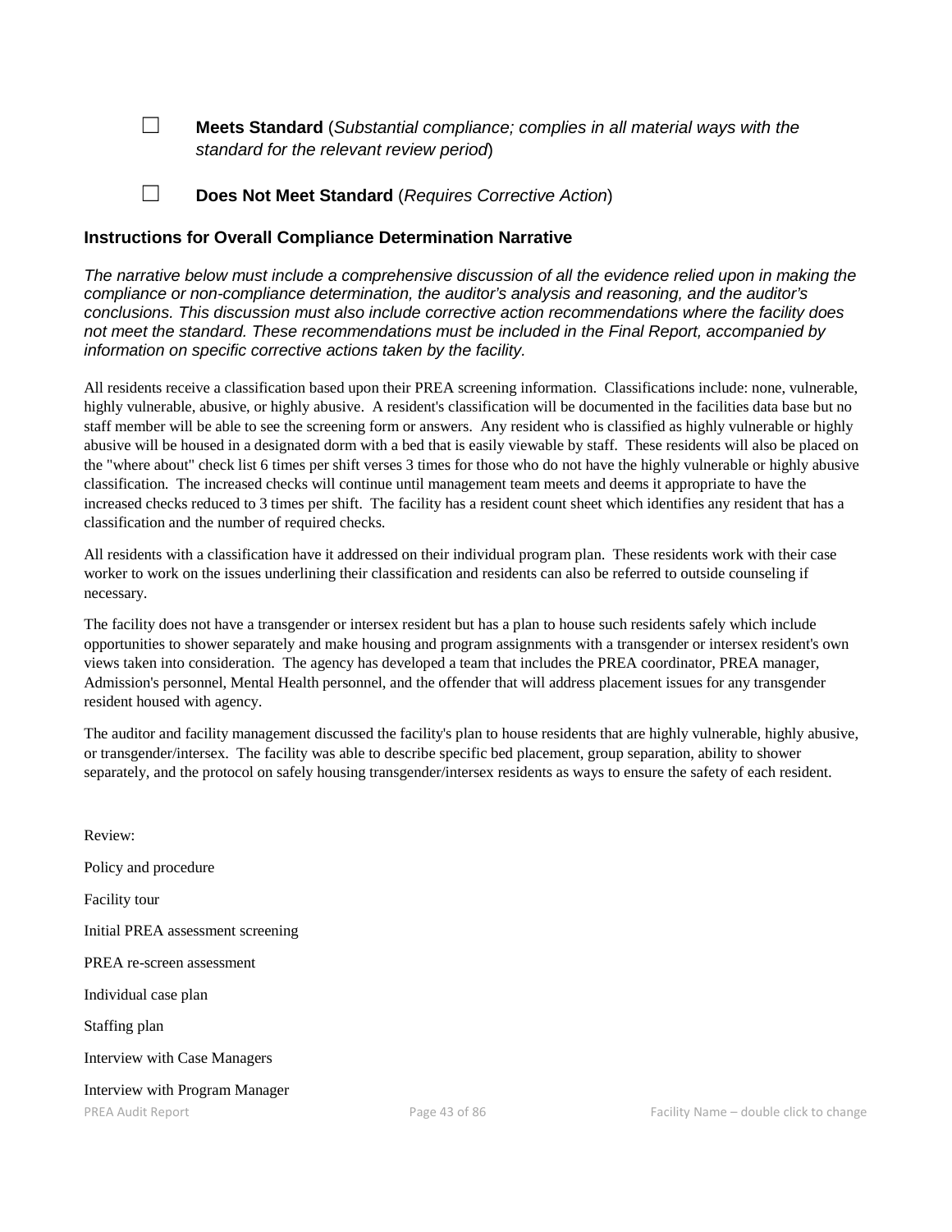☐ **Meets Standard** (*Substantial compliance; complies in all material ways with the standard for the relevant review period*)

☐ **Does Not Meet Standard** (*Requires Corrective Action*)

### Instructions for Overall Compliance Determination Narrative

*The narrative below must include a comprehensive discussion of all the evidence relied upon in making the compliance or non-compliance determination, the auditor's analysis and reasoning, and the auditor's conclusions. This discussion must also include corrective action recommendations where the facility does not meet the standard. These recommendations must be included in the Final Report, accompanied by information on specific corrective actions taken by the facility.*

All residents receive a classification based upon their PREA screening information. Classifications include: none, vulnerable, highly vulnerable, abusive, or highly abusive. A resident's classification will be documented in the facilities data base but no staff member will be able to see the screening form or answers. Any resident who is classified as highly vulnerable or highly abusive will be housed in a designated dorm with a bed that is easily viewable by staff. These residents will also be placed on the "where about" check list 6 times per shift verses 3 times for those who do not have the highly vulnerable or highly abusive classification. The increased checks will continue until management team meets and deems it appropriate to have the increased checks reduced to 3 times per shift. The facility has a resident count sheet which identifies any resident that has a classification and the number of required checks.

All residents with a classification have it addressed on their individual program plan. These residents work with their case worker to work on the issues underlining their classification and residents can also be referred to outside counseling if necessary.

The facility does not have a transgender or intersex resident but has a plan to house such residents safely which include opportunities to shower separately and make housing and program assignments with a transgender or intersex resident's own views taken into consideration. The agency has developed a team that includes the PREA coordinator, PREA manager, Admission's personnel, Mental Health personnel, and the offender that will address placement issues for any transgender resident housed with agency.

The auditor and facility management discussed the facility's plan to house residents that are highly vulnerable, highly abusive, or transgender/intersex. The facility was able to describe specific bed placement, group separation, ability to shower separately, and the protocol on safely housing transgender/intersex residents as ways to ensure the safety of each resident.

Review:

Policy and procedure

Facility tour

Initial PREA assessment screening

PREA re-screen assessment

Individual case plan

Staffing plan

Interview with Case Managers

Interview with Program Manager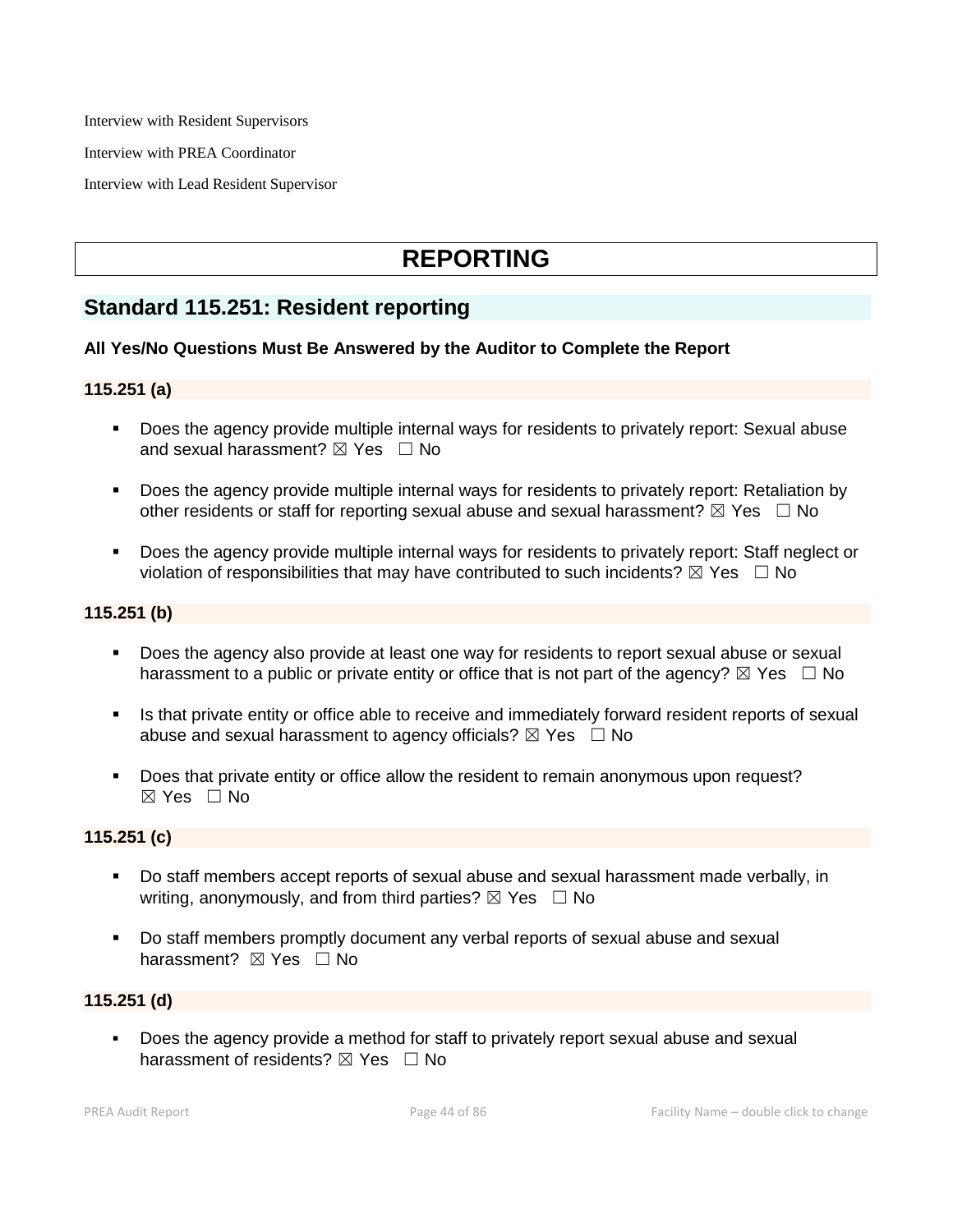Interview with Resident Supervisors

Interview with PREA Coordinator

Interview with Lead Resident Supervisor

# REPORTING

## Standard 115.251: Resident reporting

**All Yes/No Questions Must Be Answered by the Auditor to Complete the Report**

### 115.251 (a)

- Does the agency provide multiple internal ways for residents to privately report: Sexual abuse and sexual harassment? ☒ Yes ☐ No
- Does the agency provide multiple internal ways for residents to privately report: Retaliation by other residents or staff for reporting sexual abuse and sexual harassment? ☒ Yes ☐ No
- Does the agency provide multiple internal ways for residents to privately report: Staff neglect or violation of responsibilities that may have contributed to such incidents? ☒ Yes ☐ No

### 115.251 (b)

- Does the agency also provide at least one way for residents to report sexual abuse or sexual harassment to a public or private entity or office that is not part of the agency? ☒ Yes ☐ No
- Is that private entity or office able to receive and immediately forward resident reports of sexual abuse and sexual harassment to agency officials? ☒ Yes ☐ No
- Does that private entity or office allow the resident to remain anonymous upon request? ☒ Yes ☐ No

### 115.251 (c)

- Do staff members accept reports of sexual abuse and sexual harassment made verbally, in writing, anonymously, and from third parties? ☒ Yes ☐ No
- Do staff members promptly document any verbal reports of sexual abuse and sexual harassment? ☒ Yes ☐ No

### 115.251 (d)

- Does the agency provide a method for staff to privately report sexual abuse and sexual harassment of residents? ☒ Yes ☐ No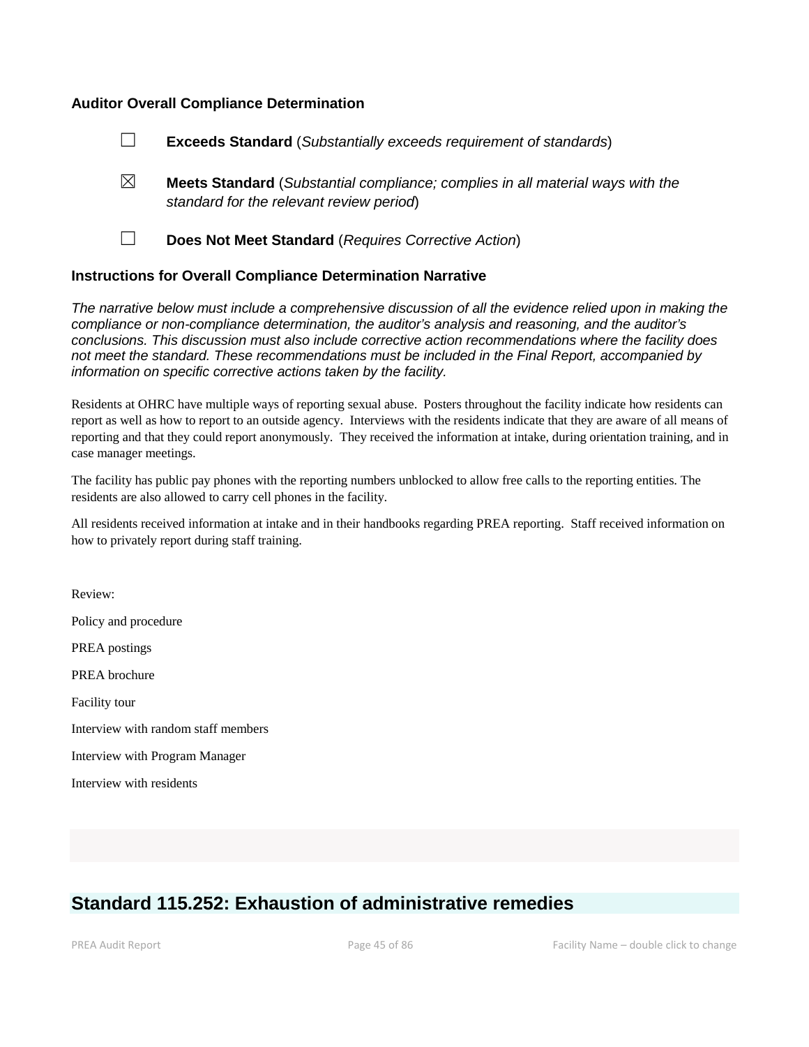### Auditor Overall Compliance Determination

☐ **Exceeds Standard** (*Substantially exceeds requirement of standards*)

☒ **Meets Standard** (*Substantial compliance; complies in all material ways with the standard for the relevant review period*)

☐ **Does Not Meet Standard** (*Requires Corrective Action*)

### Instructions for Overall Compliance Determination Narrative

*The narrative below must include a comprehensive discussion of all the evidence relied upon in making the compliance or non-compliance determination, the auditor's analysis and reasoning, and the auditor's conclusions. This discussion must also include corrective action recommendations where the facility does not meet the standard. These recommendations must be included in the Final Report, accompanied by information on specific corrective actions taken by the facility.*

Residents at OHRC have multiple ways of reporting sexual abuse. Posters throughout the facility indicate how residents can report as well as how to report to an outside agency. Interviews with the residents indicate that they are aware of all means of reporting and that they could report anonymously. They received the information at intake, during orientation training, and in case manager meetings.

The facility has public pay phones with the reporting numbers unblocked to allow free calls to the reporting entities. The residents are also allowed to carry cell phones in the facility.

All residents received information at intake and in their handbooks regarding PREA reporting. Staff received information on how to privately report during staff training.

Review:

Policy and procedure

PREA postings

PREA brochure

Facility tour

Interview with random staff members

Interview with Program Manager

Interview with residents

## Standard 115.252: Exhaustion of administrative remedies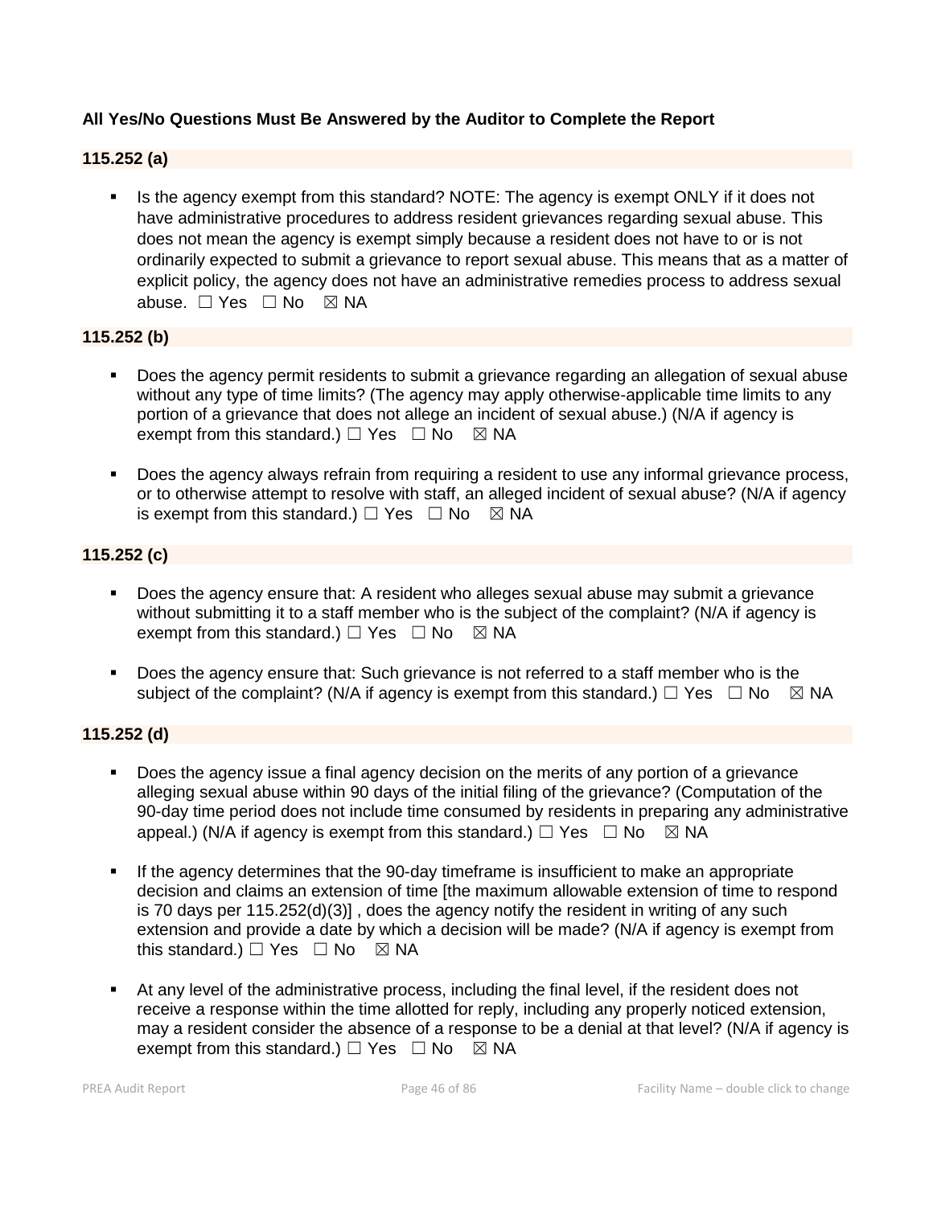**All Yes/No Questions Must Be Answered by the Auditor to Complete the Report**

**115.252 (a)**

- Is the agency exempt from this standard? NOTE: The agency is exempt ONLY if it does not have administrative procedures to address resident grievances regarding sexual abuse. This does not mean the agency is exempt simply because a resident does not have to or is not ordinarily expected to submit a grievance to report sexual abuse. This means that as a matter of explicit policy, the agency does not have an administrative remedies process to address sexual abuse. ☐ Yes ☐ No ☒ NA

**115.252 (b)**

- Does the agency permit residents to submit a grievance regarding an allegation of sexual abuse without any type of time limits? (The agency may apply otherwise-applicable time limits to any portion of a grievance that does not allege an incident of sexual abuse.) (N/A if agency is exempt from this standard.) ☐ Yes ☐ No ☒ NA
- Does the agency always refrain from requiring a resident to use any informal grievance process, or to otherwise attempt to resolve with staff, an alleged incident of sexual abuse? (N/A if agency is exempt from this standard.) ☐ Yes ☐ No ☒ NA

**115.252 (c)**

- Does the agency ensure that: A resident who alleges sexual abuse may submit a grievance without submitting it to a staff member who is the subject of the complaint? (N/A if agency is exempt from this standard.) ☐ Yes ☐ No ☒ NA
- Does the agency ensure that: Such grievance is not referred to a staff member who is the subject of the complaint? (N/A if agency is exempt from this standard.) ☐ Yes ☐ No ☒ NA

**115.252 (d)**

- Does the agency issue a final agency decision on the merits of any portion of a grievance alleging sexual abuse within 90 days of the initial filing of the grievance? (Computation of the 90-day time period does not include time consumed by residents in preparing any administrative appeal.) (N/A if agency is exempt from this standard.) ☐ Yes ☐ No ☒ NA
- If the agency determines that the 90-day timeframe is insufficient to make an appropriate decision and claims an extension of time [the maximum allowable extension of time to respond is 70 days per 115.252(d)(3)] , does the agency notify the resident in writing of any such extension and provide a date by which a decision will be made? (N/A if agency is exempt from this standard.) ☐ Yes ☐ No ☒ NA
- At any level of the administrative process, including the final level, if the resident does not receive a response within the time allotted for reply, including any properly noticed extension, may a resident consider the absence of a response to be a denial at that level? (N/A if agency is exempt from this standard.) ☐ Yes ☐ No ☒ NA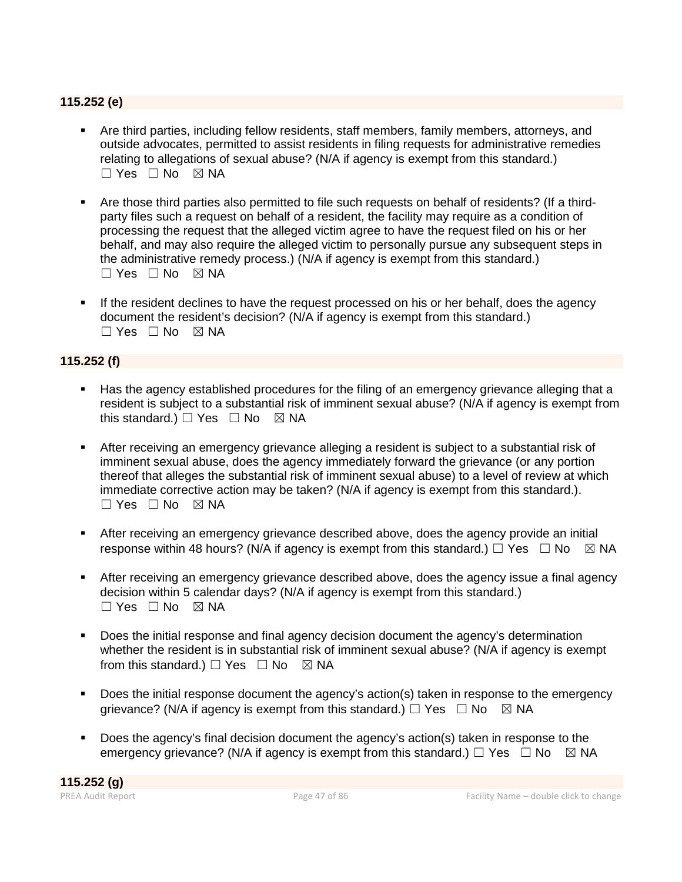**115.252 (e)**

- Are third parties, including fellow residents, staff members, family members, attorneys, and outside advocates, permitted to assist residents in filing requests for administrative remedies relating to allegations of sexual abuse? (N/A if agency is exempt from this standard.)
☐ Yes ☐ No ☒ NA

- Are those third parties also permitted to file such requests on behalf of residents? (If a third-party files such a request on behalf of a resident, the facility may require as a condition of processing the request that the alleged victim agree to have the request filed on his or her behalf, and may also require the alleged victim to personally pursue any subsequent steps in the administrative remedy process.) (N/A if agency is exempt from this standard.)
☐ Yes ☐ No ☒ NA

- If the resident declines to have the request processed on his or her behalf, does the agency document the resident's decision? (N/A if agency is exempt from this standard.)
☐ Yes ☐ No ☒ NA

**115.252 (f)**

- Has the agency established procedures for the filing of an emergency grievance alleging that a resident is subject to a substantial risk of imminent sexual abuse? (N/A if agency is exempt from this standard.) ☐ Yes ☐ No ☒ NA

- After receiving an emergency grievance alleging a resident is subject to a substantial risk of imminent sexual abuse, does the agency immediately forward the grievance (or any portion thereof that alleges the substantial risk of imminent sexual abuse) to a level of review at which immediate corrective action may be taken? (N/A if agency is exempt from this standard.).
☐ Yes ☐ No ☒ NA

- After receiving an emergency grievance described above, does the agency provide an initial response within 48 hours? (N/A if agency is exempt from this standard.) ☐ Yes ☐ No ☒ NA

- After receiving an emergency grievance described above, does the agency issue a final agency decision within 5 calendar days? (N/A if agency is exempt from this standard.)
☐ Yes ☐ No ☒ NA

- Does the initial response and final agency decision document the agency's determination whether the resident is in substantial risk of imminent sexual abuse? (N/A if agency is exempt from this standard.) ☐ Yes ☐ No ☒ NA

- Does the initial response document the agency's action(s) taken in response to the emergency grievance? (N/A if agency is exempt from this standard.) ☐ Yes ☐ No ☒ NA

- Does the agency's final decision document the agency's action(s) taken in response to the emergency grievance? (N/A if agency is exempt from this standard.) ☐ Yes ☐ No ☒ NA

**115.252 (g)**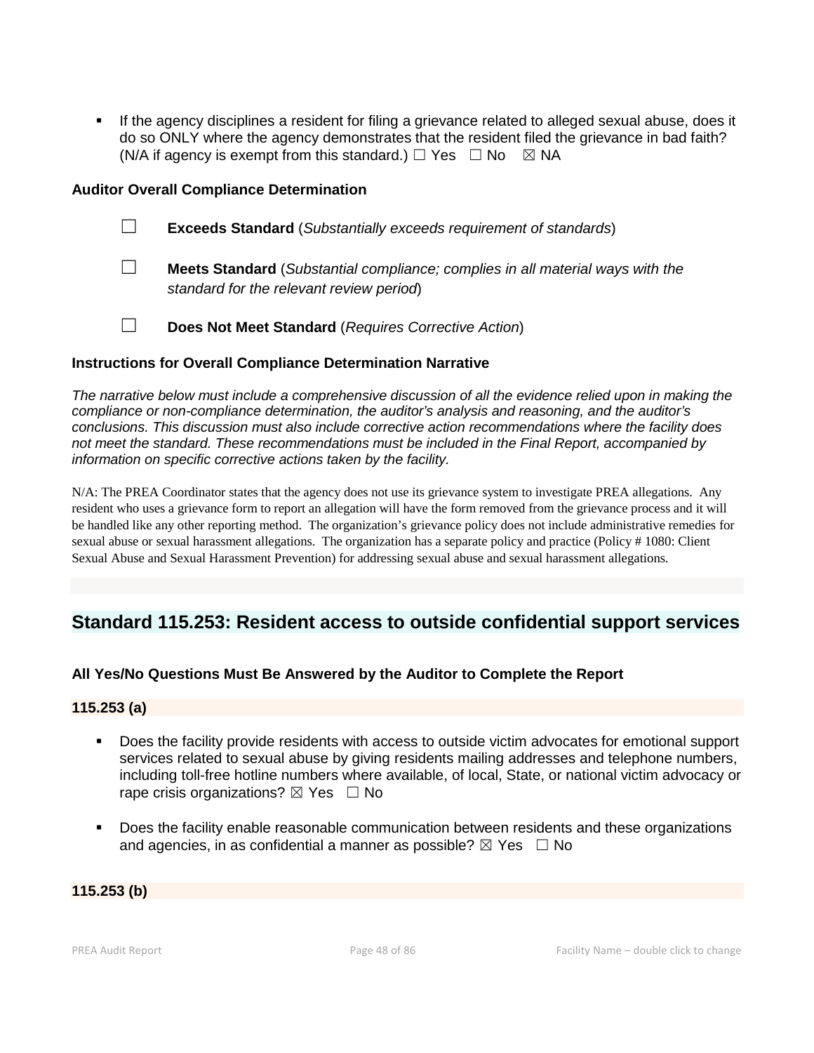- If the agency disciplines a resident for filing a grievance related to alleged sexual abuse, does it do so ONLY where the agency demonstrates that the resident filed the grievance in bad faith? (N/A if agency is exempt from this standard.) ☐ Yes ☐ No ☒ NA

**Auditor Overall Compliance Determination**

☐ **Exceeds Standard** (*Substantially exceeds requirement of standards*)

☐ **Meets Standard** (*Substantial compliance; complies in all material ways with the standard for the relevant review period*)

☐ **Does Not Meet Standard** (*Requires Corrective Action*)

**Instructions for Overall Compliance Determination Narrative**

*The narrative below must include a comprehensive discussion of all the evidence relied upon in making the compliance or non-compliance determination, the auditor's analysis and reasoning, and the auditor's conclusions. This discussion must also include corrective action recommendations where the facility does not meet the standard. These recommendations must be included in the Final Report, accompanied by information on specific corrective actions taken by the facility.*

N/A: The PREA Coordinator states that the agency does not use its grievance system to investigate PREA allegations. Any resident who uses a grievance form to report an allegation will have the form removed from the grievance process and it will be handled like any other reporting method. The organization's grievance policy does not include administrative remedies for sexual abuse or sexual harassment allegations. The organization has a separate policy and practice (Policy # 1080: Client Sexual Abuse and Sexual Harassment Prevention) for addressing sexual abuse and sexual harassment allegations.

## Standard 115.253: Resident access to outside confidential support services

**All Yes/No Questions Must Be Answered by the Auditor to Complete the Report**

**115.253 (a)**

- Does the facility provide residents with access to outside victim advocates for emotional support services related to sexual abuse by giving residents mailing addresses and telephone numbers, including toll-free hotline numbers where available, of local, State, or national victim advocacy or rape crisis organizations? ☒ Yes ☐ No

- Does the facility enable reasonable communication between residents and these organizations and agencies, in as confidential a manner as possible? ☒ Yes ☐ No

**115.253 (b)**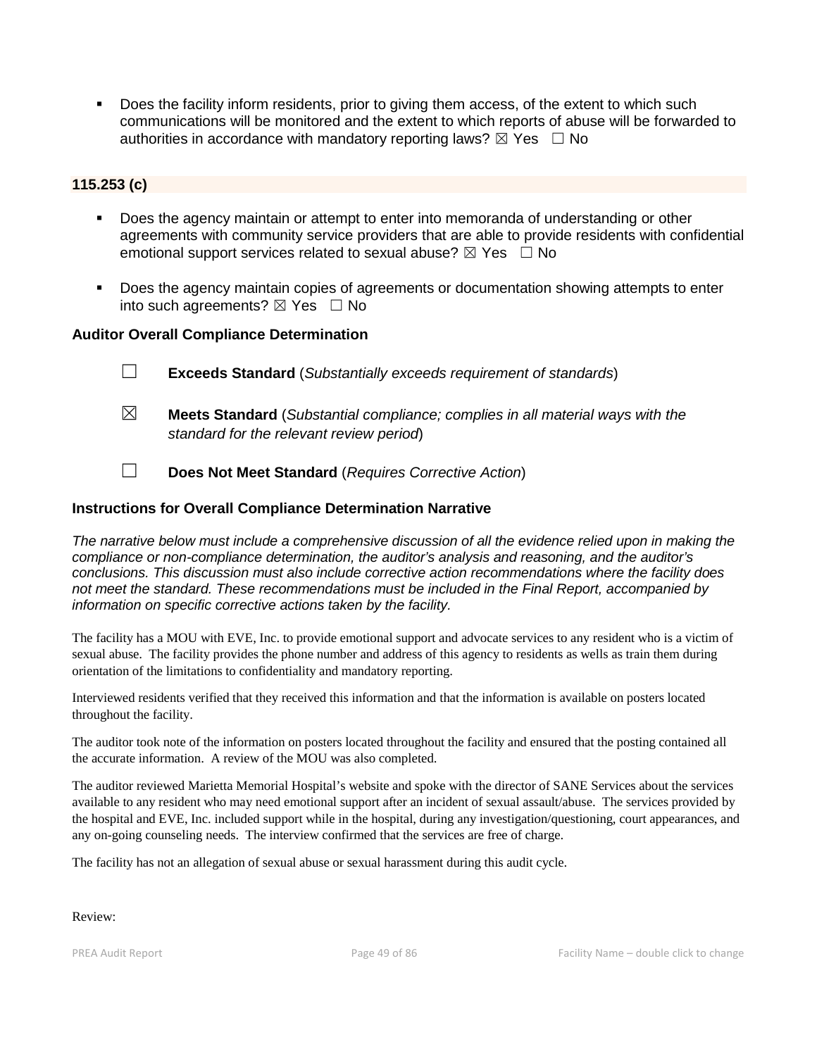- Does the facility inform residents, prior to giving them access, of the extent to which such communications will be monitored and the extent to which reports of abuse will be forwarded to authorities in accordance with mandatory reporting laws? ☒ Yes ☐ No

**115.253 (c)**

- Does the agency maintain or attempt to enter into memoranda of understanding or other agreements with community service providers that are able to provide residents with confidential emotional support services related to sexual abuse? ☒ Yes ☐ No

- Does the agency maintain copies of agreements or documentation showing attempts to enter into such agreements? ☒ Yes ☐ No

### Auditor Overall Compliance Determination

☐ **Exceeds Standard** (*Substantially exceeds requirement of standards*)

☒ **Meets Standard** (*Substantial compliance; complies in all material ways with the standard for the relevant review period*)

☐ **Does Not Meet Standard** (*Requires Corrective Action*)

### Instructions for Overall Compliance Determination Narrative

*The narrative below must include a comprehensive discussion of all the evidence relied upon in making the compliance or non-compliance determination, the auditor's analysis and reasoning, and the auditor's conclusions. This discussion must also include corrective action recommendations where the facility does not meet the standard. These recommendations must be included in the Final Report, accompanied by information on specific corrective actions taken by the facility.*

The facility has a MOU with EVE, Inc. to provide emotional support and advocate services to any resident who is a victim of sexual abuse. The facility provides the phone number and address of this agency to residents as wells as train them during orientation of the limitations to confidentiality and mandatory reporting.

Interviewed residents verified that they received this information and that the information is available on posters located throughout the facility.

The auditor took note of the information on posters located throughout the facility and ensured that the posting contained all the accurate information. A review of the MOU was also completed.

The auditor reviewed Marietta Memorial Hospital's website and spoke with the director of SANE Services about the services available to any resident who may need emotional support after an incident of sexual assault/abuse. The services provided by the hospital and EVE, Inc. included support while in the hospital, during any investigation/questioning, court appearances, and any on-going counseling needs. The interview confirmed that the services are free of charge.

The facility has not an allegation of sexual abuse or sexual harassment during this audit cycle.

Review: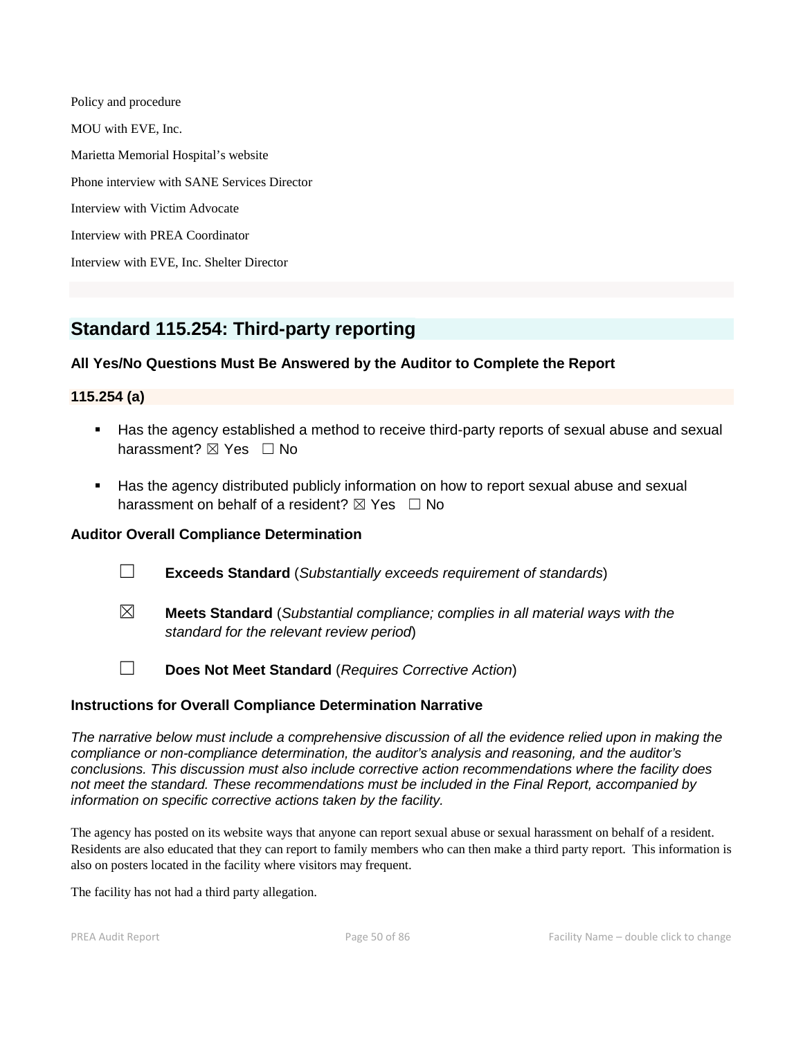Policy and procedure

MOU with EVE, Inc.

Marietta Memorial Hospital's website

Phone interview with SANE Services Director

Interview with Victim Advocate

Interview with PREA Coordinator

Interview with EVE, Inc. Shelter Director

## Standard 115.254: Third-party reporting

### All Yes/No Questions Must Be Answered by the Auditor to Complete the Report

#### 115.254 (a)

- Has the agency established a method to receive third-party reports of sexual abuse and sexual harassment? ☒ Yes ☐ No
- Has the agency distributed publicly information on how to report sexual abuse and sexual harassment on behalf of a resident? ☒ Yes ☐ No

### Auditor Overall Compliance Determination

☐ **Exceeds Standard** (*Substantially exceeds requirement of standards*)

☒ **Meets Standard** (*Substantial compliance; complies in all material ways with the standard for the relevant review period*)

☐ **Does Not Meet Standard** (*Requires Corrective Action*)

### Instructions for Overall Compliance Determination Narrative

*The narrative below must include a comprehensive discussion of all the evidence relied upon in making the compliance or non-compliance determination, the auditor's analysis and reasoning, and the auditor's conclusions. This discussion must also include corrective action recommendations where the facility does not meet the standard. These recommendations must be included in the Final Report, accompanied by information on specific corrective actions taken by the facility.*

The agency has posted on its website ways that anyone can report sexual abuse or sexual harassment on behalf of a resident. Residents are also educated that they can report to family members who can then make a third party report. This information is also on posters located in the facility where visitors may frequent.

The facility has not had a third party allegation.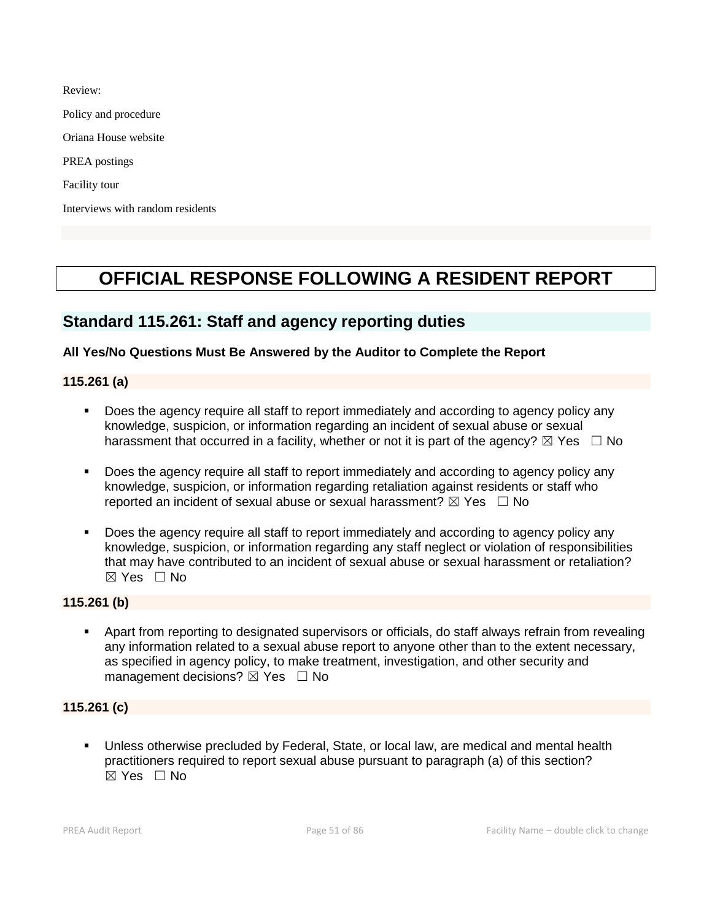Review:

Policy and procedure

Oriana House website

PREA postings

Facility tour

Interviews with random residents

# OFFICIAL RESPONSE FOLLOWING A RESIDENT REPORT

## Standard 115.261: Staff and agency reporting duties

**All Yes/No Questions Must Be Answered by the Auditor to Complete the Report**

### 115.261 (a)

- Does the agency require all staff to report immediately and according to agency policy any knowledge, suspicion, or information regarding an incident of sexual abuse or sexual harassment that occurred in a facility, whether or not it is part of the agency? ☒ Yes ☐ No

- Does the agency require all staff to report immediately and according to agency policy any knowledge, suspicion, or information regarding retaliation against residents or staff who reported an incident of sexual abuse or sexual harassment? ☒ Yes ☐ No

- Does the agency require all staff to report immediately and according to agency policy any knowledge, suspicion, or information regarding any staff neglect or violation of responsibilities that may have contributed to an incident of sexual abuse or sexual harassment or retaliation? ☒ Yes ☐ No

### 115.261 (b)

- Apart from reporting to designated supervisors or officials, do staff always refrain from revealing any information related to a sexual abuse report to anyone other than to the extent necessary, as specified in agency policy, to make treatment, investigation, and other security and management decisions? ☒ Yes ☐ No

### 115.261 (c)

- Unless otherwise precluded by Federal, State, or local law, are medical and mental health practitioners required to report sexual abuse pursuant to paragraph (a) of this section? ☒ Yes ☐ No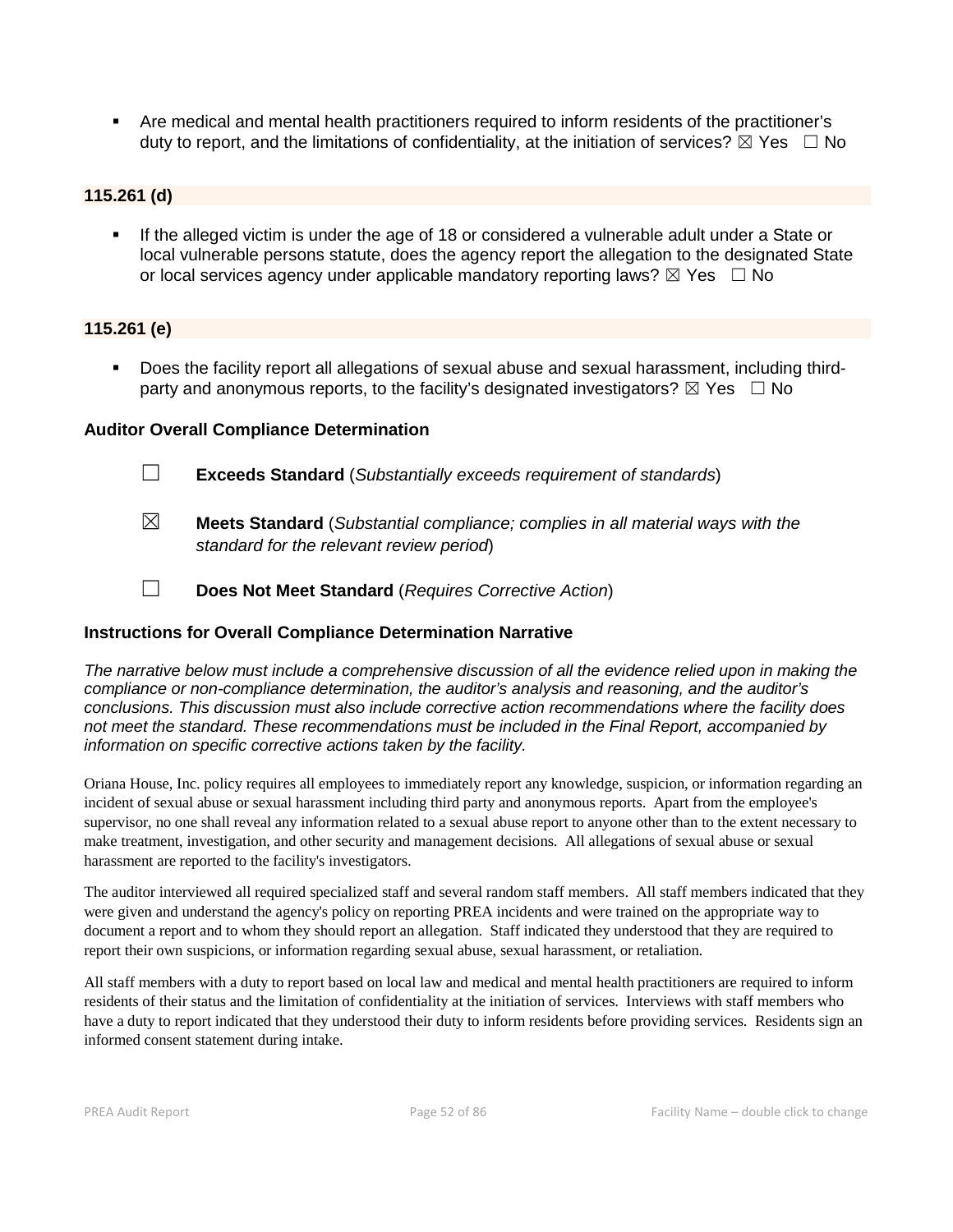- Are medical and mental health practitioners required to inform residents of the practitioner's duty to report, and the limitations of confidentiality, at the initiation of services? ☒ Yes ☐ No

**115.261 (d)**

- If the alleged victim is under the age of 18 or considered a vulnerable adult under a State or local vulnerable persons statute, does the agency report the allegation to the designated State or local services agency under applicable mandatory reporting laws? ☒ Yes ☐ No

**115.261 (e)**

- Does the facility report all allegations of sexual abuse and sexual harassment, including third-party and anonymous reports, to the facility's designated investigators? ☒ Yes ☐ No

### Auditor Overall Compliance Determination

☐ **Exceeds Standard** (*Substantially exceeds requirement of standards*)

☒ **Meets Standard** (*Substantial compliance; complies in all material ways with the standard for the relevant review period*)

☐ **Does Not Meet Standard** (*Requires Corrective Action*)

### Instructions for Overall Compliance Determination Narrative

*The narrative below must include a comprehensive discussion of all the evidence relied upon in making the compliance or non-compliance determination, the auditor's analysis and reasoning, and the auditor's conclusions. This discussion must also include corrective action recommendations where the facility does not meet the standard. These recommendations must be included in the Final Report, accompanied by information on specific corrective actions taken by the facility.*

Oriana House, Inc. policy requires all employees to immediately report any knowledge, suspicion, or information regarding an incident of sexual abuse or sexual harassment including third party and anonymous reports. Apart from the employee's supervisor, no one shall reveal any information related to a sexual abuse report to anyone other than to the extent necessary to make treatment, investigation, and other security and management decisions. All allegations of sexual abuse or sexual harassment are reported to the facility's investigators.

The auditor interviewed all required specialized staff and several random staff members. All staff members indicated that they were given and understand the agency's policy on reporting PREA incidents and were trained on the appropriate way to document a report and to whom they should report an allegation. Staff indicated they understood that they are required to report their own suspicions, or information regarding sexual abuse, sexual harassment, or retaliation.

All staff members with a duty to report based on local law and medical and mental health practitioners are required to inform residents of their status and the limitation of confidentiality at the initiation of services. Interviews with staff members who have a duty to report indicated that they understood their duty to inform residents before providing services. Residents sign an informed consent statement during intake.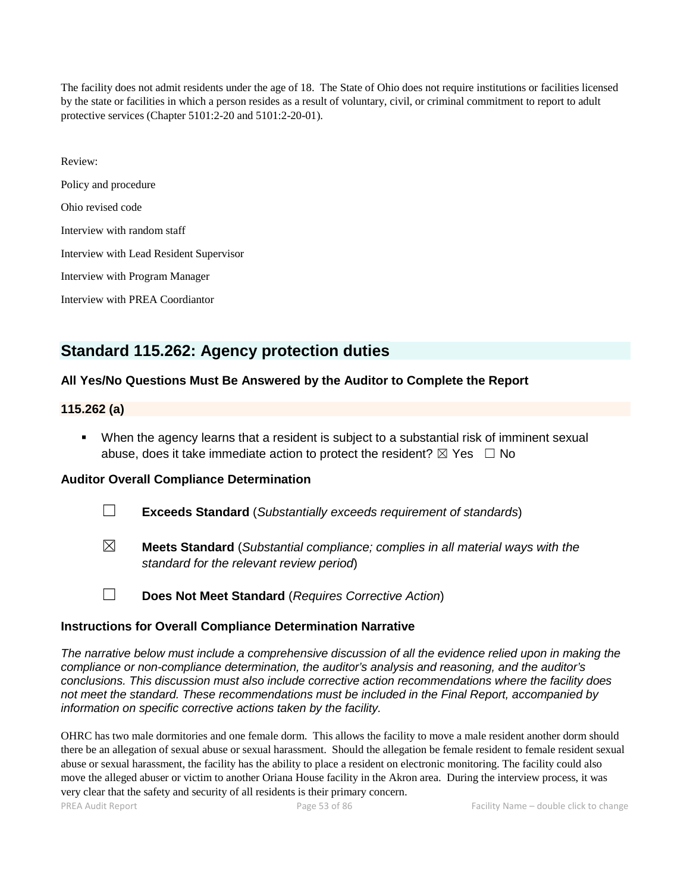The facility does not admit residents under the age of 18. The State of Ohio does not require institutions or facilities licensed by the state or facilities in which a person resides as a result of voluntary, civil, or criminal commitment to report to adult protective services (Chapter 5101:2-20 and 5101:2-20-01).

Review:

Policy and procedure

Ohio revised code

Interview with random staff

Interview with Lead Resident Supervisor

Interview with Program Manager

Interview with PREA Coordiantor

## Standard 115.262: Agency protection duties

### All Yes/No Questions Must Be Answered by the Auditor to Complete the Report

### 115.262 (a)

- When the agency learns that a resident is subject to a substantial risk of imminent sexual abuse, does it take immediate action to protect the resident? ☒ Yes ☐ No

### Auditor Overall Compliance Determination

☐ **Exceeds Standard** (*Substantially exceeds requirement of standards*)

☒ **Meets Standard** (*Substantial compliance; complies in all material ways with the standard for the relevant review period*)

☐ **Does Not Meet Standard** (*Requires Corrective Action*)

### Instructions for Overall Compliance Determination Narrative

*The narrative below must include a comprehensive discussion of all the evidence relied upon in making the compliance or non-compliance determination, the auditor's analysis and reasoning, and the auditor's conclusions. This discussion must also include corrective action recommendations where the facility does not meet the standard. These recommendations must be included in the Final Report, accompanied by information on specific corrective actions taken by the facility.*

OHRC has two male dormitories and one female dorm. This allows the facility to move a male resident another dorm should there be an allegation of sexual abuse or sexual harassment. Should the allegation be female resident to female resident sexual abuse or sexual harassment, the facility has the ability to place a resident on electronic monitoring. The facility could also move the alleged abuser or victim to another Oriana House facility in the Akron area. During the interview process, it was very clear that the safety and security of all residents is their primary concern.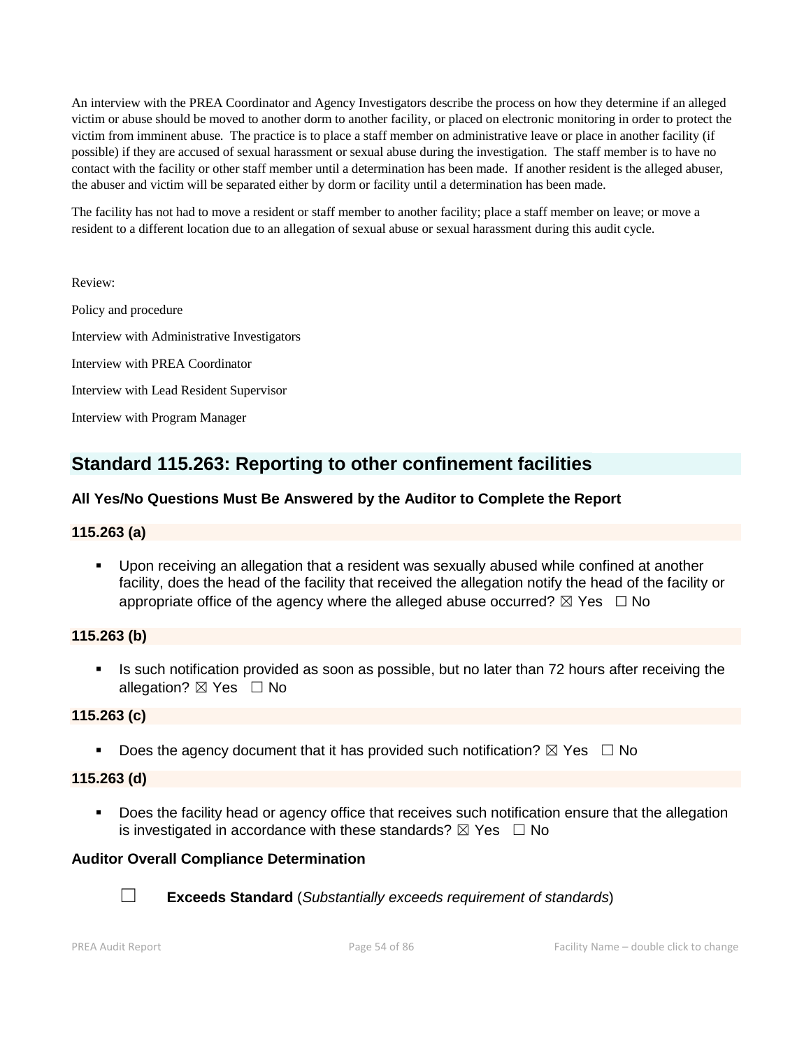An interview with the PREA Coordinator and Agency Investigators describe the process on how they determine if an alleged victim or abuse should be moved to another dorm to another facility, or placed on electronic monitoring in order to protect the victim from imminent abuse. The practice is to place a staff member on administrative leave or place in another facility (if possible) if they are accused of sexual harassment or sexual abuse during the investigation. The staff member is to have no contact with the facility or other staff member until a determination has been made. If another resident is the alleged abuser, the abuser and victim will be separated either by dorm or facility until a determination has been made.

The facility has not had to move a resident or staff member to another facility; place a staff member on leave; or move a resident to a different location due to an allegation of sexual abuse or sexual harassment during this audit cycle.

Review:

Policy and procedure

Interview with Administrative Investigators

Interview with PREA Coordinator

Interview with Lead Resident Supervisor

Interview with Program Manager

## Standard 115.263: Reporting to other confinement facilities

### All Yes/No Questions Must Be Answered by the Auditor to Complete the Report

#### 115.263 (a)

- Upon receiving an allegation that a resident was sexually abused while confined at another facility, does the head of the facility that received the allegation notify the head of the facility or appropriate office of the agency where the alleged abuse occurred? ☒ Yes ☐ No

#### 115.263 (b)

- Is such notification provided as soon as possible, but no later than 72 hours after receiving the allegation? ☒ Yes ☐ No

#### 115.263 (c)

- Does the agency document that it has provided such notification? ☒ Yes ☐ No

#### 115.263 (d)

- Does the facility head or agency office that receives such notification ensure that the allegation is investigated in accordance with these standards? ☒ Yes ☐ No

### Auditor Overall Compliance Determination

☐ **Exceeds Standard** (*Substantially exceeds requirement of standards*)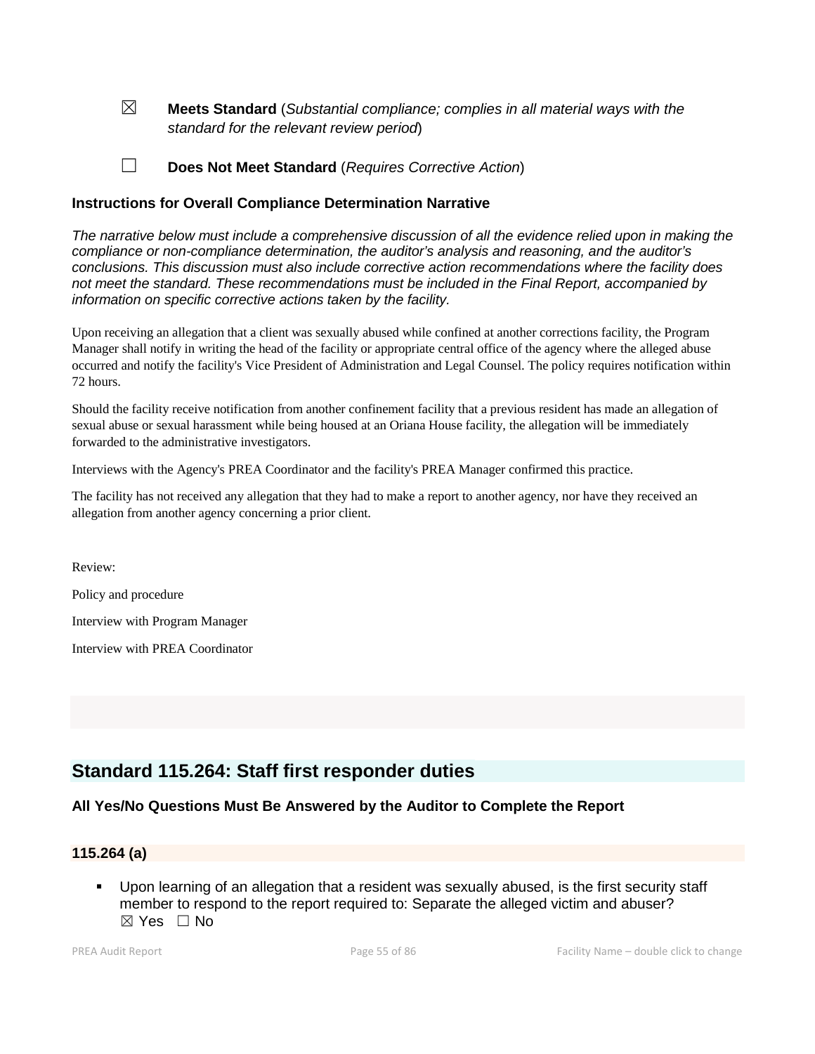☒ **Meets Standard** (*Substantial compliance; complies in all material ways with the standard for the relevant review period*)

☐ **Does Not Meet Standard** (*Requires Corrective Action*)

**Instructions for Overall Compliance Determination Narrative**

*The narrative below must include a comprehensive discussion of all the evidence relied upon in making the compliance or non-compliance determination, the auditor's analysis and reasoning, and the auditor's conclusions. This discussion must also include corrective action recommendations where the facility does not meet the standard. These recommendations must be included in the Final Report, accompanied by information on specific corrective actions taken by the facility.*

Upon receiving an allegation that a client was sexually abused while confined at another corrections facility, the Program Manager shall notify in writing the head of the facility or appropriate central office of the agency where the alleged abuse occurred and notify the facility's Vice President of Administration and Legal Counsel. The policy requires notification within 72 hours.

Should the facility receive notification from another confinement facility that a previous resident has made an allegation of sexual abuse or sexual harassment while being housed at an Oriana House facility, the allegation will be immediately forwarded to the administrative investigators.

Interviews with the Agency's PREA Coordinator and the facility's PREA Manager confirmed this practice.

The facility has not received any allegation that they had to make a report to another agency, nor have they received an allegation from another agency concerning a prior client.

Review:

Policy and procedure

Interview with Program Manager

Interview with PREA Coordinator

## Standard 115.264: Staff first responder duties

**All Yes/No Questions Must Be Answered by the Auditor to Complete the Report**

**115.264 (a)**

- Upon learning of an allegation that a resident was sexually abused, is the first security staff member to respond to the report required to: Separate the alleged victim and abuser? ☒ Yes ☐ No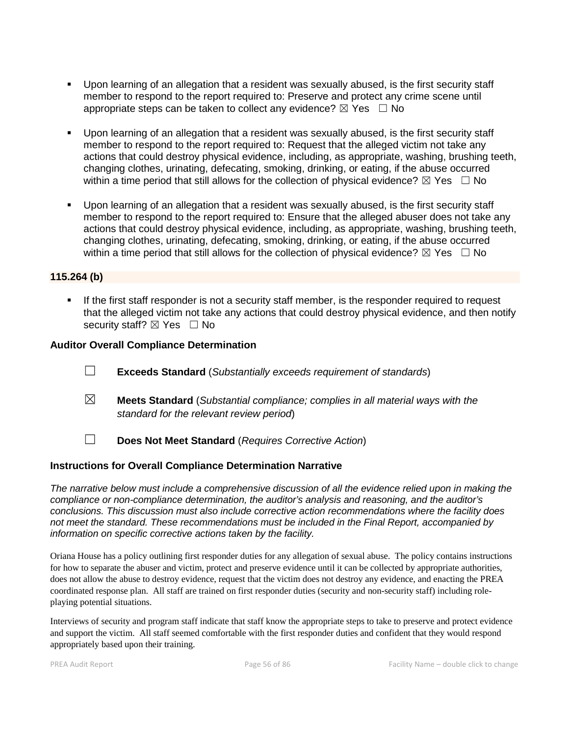- Upon learning of an allegation that a resident was sexually abused, is the first security staff member to respond to the report required to: Preserve and protect any crime scene until appropriate steps can be taken to collect any evidence? ☒ Yes ☐ No

- Upon learning of an allegation that a resident was sexually abused, is the first security staff member to respond to the report required to: Request that the alleged victim not take any actions that could destroy physical evidence, including, as appropriate, washing, brushing teeth, changing clothes, urinating, defecating, smoking, drinking, or eating, if the abuse occurred within a time period that still allows for the collection of physical evidence? ☒ Yes ☐ No

- Upon learning of an allegation that a resident was sexually abused, is the first security staff member to respond to the report required to: Ensure that the alleged abuser does not take any actions that could destroy physical evidence, including, as appropriate, washing, brushing teeth, changing clothes, urinating, defecating, smoking, drinking, or eating, if the abuse occurred within a time period that still allows for the collection of physical evidence? ☒ Yes ☐ No

**115.264 (b)**

- If the first staff responder is not a security staff member, is the responder required to request that the alleged victim not take any actions that could destroy physical evidence, and then notify security staff? ☒ Yes ☐ No

**Auditor Overall Compliance Determination**

☐ **Exceeds Standard** (*Substantially exceeds requirement of standards*)

☒ **Meets Standard** (*Substantial compliance; complies in all material ways with the standard for the relevant review period*)

☐ **Does Not Meet Standard** (*Requires Corrective Action*)

**Instructions for Overall Compliance Determination Narrative**

*The narrative below must include a comprehensive discussion of all the evidence relied upon in making the compliance or non-compliance determination, the auditor's analysis and reasoning, and the auditor's conclusions. This discussion must also include corrective action recommendations where the facility does not meet the standard. These recommendations must be included in the Final Report, accompanied by information on specific corrective actions taken by the facility.*

Oriana House has a policy outlining first responder duties for any allegation of sexual abuse. The policy contains instructions for how to separate the abuser and victim, protect and preserve evidence until it can be collected by appropriate authorities, does not allow the abuse to destroy evidence, request that the victim does not destroy any evidence, and enacting the PREA coordinated response plan. All staff are trained on first responder duties (security and non-security staff) including role-playing potential situations.

Interviews of security and program staff indicate that staff know the appropriate steps to take to preserve and protect evidence and support the victim. All staff seemed comfortable with the first responder duties and confident that they would respond appropriately based upon their training.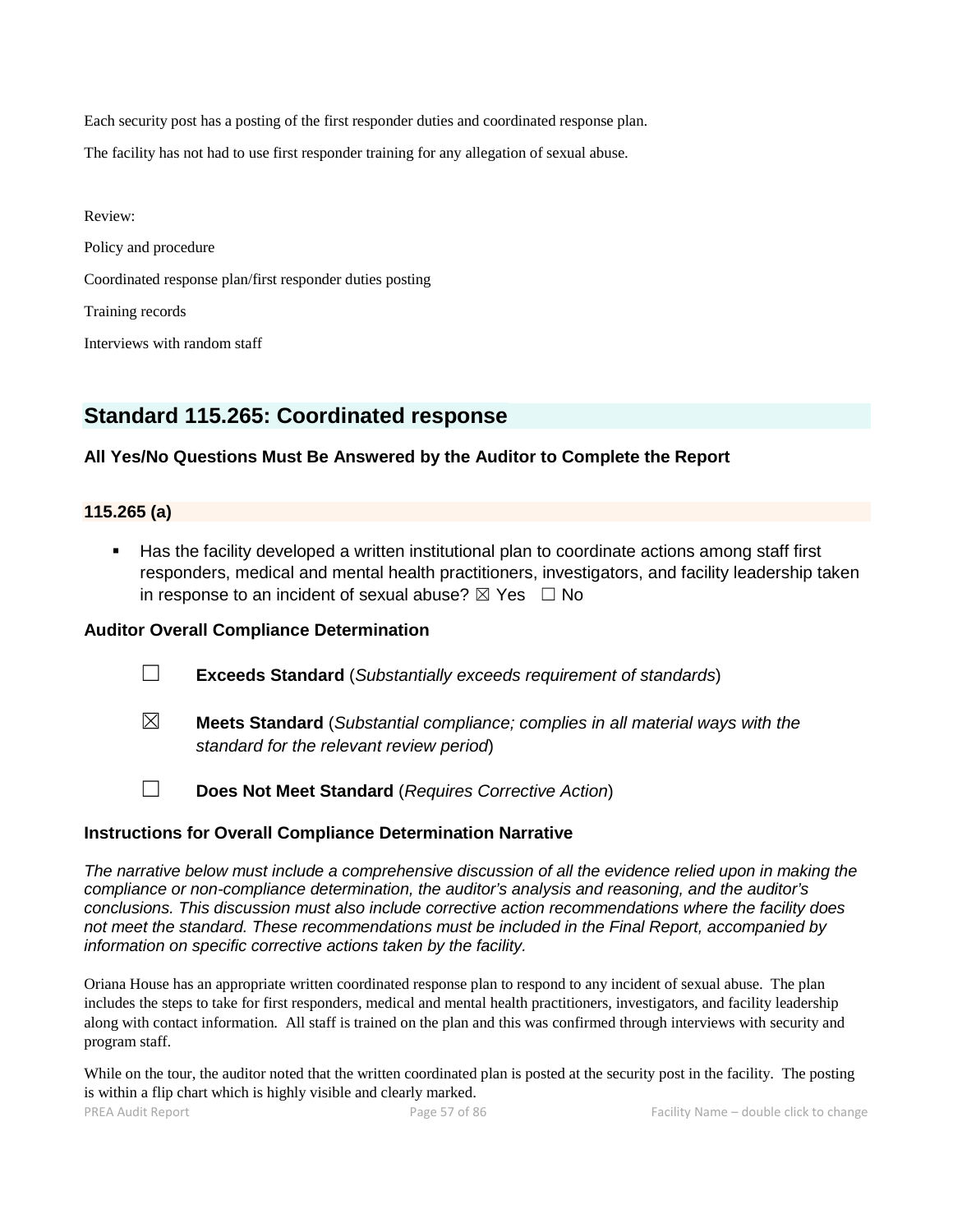Each security post has a posting of the first responder duties and coordinated response plan.

The facility has not had to use first responder training for any allegation of sexual abuse.

Review:

Policy and procedure

Coordinated response plan/first responder duties posting

Training records

Interviews with random staff

## Standard 115.265: Coordinated response

**All Yes/No Questions Must Be Answered by the Auditor to Complete the Report**

### 115.265 (a)

- Has the facility developed a written institutional plan to coordinate actions among staff first responders, medical and mental health practitioners, investigators, and facility leadership taken in response to an incident of sexual abuse? ☒ Yes ☐ No

### Auditor Overall Compliance Determination

☐ **Exceeds Standard** (*Substantially exceeds requirement of standards*)

☒ **Meets Standard** (*Substantial compliance; complies in all material ways with the standard for the relevant review period*)

☐ **Does Not Meet Standard** (*Requires Corrective Action*)

### Instructions for Overall Compliance Determination Narrative

*The narrative below must include a comprehensive discussion of all the evidence relied upon in making the compliance or non-compliance determination, the auditor's analysis and reasoning, and the auditor's conclusions. This discussion must also include corrective action recommendations where the facility does not meet the standard. These recommendations must be included in the Final Report, accompanied by information on specific corrective actions taken by the facility.*

Oriana House has an appropriate written coordinated response plan to respond to any incident of sexual abuse. The plan includes the steps to take for first responders, medical and mental health practitioners, investigators, and facility leadership along with contact information. All staff is trained on the plan and this was confirmed through interviews with security and program staff.

While on the tour, the auditor noted that the written coordinated plan is posted at the security post in the facility. The posting is within a flip chart which is highly visible and clearly marked.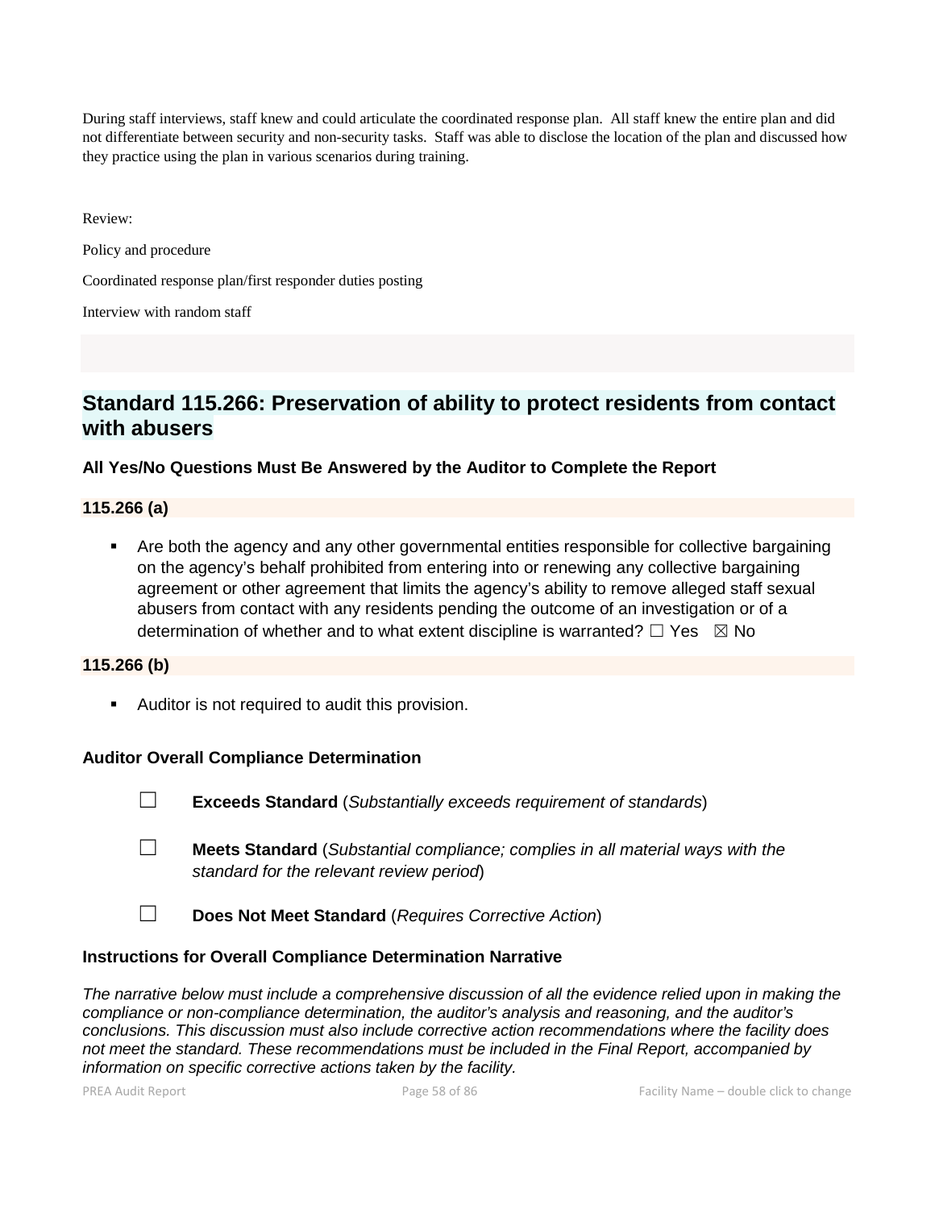During staff interviews, staff knew and could articulate the coordinated response plan. All staff knew the entire plan and did not differentiate between security and non-security tasks. Staff was able to disclose the location of the plan and discussed how they practice using the plan in various scenarios during training.

Review:

Policy and procedure

Coordinated response plan/first responder duties posting

Interview with random staff

## Standard 115.266: Preservation of ability to protect residents from contact with abusers

### All Yes/No Questions Must Be Answered by the Auditor to Complete the Report

**115.266 (a)**

- Are both the agency and any other governmental entities responsible for collective bargaining on the agency's behalf prohibited from entering into or renewing any collective bargaining agreement or other agreement that limits the agency's ability to remove alleged staff sexual abusers from contact with any residents pending the outcome of an investigation or of a determination of whether and to what extent discipline is warranted? ☐ Yes ☒ No

**115.266 (b)**

- Auditor is not required to audit this provision.

### Auditor Overall Compliance Determination

☐ **Exceeds Standard** (*Substantially exceeds requirement of standards*)

☐ **Meets Standard** (*Substantial compliance; complies in all material ways with the standard for the relevant review period*)

☐ **Does Not Meet Standard** (*Requires Corrective Action*)

### Instructions for Overall Compliance Determination Narrative

*The narrative below must include a comprehensive discussion of all the evidence relied upon in making the compliance or non-compliance determination, the auditor's analysis and reasoning, and the auditor's conclusions. This discussion must also include corrective action recommendations where the facility does not meet the standard. These recommendations must be included in the Final Report, accompanied by information on specific corrective actions taken by the facility.*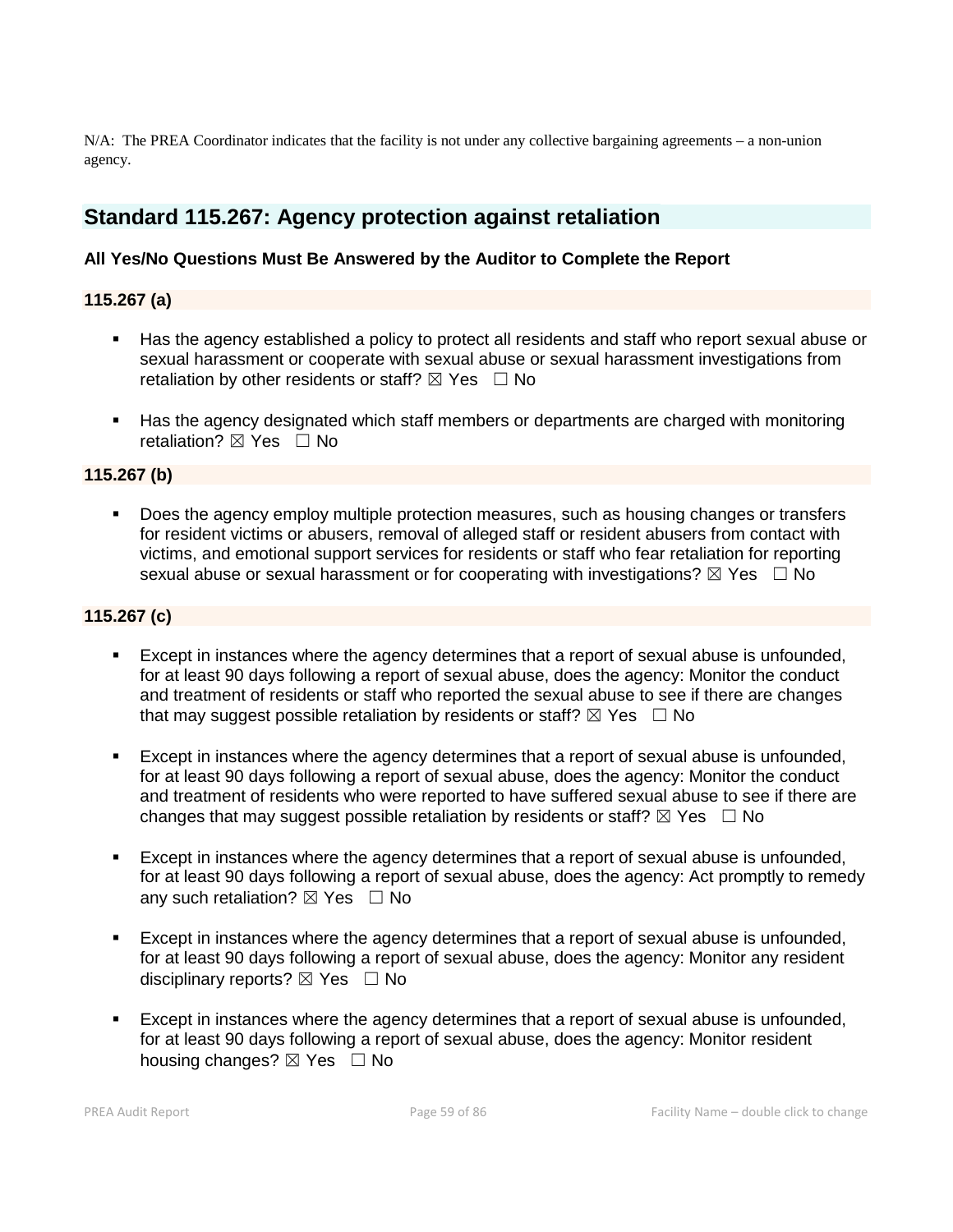N/A: The PREA Coordinator indicates that the facility is not under any collective bargaining agreements – a non-union agency.

## Standard 115.267: Agency protection against retaliation

**All Yes/No Questions Must Be Answered by the Auditor to Complete the Report**

### 115.267 (a)

- Has the agency established a policy to protect all residents and staff who report sexual abuse or sexual harassment or cooperate with sexual abuse or sexual harassment investigations from retaliation by other residents or staff? ☒ Yes ☐ No

- Has the agency designated which staff members or departments are charged with monitoring retaliation? ☒ Yes ☐ No

### 115.267 (b)

- Does the agency employ multiple protection measures, such as housing changes or transfers for resident victims or abusers, removal of alleged staff or resident abusers from contact with victims, and emotional support services for residents or staff who fear retaliation for reporting sexual abuse or sexual harassment or for cooperating with investigations? ☒ Yes ☐ No

### 115.267 (c)

- Except in instances where the agency determines that a report of sexual abuse is unfounded, for at least 90 days following a report of sexual abuse, does the agency: Monitor the conduct and treatment of residents or staff who reported the sexual abuse to see if there are changes that may suggest possible retaliation by residents or staff? ☒ Yes ☐ No

- Except in instances where the agency determines that a report of sexual abuse is unfounded, for at least 90 days following a report of sexual abuse, does the agency: Monitor the conduct and treatment of residents who were reported to have suffered sexual abuse to see if there are changes that may suggest possible retaliation by residents or staff? ☒ Yes ☐ No

- Except in instances where the agency determines that a report of sexual abuse is unfounded, for at least 90 days following a report of sexual abuse, does the agency: Act promptly to remedy any such retaliation? ☒ Yes ☐ No

- Except in instances where the agency determines that a report of sexual abuse is unfounded, for at least 90 days following a report of sexual abuse, does the agency: Monitor any resident disciplinary reports? ☒ Yes ☐ No

- Except in instances where the agency determines that a report of sexual abuse is unfounded, for at least 90 days following a report of sexual abuse, does the agency: Monitor resident housing changes? ☒ Yes ☐ No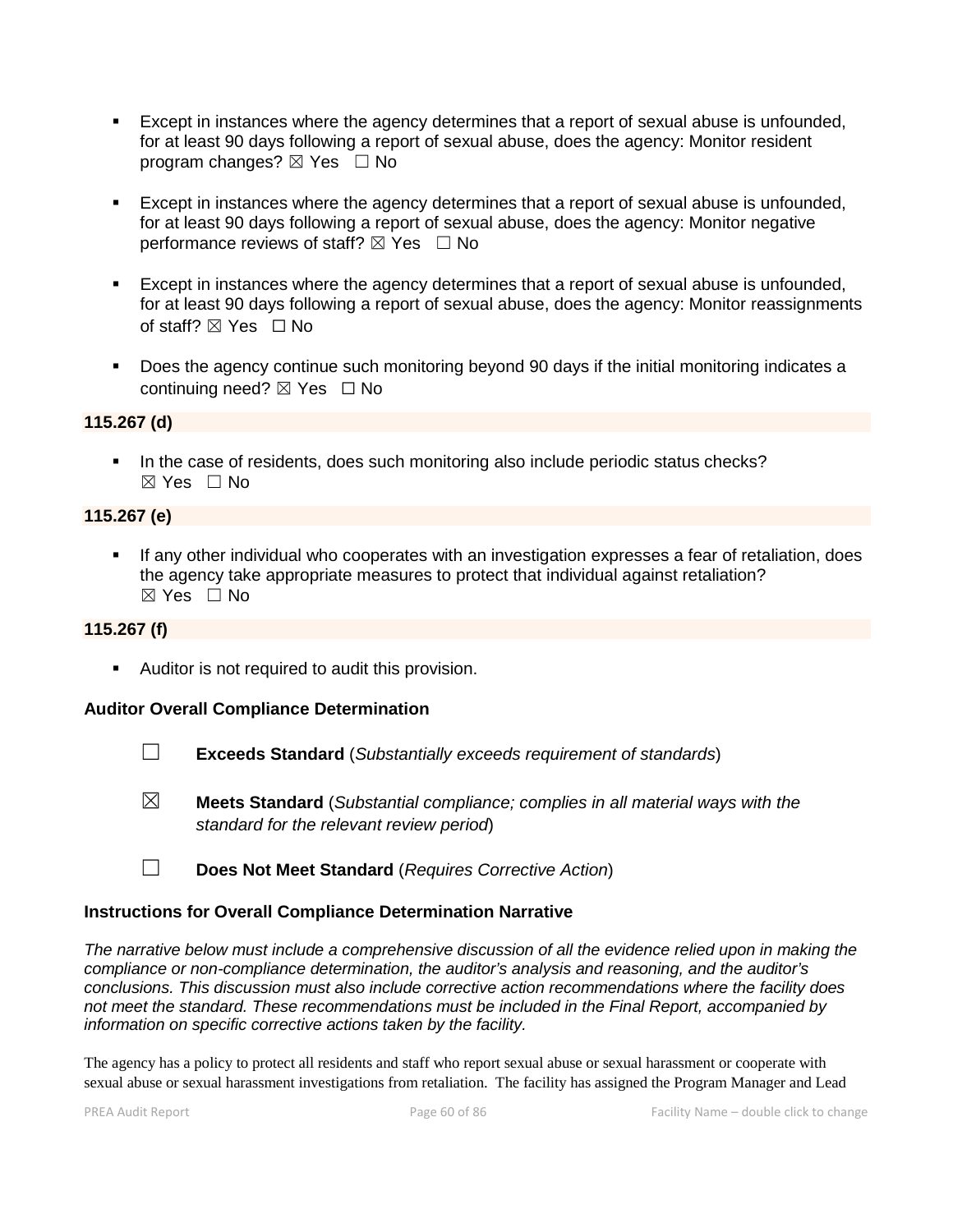- Except in instances where the agency determines that a report of sexual abuse is unfounded, for at least 90 days following a report of sexual abuse, does the agency: Monitor resident program changes? ☒ Yes ☐ No

- Except in instances where the agency determines that a report of sexual abuse is unfounded, for at least 90 days following a report of sexual abuse, does the agency: Monitor negative performance reviews of staff? ☒ Yes ☐ No

- Except in instances where the agency determines that a report of sexual abuse is unfounded, for at least 90 days following a report of sexual abuse, does the agency: Monitor reassignments of staff? ☒ Yes ☐ No

- Does the agency continue such monitoring beyond 90 days if the initial monitoring indicates a continuing need? ☒ Yes ☐ No

**115.267 (d)**

- In the case of residents, does such monitoring also include periodic status checks? ☒ Yes ☐ No

**115.267 (e)**

- If any other individual who cooperates with an investigation expresses a fear of retaliation, does the agency take appropriate measures to protect that individual against retaliation? ☒ Yes ☐ No

**115.267 (f)**

- Auditor is not required to audit this provision.

**Auditor Overall Compliance Determination**

☐ **Exceeds Standard** (*Substantially exceeds requirement of standards*)

☒ **Meets Standard** (*Substantial compliance; complies in all material ways with the standard for the relevant review period*)

☐ **Does Not Meet Standard** (*Requires Corrective Action*)

**Instructions for Overall Compliance Determination Narrative**

*The narrative below must include a comprehensive discussion of all the evidence relied upon in making the compliance or non-compliance determination, the auditor's analysis and reasoning, and the auditor's conclusions. This discussion must also include corrective action recommendations where the facility does not meet the standard. These recommendations must be included in the Final Report, accompanied by information on specific corrective actions taken by the facility.*

The agency has a policy to protect all residents and staff who report sexual abuse or sexual harassment or cooperate with sexual abuse or sexual harassment investigations from retaliation. The facility has assigned the Program Manager and Lead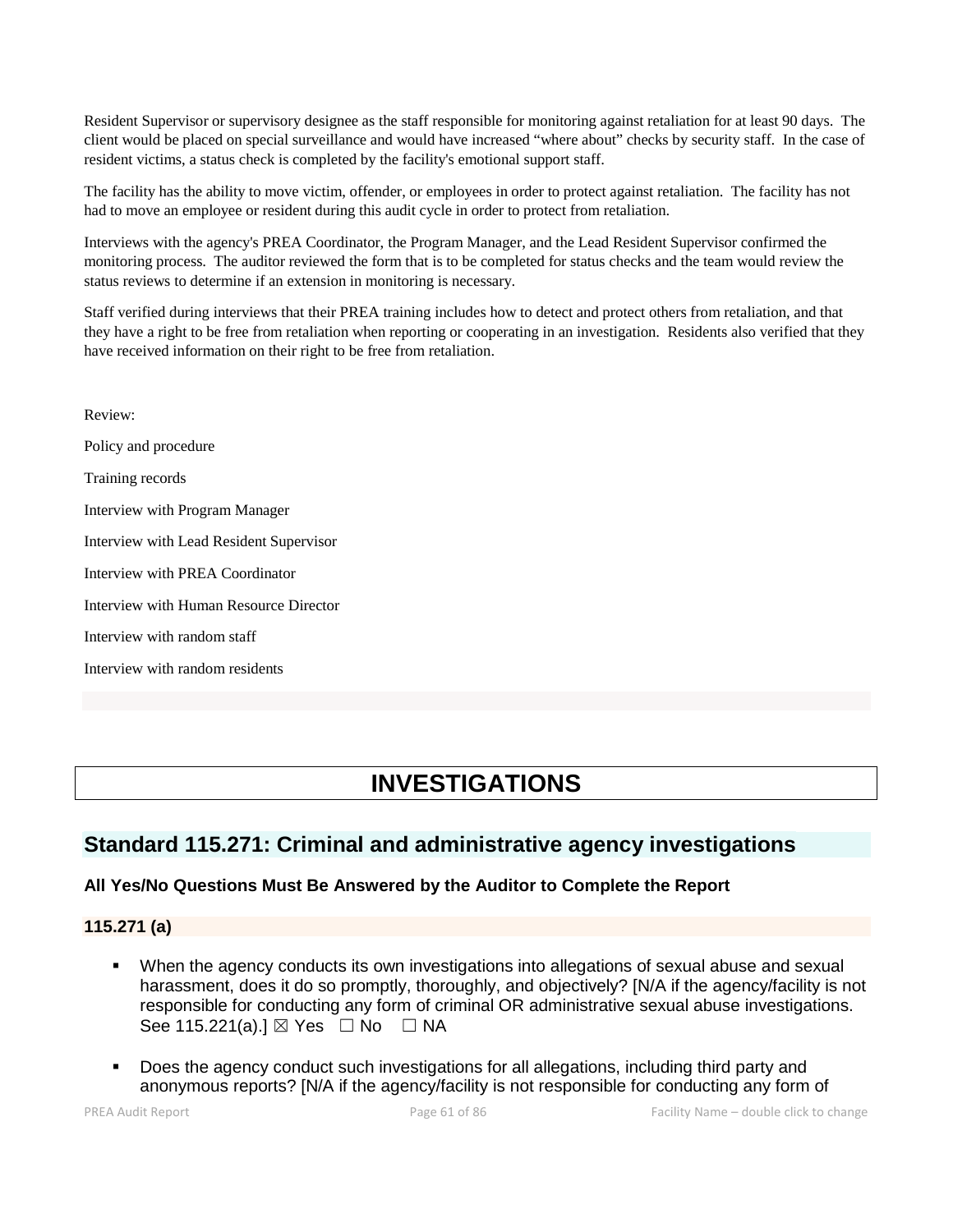Resident Supervisor or supervisory designee as the staff responsible for monitoring against retaliation for at least 90 days. The client would be placed on special surveillance and would have increased "where about" checks by security staff. In the case of resident victims, a status check is completed by the facility's emotional support staff.

The facility has the ability to move victim, offender, or employees in order to protect against retaliation. The facility has not had to move an employee or resident during this audit cycle in order to protect from retaliation.

Interviews with the agency's PREA Coordinator, the Program Manager, and the Lead Resident Supervisor confirmed the monitoring process. The auditor reviewed the form that is to be completed for status checks and the team would review the status reviews to determine if an extension in monitoring is necessary.

Staff verified during interviews that their PREA training includes how to detect and protect others from retaliation, and that they have a right to be free from retaliation when reporting or cooperating in an investigation. Residents also verified that they have received information on their right to be free from retaliation.

Review:

Policy and procedure

Training records

Interview with Program Manager

Interview with Lead Resident Supervisor

Interview with PREA Coordinator

Interview with Human Resource Director

Interview with random staff

Interview with random residents

# INVESTIGATIONS

## Standard 115.271: Criminal and administrative agency investigations

### All Yes/No Questions Must Be Answered by the Auditor to Complete the Report

#### 115.271 (a)

- When the agency conducts its own investigations into allegations of sexual abuse and sexual harassment, does it do so promptly, thoroughly, and objectively? [N/A if the agency/facility is not responsible for conducting any form of criminal OR administrative sexual abuse investigations. See 115.221(a).] ☒ Yes ☐ No ☐ NA

- Does the agency conduct such investigations for all allegations, including third party and anonymous reports? [N/A if the agency/facility is not responsible for conducting any form of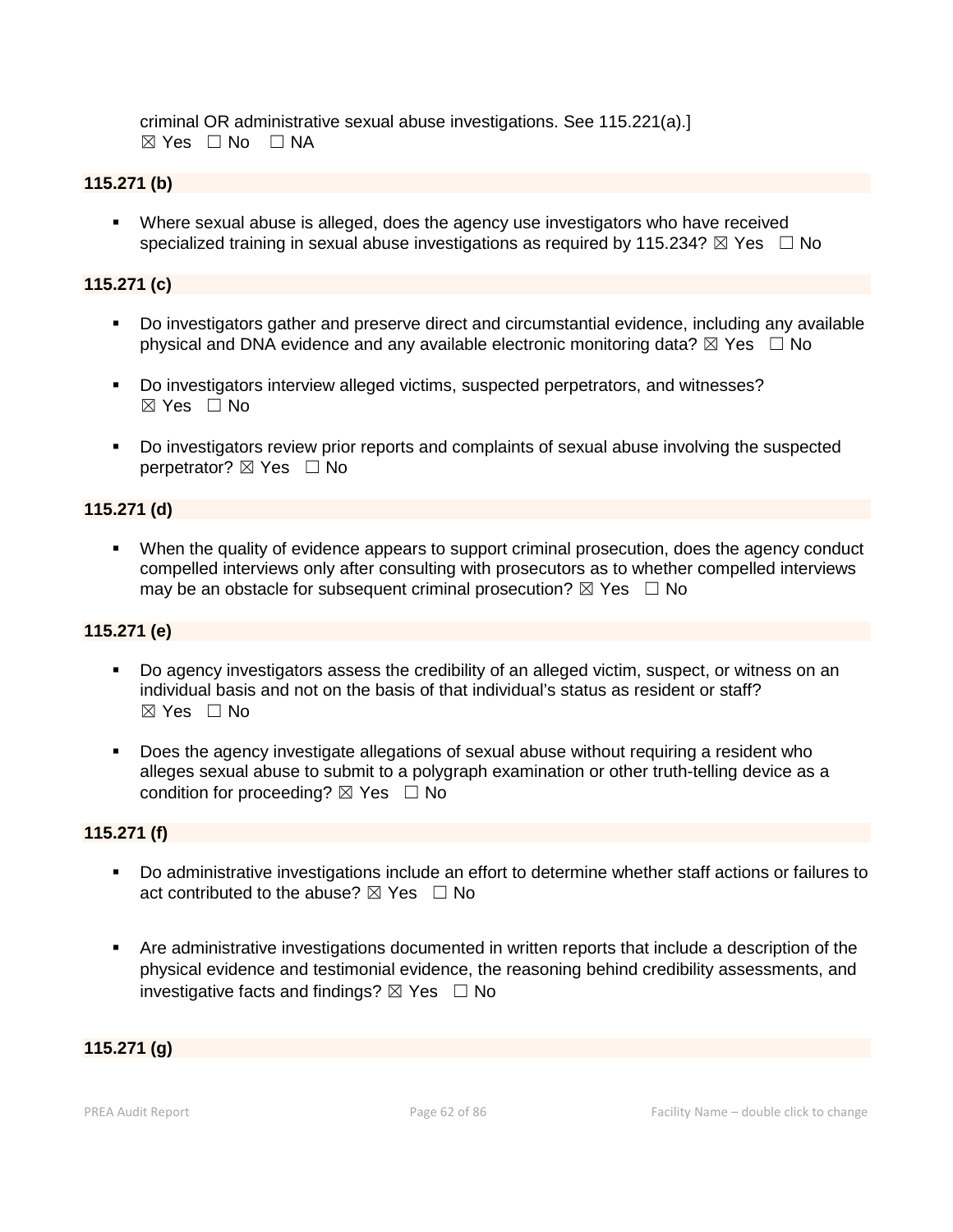criminal OR administrative sexual abuse investigations. See 115.221(a).]
☒ Yes ☐ No ☐ NA

**115.271 (b)**

- Where sexual abuse is alleged, does the agency use investigators who have received specialized training in sexual abuse investigations as required by 115.234? ☒ Yes ☐ No

**115.271 (c)**

- Do investigators gather and preserve direct and circumstantial evidence, including any available physical and DNA evidence and any available electronic monitoring data? ☒ Yes ☐ No

- Do investigators interview alleged victims, suspected perpetrators, and witnesses? ☒ Yes ☐ No

- Do investigators review prior reports and complaints of sexual abuse involving the suspected perpetrator? ☒ Yes ☐ No

**115.271 (d)**

- When the quality of evidence appears to support criminal prosecution, does the agency conduct compelled interviews only after consulting with prosecutors as to whether compelled interviews may be an obstacle for subsequent criminal prosecution? ☒ Yes ☐ No

**115.271 (e)**

- Do agency investigators assess the credibility of an alleged victim, suspect, or witness on an individual basis and not on the basis of that individual's status as resident or staff? ☒ Yes ☐ No

- Does the agency investigate allegations of sexual abuse without requiring a resident who alleges sexual abuse to submit to a polygraph examination or other truth-telling device as a condition for proceeding? ☒ Yes ☐ No

**115.271 (f)**

- Do administrative investigations include an effort to determine whether staff actions or failures to act contributed to the abuse? ☒ Yes ☐ No

- Are administrative investigations documented in written reports that include a description of the physical evidence and testimonial evidence, the reasoning behind credibility assessments, and investigative facts and findings? ☒ Yes ☐ No

**115.271 (g)**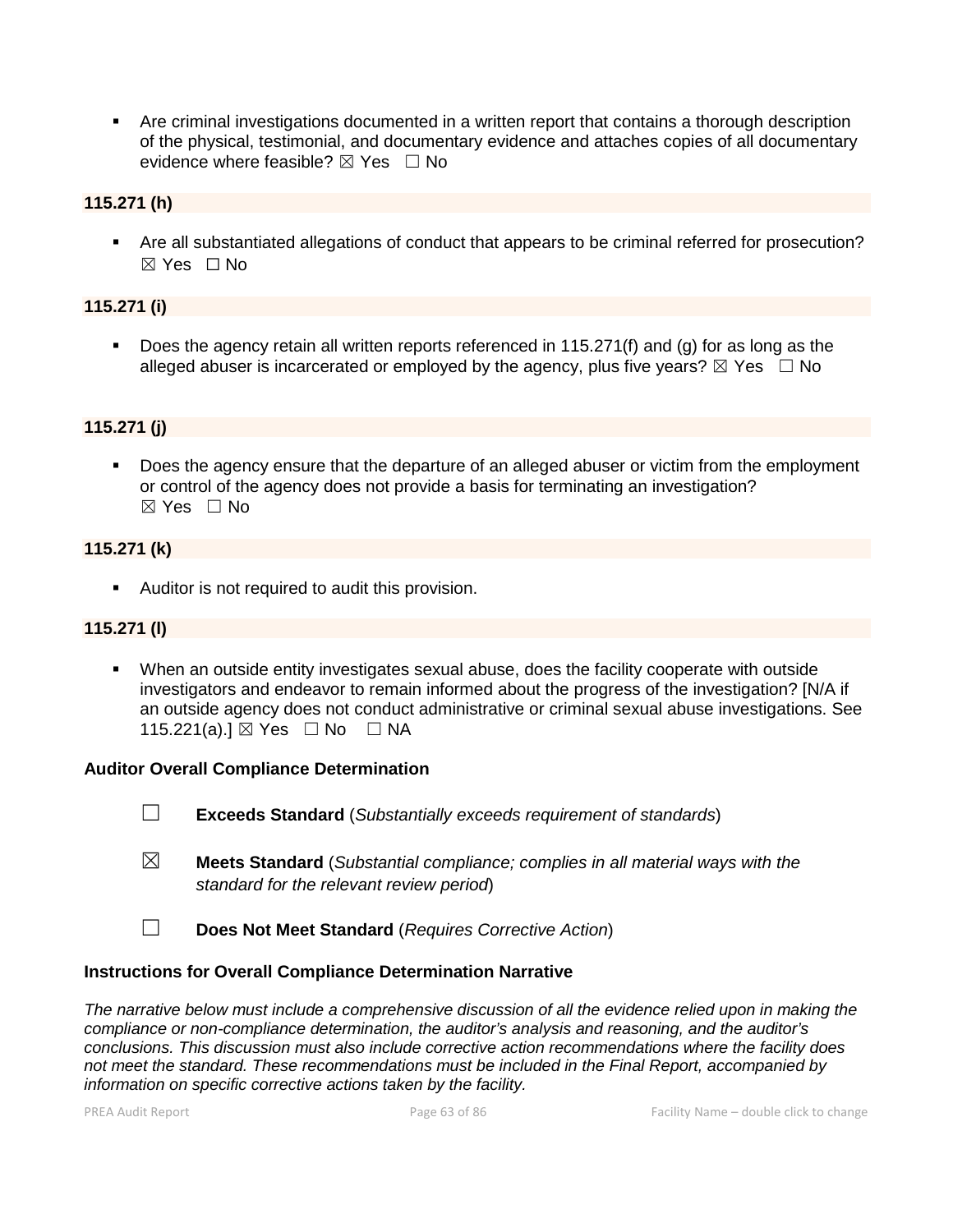- Are criminal investigations documented in a written report that contains a thorough description of the physical, testimonial, and documentary evidence and attaches copies of all documentary evidence where feasible? ☒ Yes ☐ No

**115.271 (h)**

- Are all substantiated allegations of conduct that appears to be criminal referred for prosecution? ☒ Yes ☐ No

**115.271 (i)**

- Does the agency retain all written reports referenced in 115.271(f) and (g) for as long as the alleged abuser is incarcerated or employed by the agency, plus five years? ☒ Yes ☐ No

**115.271 (j)**

- Does the agency ensure that the departure of an alleged abuser or victim from the employment or control of the agency does not provide a basis for terminating an investigation? ☒ Yes ☐ No

**115.271 (k)**

- Auditor is not required to audit this provision.

**115.271 (l)**

- When an outside entity investigates sexual abuse, does the facility cooperate with outside investigators and endeavor to remain informed about the progress of the investigation? [N/A if an outside agency does not conduct administrative or criminal sexual abuse investigations. See 115.221(a).] ☒ Yes ☐ No ☐ NA

**Auditor Overall Compliance Determination**

☐ **Exceeds Standard** (*Substantially exceeds requirement of standards*)

☒ **Meets Standard** (*Substantial compliance; complies in all material ways with the standard for the relevant review period*)

☐ **Does Not Meet Standard** (*Requires Corrective Action*)

**Instructions for Overall Compliance Determination Narrative**

*The narrative below must include a comprehensive discussion of all the evidence relied upon in making the compliance or non-compliance determination, the auditor's analysis and reasoning, and the auditor's conclusions. This discussion must also include corrective action recommendations where the facility does not meet the standard. These recommendations must be included in the Final Report, accompanied by information on specific corrective actions taken by the facility.*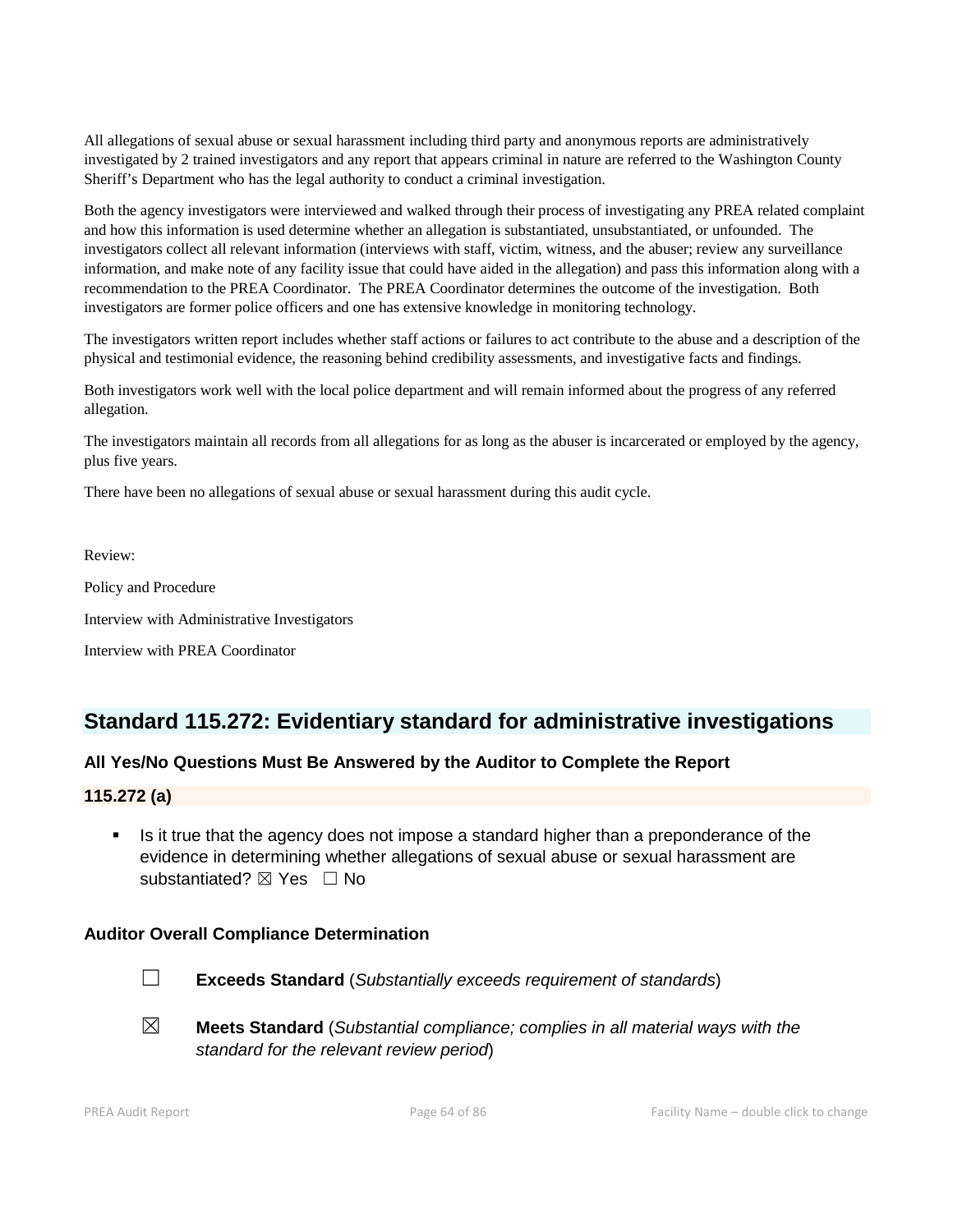All allegations of sexual abuse or sexual harassment including third party and anonymous reports are administratively investigated by 2 trained investigators and any report that appears criminal in nature are referred to the Washington County Sheriff's Department who has the legal authority to conduct a criminal investigation.

Both the agency investigators were interviewed and walked through their process of investigating any PREA related complaint and how this information is used determine whether an allegation is substantiated, unsubstantiated, or unfounded. The investigators collect all relevant information (interviews with staff, victim, witness, and the abuser; review any surveillance information, and make note of any facility issue that could have aided in the allegation) and pass this information along with a recommendation to the PREA Coordinator. The PREA Coordinator determines the outcome of the investigation. Both investigators are former police officers and one has extensive knowledge in monitoring technology.

The investigators written report includes whether staff actions or failures to act contribute to the abuse and a description of the physical and testimonial evidence, the reasoning behind credibility assessments, and investigative facts and findings.

Both investigators work well with the local police department and will remain informed about the progress of any referred allegation.

The investigators maintain all records from all allegations for as long as the abuser is incarcerated or employed by the agency, plus five years.

There have been no allegations of sexual abuse or sexual harassment during this audit cycle.

Review:

Policy and Procedure

Interview with Administrative Investigators

Interview with PREA Coordinator

## Standard 115.272: Evidentiary standard for administrative investigations

### All Yes/No Questions Must Be Answered by the Auditor to Complete the Report

#### 115.272 (a)

- Is it true that the agency does not impose a standard higher than a preponderance of the evidence in determining whether allegations of sexual abuse or sexual harassment are substantiated? ☒ Yes ☐ No

### Auditor Overall Compliance Determination

☐ **Exceeds Standard** (*Substantially exceeds requirement of standards*)

☒ **Meets Standard** (*Substantial compliance; complies in all material ways with the standard for the relevant review period*)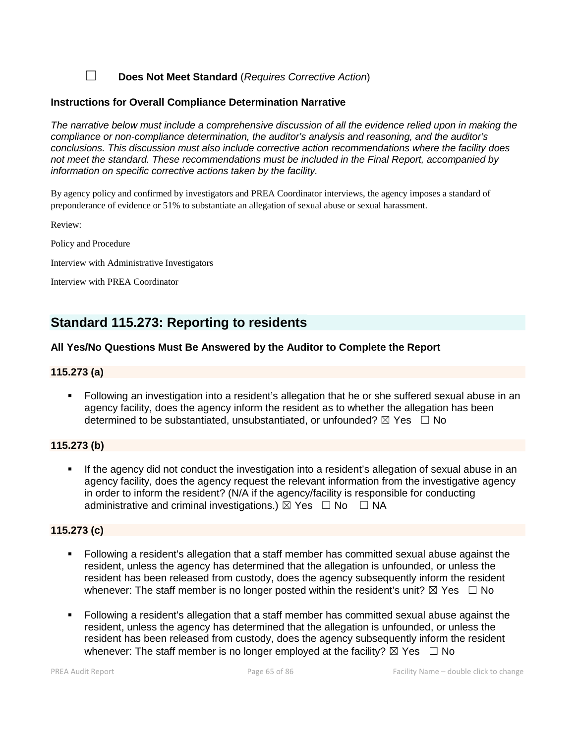☐ **Does Not Meet Standard** (*Requires Corrective Action*)

**Instructions for Overall Compliance Determination Narrative**

*The narrative below must include a comprehensive discussion of all the evidence relied upon in making the compliance or non-compliance determination, the auditor's analysis and reasoning, and the auditor's conclusions. This discussion must also include corrective action recommendations where the facility does not meet the standard. These recommendations must be included in the Final Report, accompanied by information on specific corrective actions taken by the facility.*

By agency policy and confirmed by investigators and PREA Coordinator interviews, the agency imposes a standard of preponderance of evidence or 51% to substantiate an allegation of sexual abuse or sexual harassment.

Review:

Policy and Procedure

Interview with Administrative Investigators

Interview with PREA Coordinator

## Standard 115.273: Reporting to residents

**All Yes/No Questions Must Be Answered by the Auditor to Complete the Report**

**115.273 (a)**

- Following an investigation into a resident's allegation that he or she suffered sexual abuse in an agency facility, does the agency inform the resident as to whether the allegation has been determined to be substantiated, unsubstantiated, or unfounded? ☒ Yes ☐ No

**115.273 (b)**

- If the agency did not conduct the investigation into a resident's allegation of sexual abuse in an agency facility, does the agency request the relevant information from the investigative agency in order to inform the resident? (N/A if the agency/facility is responsible for conducting administrative and criminal investigations.) ☒ Yes ☐ No ☐ NA

**115.273 (c)**

- Following a resident's allegation that a staff member has committed sexual abuse against the resident, unless the agency has determined that the allegation is unfounded, or unless the resident has been released from custody, does the agency subsequently inform the resident whenever: The staff member is no longer posted within the resident's unit? ☒ Yes ☐ No
- Following a resident's allegation that a staff member has committed sexual abuse against the resident, unless the agency has determined that the allegation is unfounded, or unless the resident has been released from custody, does the agency subsequently inform the resident whenever: The staff member is no longer employed at the facility? ☒ Yes ☐ No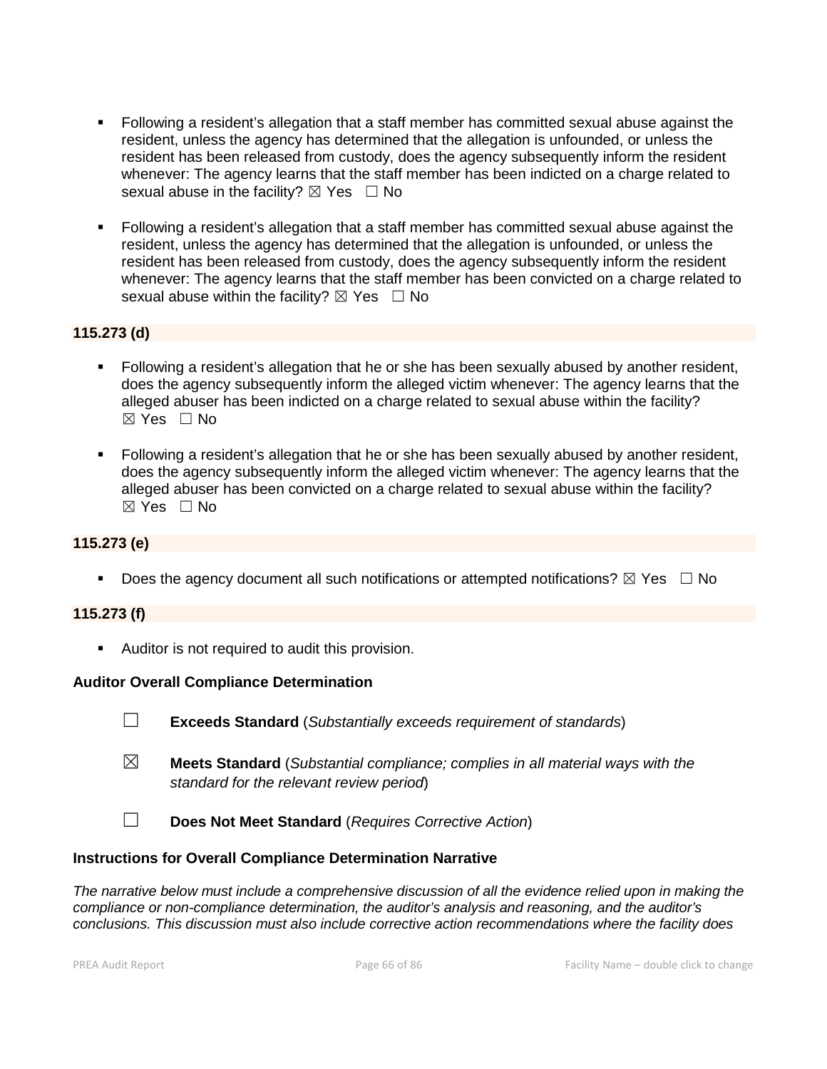- Following a resident's allegation that a staff member has committed sexual abuse against the resident, unless the agency has determined that the allegation is unfounded, or unless the resident has been released from custody, does the agency subsequently inform the resident whenever: The agency learns that the staff member has been indicted on a charge related to sexual abuse in the facility? ☒ Yes ☐ No

- Following a resident's allegation that a staff member has committed sexual abuse against the resident, unless the agency has determined that the allegation is unfounded, or unless the resident has been released from custody, does the agency subsequently inform the resident whenever: The agency learns that the staff member has been convicted on a charge related to sexual abuse within the facility? ☒ Yes ☐ No

**115.273 (d)**

- Following a resident's allegation that he or she has been sexually abused by another resident, does the agency subsequently inform the alleged victim whenever: The agency learns that the alleged abuser has been indicted on a charge related to sexual abuse within the facility? ☒ Yes ☐ No

- Following a resident's allegation that he or she has been sexually abused by another resident, does the agency subsequently inform the alleged victim whenever: The agency learns that the alleged abuser has been convicted on a charge related to sexual abuse within the facility? ☒ Yes ☐ No

**115.273 (e)**

- Does the agency document all such notifications or attempted notifications? ☒ Yes ☐ No

**115.273 (f)**

- Auditor is not required to audit this provision.

**Auditor Overall Compliance Determination**

☐ **Exceeds Standard** (*Substantially exceeds requirement of standards*)

☒ **Meets Standard** (*Substantial compliance; complies in all material ways with the standard for the relevant review period*)

☐ **Does Not Meet Standard** (*Requires Corrective Action*)

**Instructions for Overall Compliance Determination Narrative**

*The narrative below must include a comprehensive discussion of all the evidence relied upon in making the compliance or non-compliance determination, the auditor's analysis and reasoning, and the auditor's conclusions. This discussion must also include corrective action recommendations where the facility does*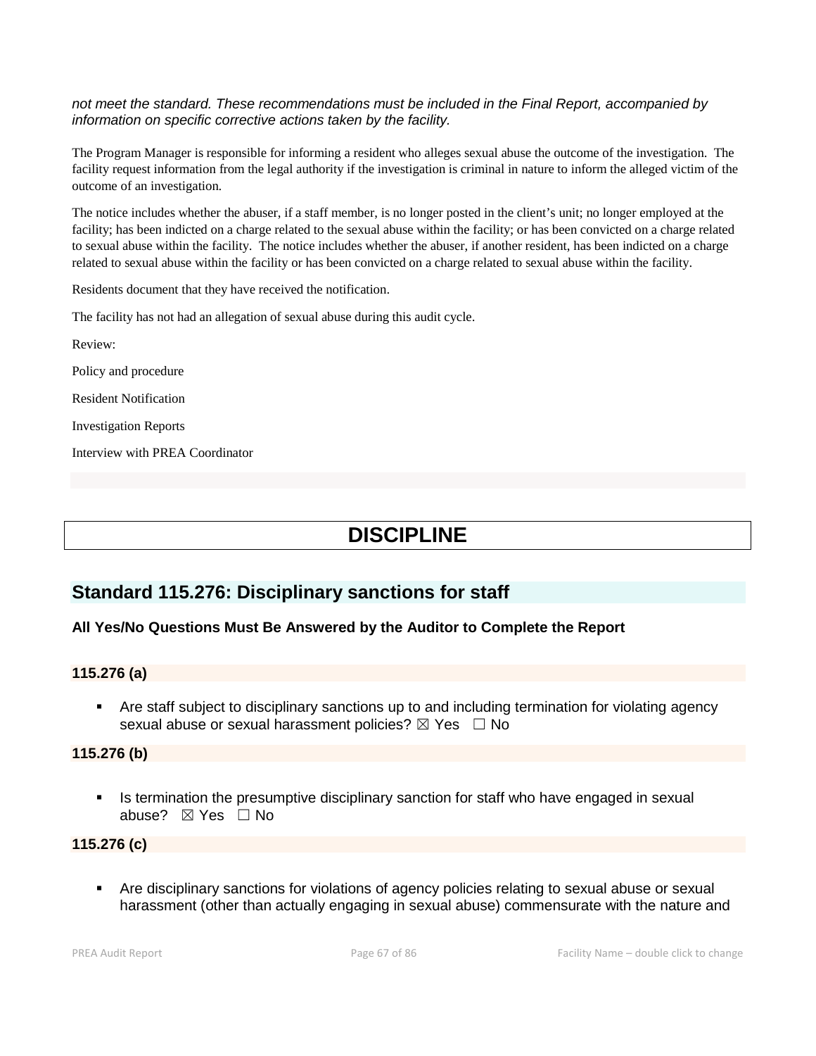*not meet the standard. These recommendations must be included in the Final Report, accompanied by information on specific corrective actions taken by the facility.*

The Program Manager is responsible for informing a resident who alleges sexual abuse the outcome of the investigation. The facility request information from the legal authority if the investigation is criminal in nature to inform the alleged victim of the outcome of an investigation.

The notice includes whether the abuser, if a staff member, is no longer posted in the client's unit; no longer employed at the facility; has been indicted on a charge related to the sexual abuse within the facility; or has been convicted on a charge related to sexual abuse within the facility. The notice includes whether the abuser, if another resident, has been indicted on a charge related to sexual abuse within the facility or has been convicted on a charge related to sexual abuse within the facility.

Residents document that they have received the notification.

The facility has not had an allegation of sexual abuse during this audit cycle.

Review:

Policy and procedure

Resident Notification

Investigation Reports

Interview with PREA Coordinator

# DISCIPLINE

## Standard 115.276: Disciplinary sanctions for staff

**All Yes/No Questions Must Be Answered by the Auditor to Complete the Report**

**115.276 (a)**

- Are staff subject to disciplinary sanctions up to and including termination for violating agency sexual abuse or sexual harassment policies? ☒ Yes ☐ No

**115.276 (b)**

- Is termination the presumptive disciplinary sanction for staff who have engaged in sexual abuse? ☒ Yes ☐ No

**115.276 (c)**

- Are disciplinary sanctions for violations of agency policies relating to sexual abuse or sexual harassment (other than actually engaging in sexual abuse) commensurate with the nature and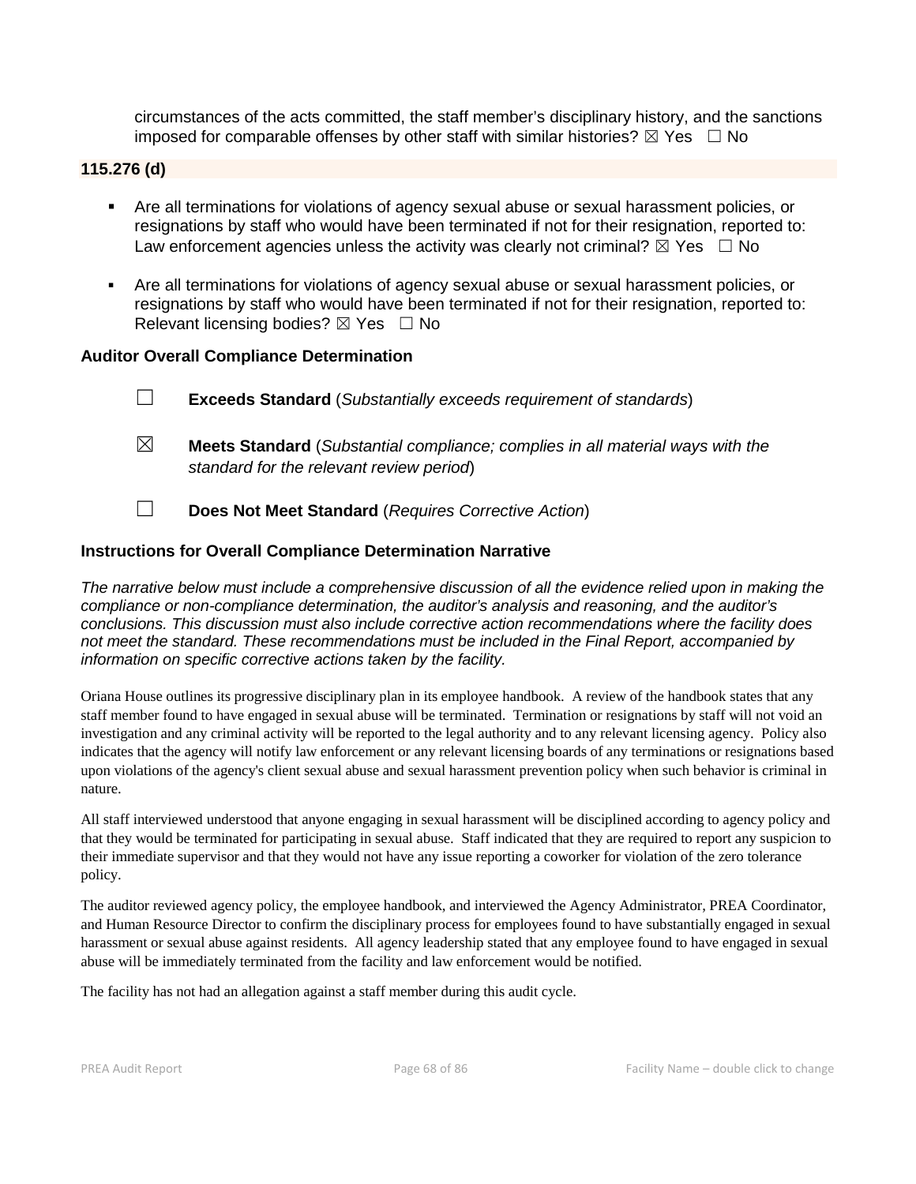circumstances of the acts committed, the staff member's disciplinary history, and the sanctions imposed for comparable offenses by other staff with similar histories? ☒ Yes ☐ No

**115.276 (d)**

- Are all terminations for violations of agency sexual abuse or sexual harassment policies, or resignations by staff who would have been terminated if not for their resignation, reported to: Law enforcement agencies unless the activity was clearly not criminal? ☒ Yes ☐ No
- Are all terminations for violations of agency sexual abuse or sexual harassment policies, or resignations by staff who would have been terminated if not for their resignation, reported to: Relevant licensing bodies? ☒ Yes ☐ No

### Auditor Overall Compliance Determination

☐ **Exceeds Standard** (*Substantially exceeds requirement of standards*)

☒ **Meets Standard** (*Substantial compliance; complies in all material ways with the standard for the relevant review period*)

☐ **Does Not Meet Standard** (*Requires Corrective Action*)

### Instructions for Overall Compliance Determination Narrative

*The narrative below must include a comprehensive discussion of all the evidence relied upon in making the compliance or non-compliance determination, the auditor's analysis and reasoning, and the auditor's conclusions. This discussion must also include corrective action recommendations where the facility does not meet the standard. These recommendations must be included in the Final Report, accompanied by information on specific corrective actions taken by the facility.*

Oriana House outlines its progressive disciplinary plan in its employee handbook. A review of the handbook states that any staff member found to have engaged in sexual abuse will be terminated. Termination or resignations by staff will not void an investigation and any criminal activity will be reported to the legal authority and to any relevant licensing agency. Policy also indicates that the agency will notify law enforcement or any relevant licensing boards of any terminations or resignations based upon violations of the agency's client sexual abuse and sexual harassment prevention policy when such behavior is criminal in nature.

All staff interviewed understood that anyone engaging in sexual harassment will be disciplined according to agency policy and that they would be terminated for participating in sexual abuse. Staff indicated that they are required to report any suspicion to their immediate supervisor and that they would not have any issue reporting a coworker for violation of the zero tolerance policy.

The auditor reviewed agency policy, the employee handbook, and interviewed the Agency Administrator, PREA Coordinator, and Human Resource Director to confirm the disciplinary process for employees found to have substantially engaged in sexual harassment or sexual abuse against residents. All agency leadership stated that any employee found to have engaged in sexual abuse will be immediately terminated from the facility and law enforcement would be notified.

The facility has not had an allegation against a staff member during this audit cycle.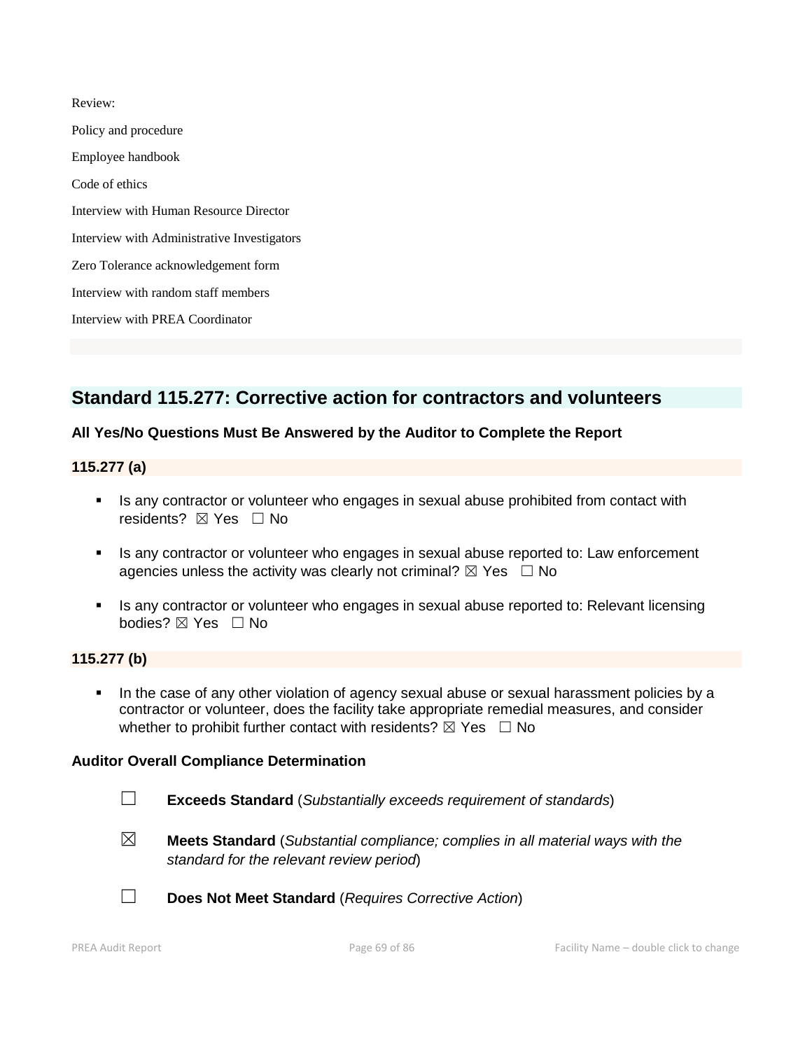Review:

Policy and procedure

Employee handbook

Code of ethics

Interview with Human Resource Director

Interview with Administrative Investigators

Zero Tolerance acknowledgement form

Interview with random staff members

Interview with PREA Coordinator

## Standard 115.277: Corrective action for contractors and volunteers

**All Yes/No Questions Must Be Answered by the Auditor to Complete the Report**

### 115.277 (a)

- Is any contractor or volunteer who engages in sexual abuse prohibited from contact with residents? ☒ Yes ☐ No
- Is any contractor or volunteer who engages in sexual abuse reported to: Law enforcement agencies unless the activity was clearly not criminal? ☒ Yes ☐ No
- Is any contractor or volunteer who engages in sexual abuse reported to: Relevant licensing bodies? ☒ Yes ☐ No

### 115.277 (b)

- In the case of any other violation of agency sexual abuse or sexual harassment policies by a contractor or volunteer, does the facility take appropriate remedial measures, and consider whether to prohibit further contact with residents? ☒ Yes ☐ No

**Auditor Overall Compliance Determination**

☐ **Exceeds Standard** (*Substantially exceeds requirement of standards*)

☒ **Meets Standard** (*Substantial compliance; complies in all material ways with the standard for the relevant review period*)

☐ **Does Not Meet Standard** (*Requires Corrective Action*)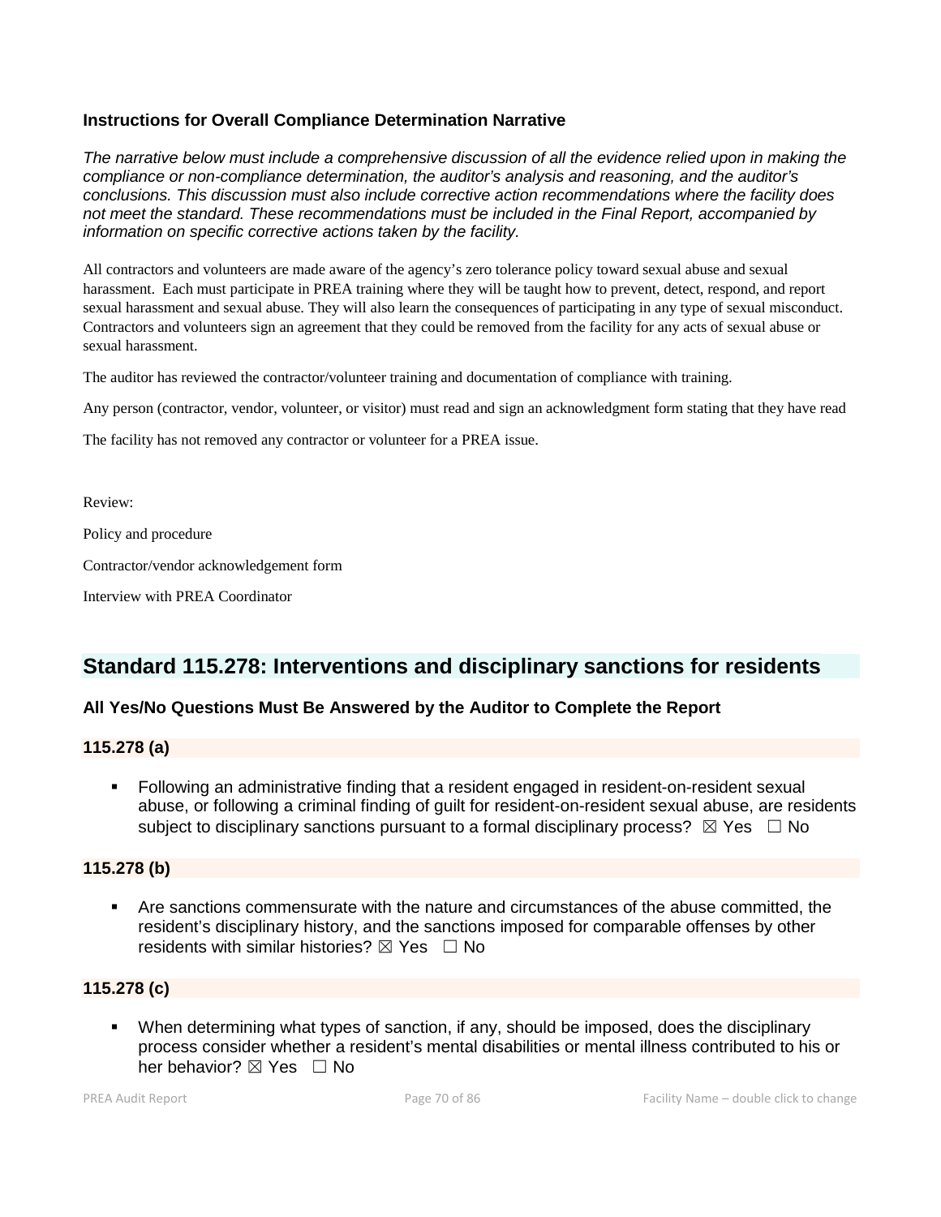### Instructions for Overall Compliance Determination Narrative

*The narrative below must include a comprehensive discussion of all the evidence relied upon in making the compliance or non-compliance determination, the auditor's analysis and reasoning, and the auditor's conclusions. This discussion must also include corrective action recommendations where the facility does not meet the standard. These recommendations must be included in the Final Report, accompanied by information on specific corrective actions taken by the facility.*

All contractors and volunteers are made aware of the agency's zero tolerance policy toward sexual abuse and sexual harassment. Each must participate in PREA training where they will be taught how to prevent, detect, respond, and report sexual harassment and sexual abuse. They will also learn the consequences of participating in any type of sexual misconduct. Contractors and volunteers sign an agreement that they could be removed from the facility for any acts of sexual abuse or sexual harassment.

The auditor has reviewed the contractor/volunteer training and documentation of compliance with training.

Any person (contractor, vendor, volunteer, or visitor) must read and sign an acknowledgment form stating that they have read

The facility has not removed any contractor or volunteer for a PREA issue.

Review:

Policy and procedure

Contractor/vendor acknowledgement form

Interview with PREA Coordinator

## Standard 115.278: Interventions and disciplinary sanctions for residents

### All Yes/No Questions Must Be Answered by the Auditor to Complete the Report

### 115.278 (a)

- Following an administrative finding that a resident engaged in resident-on-resident sexual abuse, or following a criminal finding of guilt for resident-on-resident sexual abuse, are residents subject to disciplinary sanctions pursuant to a formal disciplinary process? ☒ Yes ☐ No

### 115.278 (b)

- Are sanctions commensurate with the nature and circumstances of the abuse committed, the resident's disciplinary history, and the sanctions imposed for comparable offenses by other residents with similar histories? ☒ Yes ☐ No

### 115.278 (c)

- When determining what types of sanction, if any, should be imposed, does the disciplinary process consider whether a resident's mental disabilities or mental illness contributed to his or her behavior? ☒ Yes ☐ No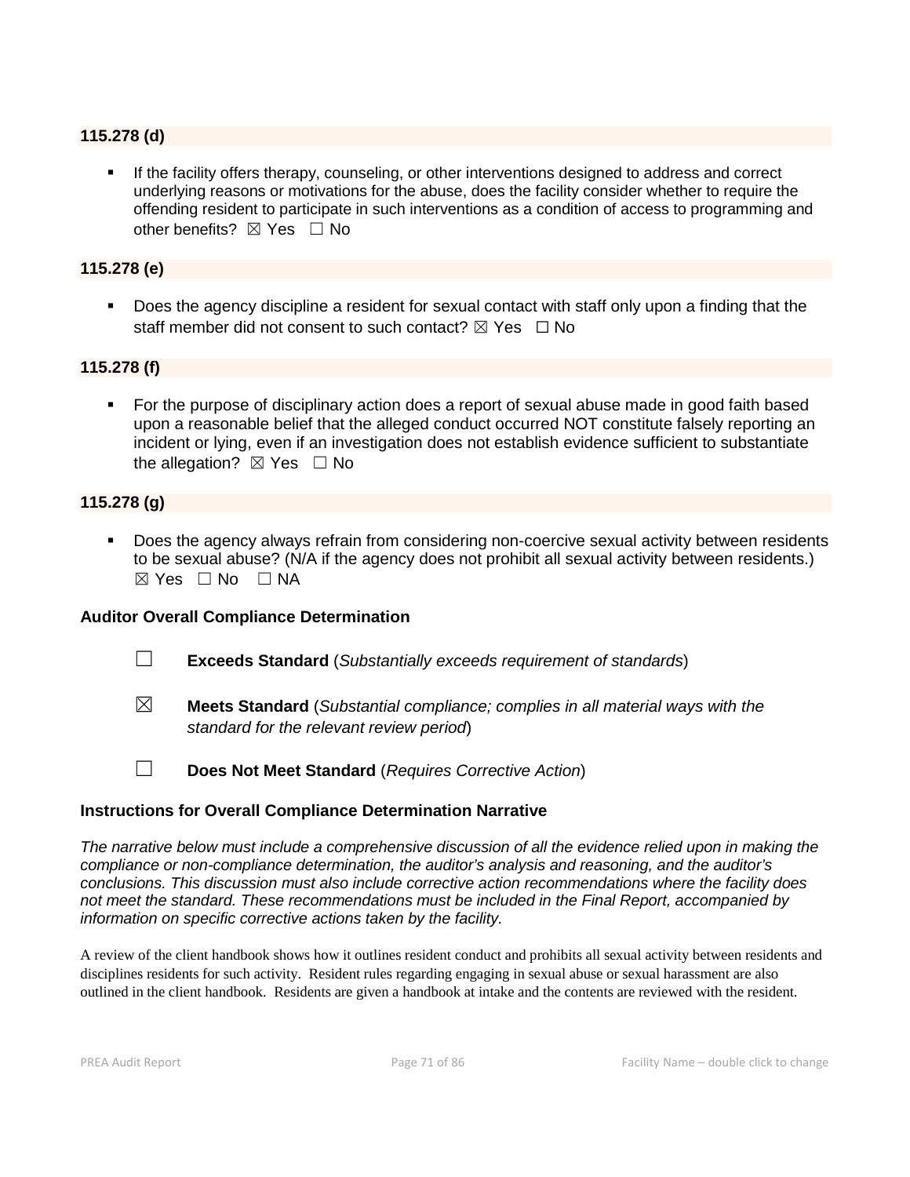### 115.278 (d)

- If the facility offers therapy, counseling, or other interventions designed to address and correct underlying reasons or motivations for the abuse, does the facility consider whether to require the offending resident to participate in such interventions as a condition of access to programming and other benefits? ☒ Yes ☐ No

### 115.278 (e)

- Does the agency discipline a resident for sexual contact with staff only upon a finding that the staff member did not consent to such contact? ☒ Yes ☐ No

### 115.278 (f)

- For the purpose of disciplinary action does a report of sexual abuse made in good faith based upon a reasonable belief that the alleged conduct occurred NOT constitute falsely reporting an incident or lying, even if an investigation does not establish evidence sufficient to substantiate the allegation? ☒ Yes ☐ No

### 115.278 (g)

- Does the agency always refrain from considering non-coercive sexual activity between residents to be sexual abuse? (N/A if the agency does not prohibit all sexual activity between residents.) ☒ Yes ☐ No ☐ NA

**Auditor Overall Compliance Determination**

☐ **Exceeds Standard** (*Substantially exceeds requirement of standards*)

☒ **Meets Standard** (*Substantial compliance; complies in all material ways with the standard for the relevant review period*)

☐ **Does Not Meet Standard** (*Requires Corrective Action*)

**Instructions for Overall Compliance Determination Narrative**

*The narrative below must include a comprehensive discussion of all the evidence relied upon in making the compliance or non-compliance determination, the auditor's analysis and reasoning, and the auditor's conclusions. This discussion must also include corrective action recommendations where the facility does not meet the standard. These recommendations must be included in the Final Report, accompanied by information on specific corrective actions taken by the facility.*

A review of the client handbook shows how it outlines resident conduct and prohibits all sexual activity between residents and disciplines residents for such activity. Resident rules regarding engaging in sexual abuse or sexual harassment are also outlined in the client handbook. Residents are given a handbook at intake and the contents are reviewed with the resident.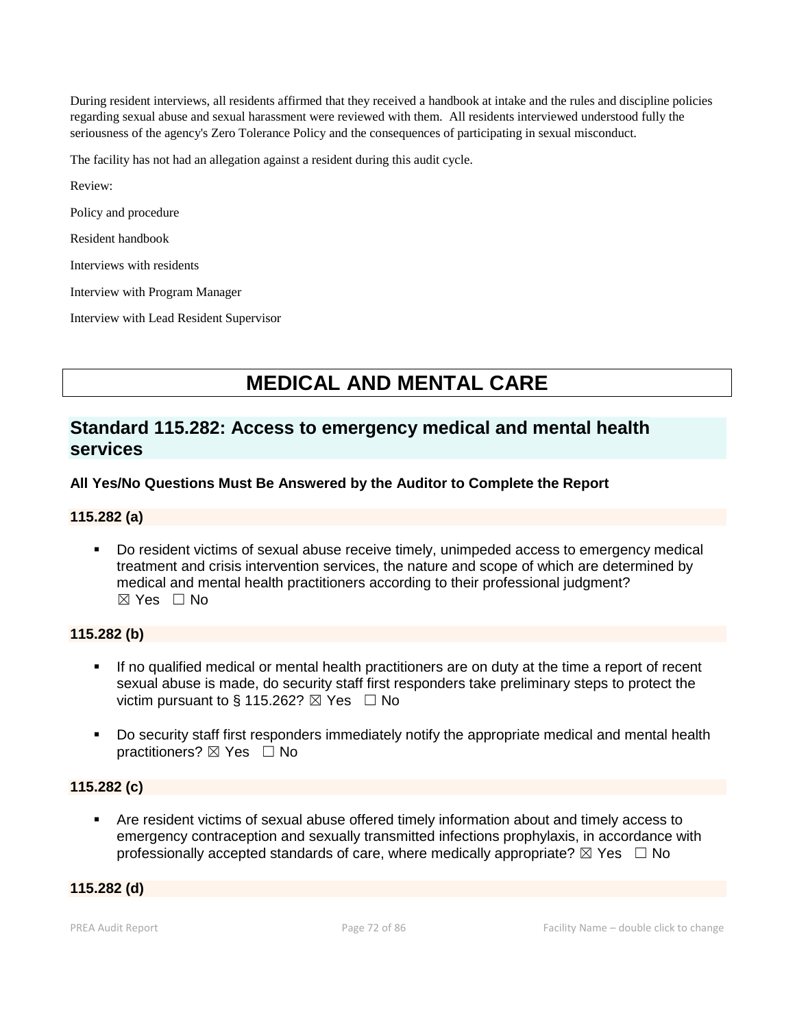During resident interviews, all residents affirmed that they received a handbook at intake and the rules and discipline policies regarding sexual abuse and sexual harassment were reviewed with them. All residents interviewed understood fully the seriousness of the agency's Zero Tolerance Policy and the consequences of participating in sexual misconduct.

The facility has not had an allegation against a resident during this audit cycle.

Review:

Policy and procedure

Resident handbook

Interviews with residents

Interview with Program Manager

Interview with Lead Resident Supervisor

# MEDICAL AND MENTAL CARE

## Standard 115.282: Access to emergency medical and mental health services

**All Yes/No Questions Must Be Answered by the Auditor to Complete the Report**

### 115.282 (a)

- Do resident victims of sexual abuse receive timely, unimpeded access to emergency medical treatment and crisis intervention services, the nature and scope of which are determined by medical and mental health practitioners according to their professional judgment? ☒ Yes ☐ No

### 115.282 (b)

- If no qualified medical or mental health practitioners are on duty at the time a report of recent sexual abuse is made, do security staff first responders take preliminary steps to protect the victim pursuant to § 115.262? ☒ Yes ☐ No

- Do security staff first responders immediately notify the appropriate medical and mental health practitioners? ☒ Yes ☐ No

### 115.282 (c)

- Are resident victims of sexual abuse offered timely information about and timely access to emergency contraception and sexually transmitted infections prophylaxis, in accordance with professionally accepted standards of care, where medically appropriate? ☒ Yes ☐ No

### 115.282 (d)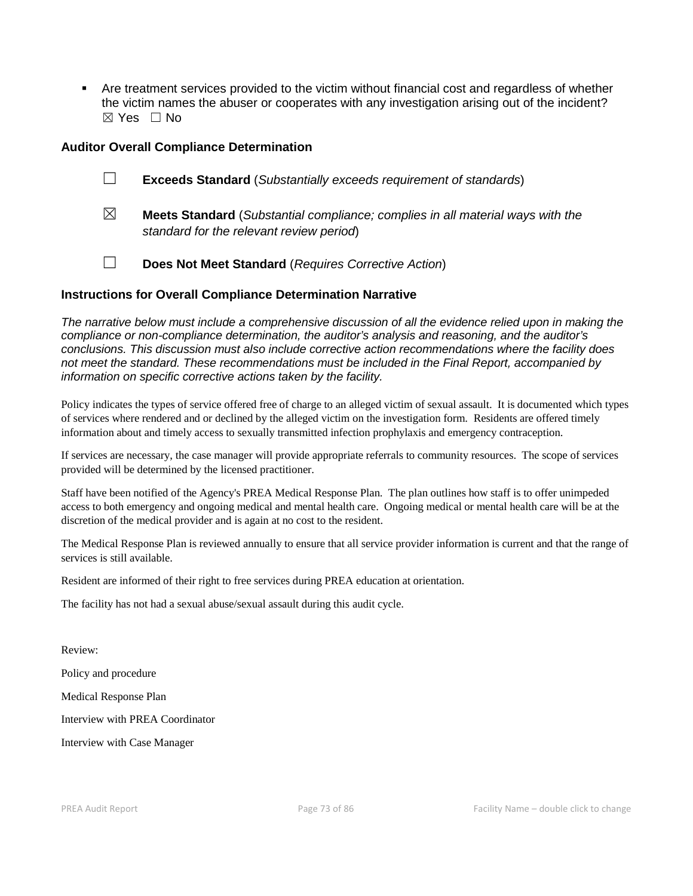- Are treatment services provided to the victim without financial cost and regardless of whether the victim names the abuser or cooperates with any investigation arising out of the incident?
  ☒ Yes ☐ No

### Auditor Overall Compliance Determination

☐ **Exceeds Standard** (*Substantially exceeds requirement of standards*)

☒ **Meets Standard** (*Substantial compliance; complies in all material ways with the standard for the relevant review period*)

☐ **Does Not Meet Standard** (*Requires Corrective Action*)

### Instructions for Overall Compliance Determination Narrative

*The narrative below must include a comprehensive discussion of all the evidence relied upon in making the compliance or non-compliance determination, the auditor's analysis and reasoning, and the auditor's conclusions. This discussion must also include corrective action recommendations where the facility does not meet the standard. These recommendations must be included in the Final Report, accompanied by information on specific corrective actions taken by the facility.*

Policy indicates the types of service offered free of charge to an alleged victim of sexual assault. It is documented which types of services where rendered and or declined by the alleged victim on the investigation form. Residents are offered timely information about and timely access to sexually transmitted infection prophylaxis and emergency contraception.

If services are necessary, the case manager will provide appropriate referrals to community resources. The scope of services provided will be determined by the licensed practitioner.

Staff have been notified of the Agency's PREA Medical Response Plan. The plan outlines how staff is to offer unimpeded access to both emergency and ongoing medical and mental health care. Ongoing medical or mental health care will be at the discretion of the medical provider and is again at no cost to the resident.

The Medical Response Plan is reviewed annually to ensure that all service provider information is current and that the range of services is still available.

Resident are informed of their right to free services during PREA education at orientation.

The facility has not had a sexual abuse/sexual assault during this audit cycle.

Review:

Policy and procedure

Medical Response Plan

Interview with PREA Coordinator

Interview with Case Manager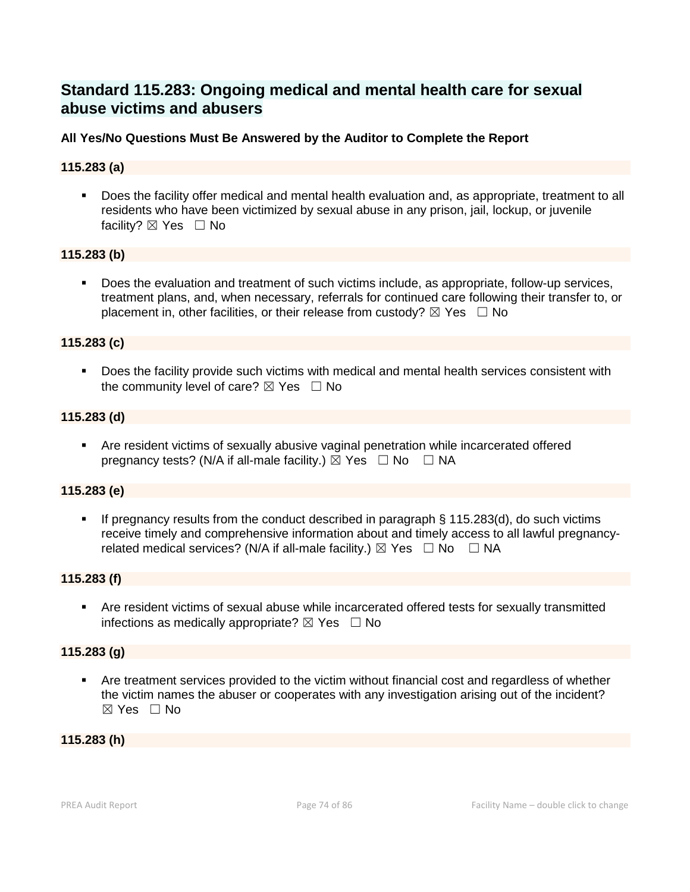## Standard 115.283: Ongoing medical and mental health care for sexual abuse victims and abusers

**All Yes/No Questions Must Be Answered by the Auditor to Complete the Report**

### 115.283 (a)

- Does the facility offer medical and mental health evaluation and, as appropriate, treatment to all residents who have been victimized by sexual abuse in any prison, jail, lockup, or juvenile facility? ☒ Yes ☐ No

### 115.283 (b)

- Does the evaluation and treatment of such victims include, as appropriate, follow-up services, treatment plans, and, when necessary, referrals for continued care following their transfer to, or placement in, other facilities, or their release from custody? ☒ Yes ☐ No

### 115.283 (c)

- Does the facility provide such victims with medical and mental health services consistent with the community level of care? ☒ Yes ☐ No

### 115.283 (d)

- Are resident victims of sexually abusive vaginal penetration while incarcerated offered pregnancy tests? (N/A if all-male facility.) ☒ Yes ☐ No ☐ NA

### 115.283 (e)

- If pregnancy results from the conduct described in paragraph § 115.283(d), do such victims receive timely and comprehensive information about and timely access to all lawful pregnancy-related medical services? (N/A if all-male facility.) ☒ Yes ☐ No ☐ NA

### 115.283 (f)

- Are resident victims of sexual abuse while incarcerated offered tests for sexually transmitted infections as medically appropriate? ☒ Yes ☐ No

### 115.283 (g)

- Are treatment services provided to the victim without financial cost and regardless of whether the victim names the abuser or cooperates with any investigation arising out of the incident? ☒ Yes ☐ No

### 115.283 (h)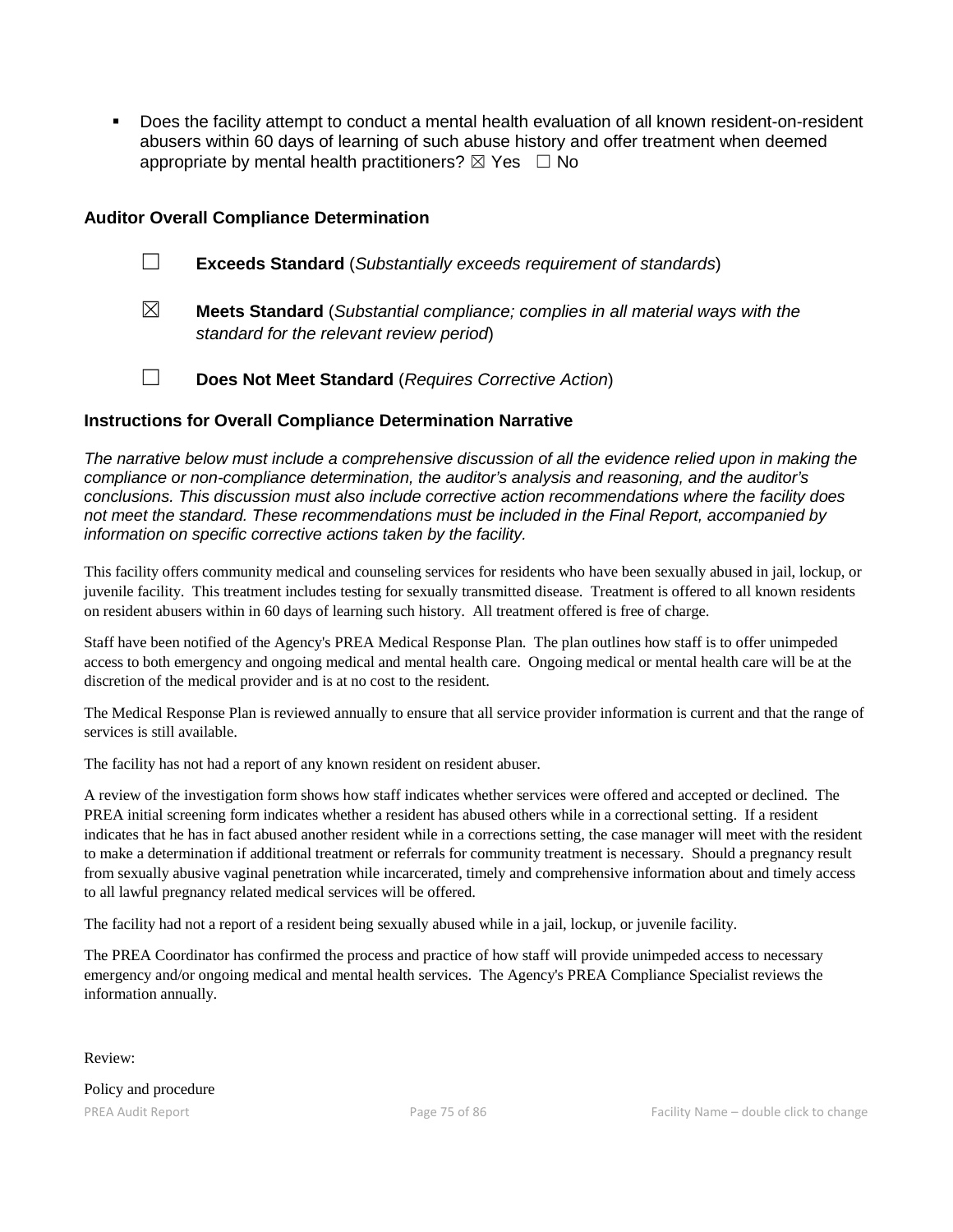- Does the facility attempt to conduct a mental health evaluation of all known resident-on-resident abusers within 60 days of learning of such abuse history and offer treatment when deemed appropriate by mental health practitioners? ☒ Yes ☐ No

### Auditor Overall Compliance Determination

☐ **Exceeds Standard** (*Substantially exceeds requirement of standards*)

☒ **Meets Standard** (*Substantial compliance; complies in all material ways with the standard for the relevant review period*)

☐ **Does Not Meet Standard** (*Requires Corrective Action*)

### Instructions for Overall Compliance Determination Narrative

*The narrative below must include a comprehensive discussion of all the evidence relied upon in making the compliance or non-compliance determination, the auditor's analysis and reasoning, and the auditor's conclusions. This discussion must also include corrective action recommendations where the facility does not meet the standard. These recommendations must be included in the Final Report, accompanied by information on specific corrective actions taken by the facility.*

This facility offers community medical and counseling services for residents who have been sexually abused in jail, lockup, or juvenile facility. This treatment includes testing for sexually transmitted disease. Treatment is offered to all known residents on resident abusers within in 60 days of learning such history. All treatment offered is free of charge.

Staff have been notified of the Agency's PREA Medical Response Plan. The plan outlines how staff is to offer unimpeded access to both emergency and ongoing medical and mental health care. Ongoing medical or mental health care will be at the discretion of the medical provider and is at no cost to the resident.

The Medical Response Plan is reviewed annually to ensure that all service provider information is current and that the range of services is still available.

The facility has not had a report of any known resident on resident abuser.

A review of the investigation form shows how staff indicates whether services were offered and accepted or declined. The PREA initial screening form indicates whether a resident has abused others while in a correctional setting. If a resident indicates that he has in fact abused another resident while in a corrections setting, the case manager will meet with the resident to make a determination if additional treatment or referrals for community treatment is necessary. Should a pregnancy result from sexually abusive vaginal penetration while incarcerated, timely and comprehensive information about and timely access to all lawful pregnancy related medical services will be offered.

The facility had not a report of a resident being sexually abused while in a jail, lockup, or juvenile facility.

The PREA Coordinator has confirmed the process and practice of how staff will provide unimpeded access to necessary emergency and/or ongoing medical and mental health services. The Agency's PREA Compliance Specialist reviews the information annually.

Review:

Policy and procedure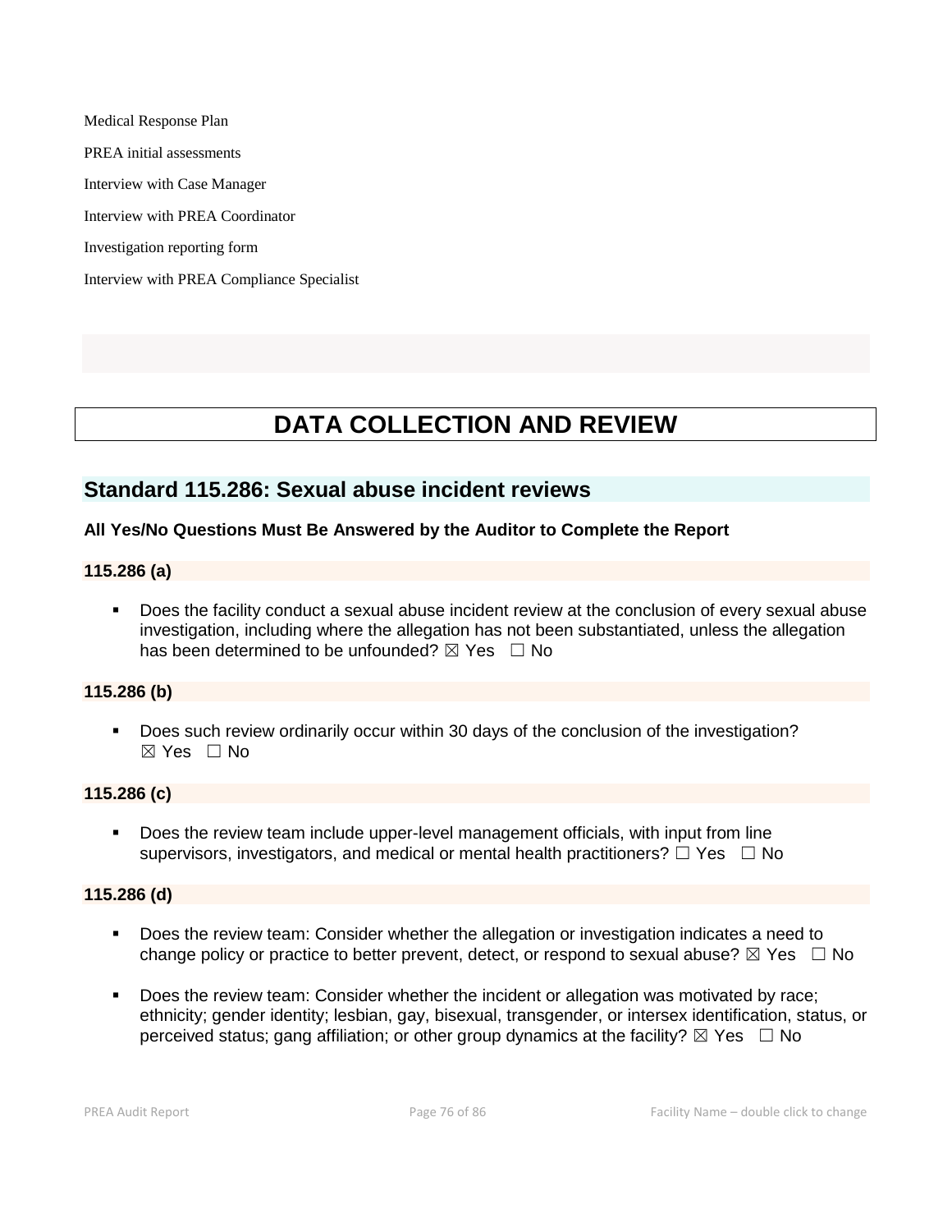Medical Response Plan

PREA initial assessments

Interview with Case Manager

Interview with PREA Coordinator

Investigation reporting form

Interview with PREA Compliance Specialist

# DATA COLLECTION AND REVIEW

## Standard 115.286: Sexual abuse incident reviews

**All Yes/No Questions Must Be Answered by the Auditor to Complete the Report**

**115.286 (a)**

- Does the facility conduct a sexual abuse incident review at the conclusion of every sexual abuse investigation, including where the allegation has not been substantiated, unless the allegation has been determined to be unfounded? ☒ Yes ☐ No

**115.286 (b)**

- Does such review ordinarily occur within 30 days of the conclusion of the investigation? ☒ Yes ☐ No

**115.286 (c)**

- Does the review team include upper-level management officials, with input from line supervisors, investigators, and medical or mental health practitioners? ☐ Yes ☐ No

**115.286 (d)**

- Does the review team: Consider whether the allegation or investigation indicates a need to change policy or practice to better prevent, detect, or respond to sexual abuse? ☒ Yes ☐ No
- Does the review team: Consider whether the incident or allegation was motivated by race; ethnicity; gender identity; lesbian, gay, bisexual, transgender, or intersex identification, status, or perceived status; gang affiliation; or other group dynamics at the facility? ☒ Yes ☐ No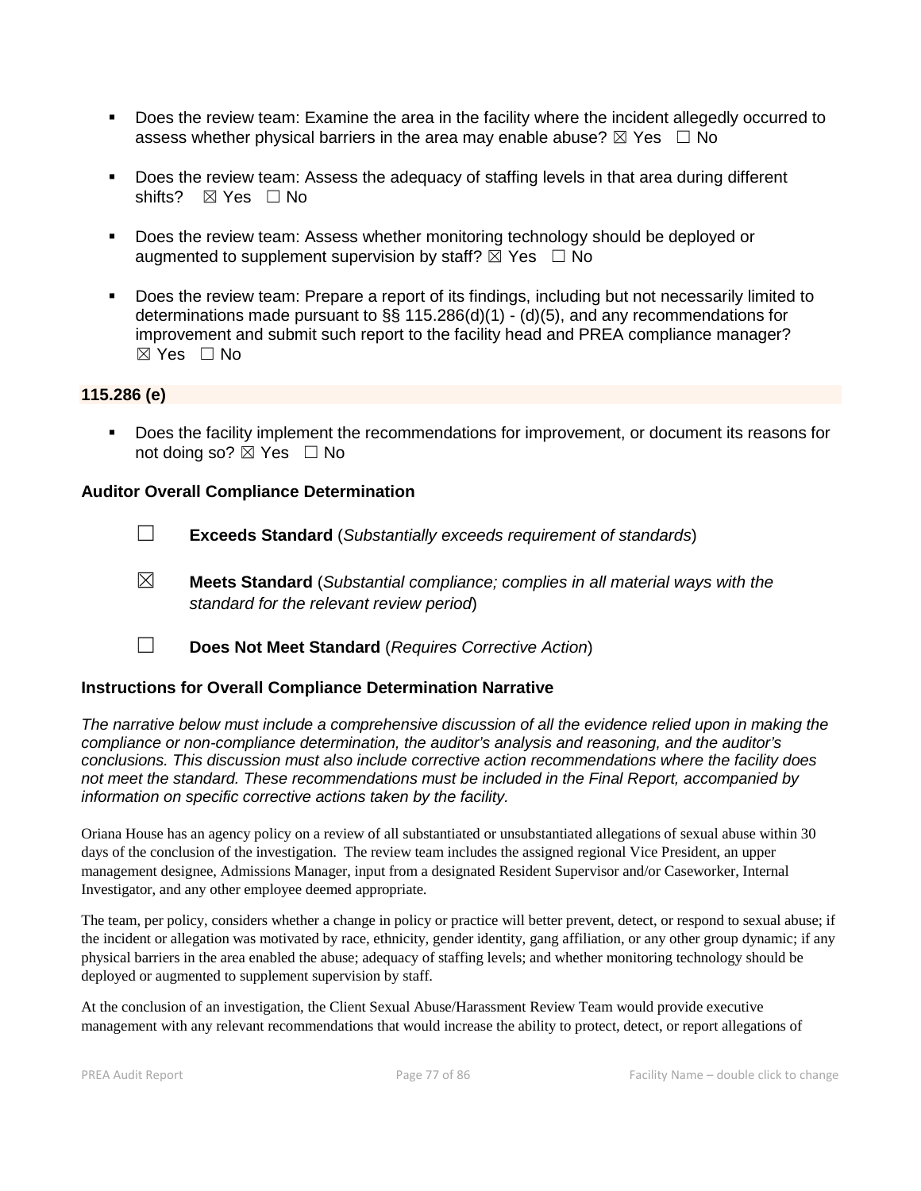- Does the review team: Examine the area in the facility where the incident allegedly occurred to assess whether physical barriers in the area may enable abuse? ☒ Yes ☐ No
- Does the review team: Assess the adequacy of staffing levels in that area during different shifts? ☒ Yes ☐ No
- Does the review team: Assess whether monitoring technology should be deployed or augmented to supplement supervision by staff? ☒ Yes ☐ No
- Does the review team: Prepare a report of its findings, including but not necessarily limited to determinations made pursuant to §§ 115.286(d)(1) - (d)(5), and any recommendations for improvement and submit such report to the facility head and PREA compliance manager? ☒ Yes ☐ No

**115.286 (e)**

- Does the facility implement the recommendations for improvement, or document its reasons for not doing so? ☒ Yes ☐ No

### Auditor Overall Compliance Determination

☐ **Exceeds Standard** (*Substantially exceeds requirement of standards*)

☒ **Meets Standard** (*Substantial compliance; complies in all material ways with the standard for the relevant review period*)

☐ **Does Not Meet Standard** (*Requires Corrective Action*)

### Instructions for Overall Compliance Determination Narrative

*The narrative below must include a comprehensive discussion of all the evidence relied upon in making the compliance or non-compliance determination, the auditor's analysis and reasoning, and the auditor's conclusions. This discussion must also include corrective action recommendations where the facility does not meet the standard. These recommendations must be included in the Final Report, accompanied by information on specific corrective actions taken by the facility.*

Oriana House has an agency policy on a review of all substantiated or unsubstantiated allegations of sexual abuse within 30 days of the conclusion of the investigation. The review team includes the assigned regional Vice President, an upper management designee, Admissions Manager, input from a designated Resident Supervisor and/or Caseworker, Internal Investigator, and any other employee deemed appropriate.

The team, per policy, considers whether a change in policy or practice will better prevent, detect, or respond to sexual abuse; if the incident or allegation was motivated by race, ethnicity, gender identity, gang affiliation, or any other group dynamic; if any physical barriers in the area enabled the abuse; adequacy of staffing levels; and whether monitoring technology should be deployed or augmented to supplement supervision by staff.

At the conclusion of an investigation, the Client Sexual Abuse/Harassment Review Team would provide executive management with any relevant recommendations that would increase the ability to protect, detect, or report allegations of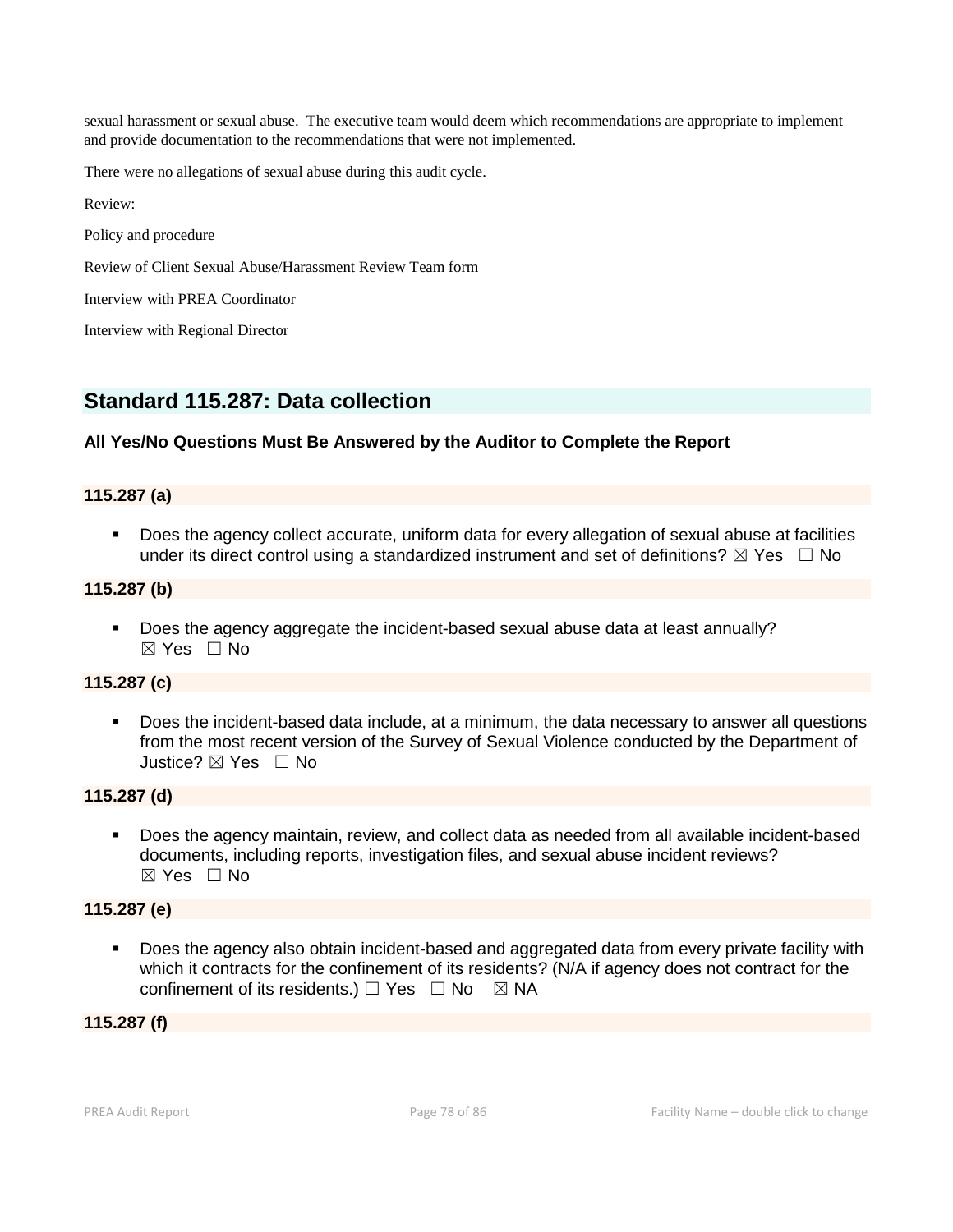sexual harassment or sexual abuse. The executive team would deem which recommendations are appropriate to implement and provide documentation to the recommendations that were not implemented.

There were no allegations of sexual abuse during this audit cycle.

Review:

Policy and procedure

Review of Client Sexual Abuse/Harassment Review Team form

Interview with PREA Coordinator

Interview with Regional Director

## Standard 115.287: Data collection

### All Yes/No Questions Must Be Answered by the Auditor to Complete the Report

#### 115.287 (a)

- Does the agency collect accurate, uniform data for every allegation of sexual abuse at facilities under its direct control using a standardized instrument and set of definitions? ☒ Yes ☐ No

#### 115.287 (b)

- Does the agency aggregate the incident-based sexual abuse data at least annually? ☒ Yes ☐ No

#### 115.287 (c)

- Does the incident-based data include, at a minimum, the data necessary to answer all questions from the most recent version of the Survey of Sexual Violence conducted by the Department of Justice? ☒ Yes ☐ No

#### 115.287 (d)

- Does the agency maintain, review, and collect data as needed from all available incident-based documents, including reports, investigation files, and sexual abuse incident reviews? ☒ Yes ☐ No

#### 115.287 (e)

- Does the agency also obtain incident-based and aggregated data from every private facility with which it contracts for the confinement of its residents? (N/A if agency does not contract for the confinement of its residents.) ☐ Yes ☐ No ☒ NA

#### 115.287 (f)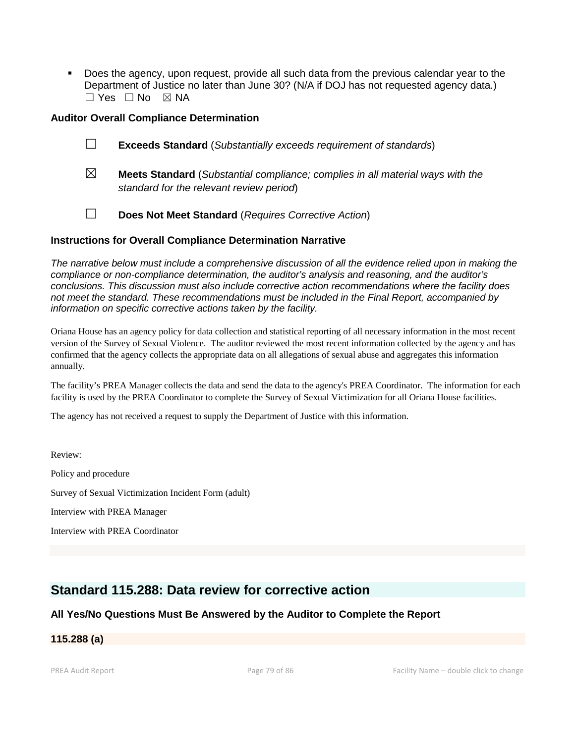- Does the agency, upon request, provide all such data from the previous calendar year to the Department of Justice no later than June 30? (N/A if DOJ has not requested agency data.)
  ☐ Yes ☐ No ☒ NA

### Auditor Overall Compliance Determination

☐ **Exceeds Standard** (*Substantially exceeds requirement of standards*)

☒ **Meets Standard** (*Substantial compliance; complies in all material ways with the standard for the relevant review period*)

☐ **Does Not Meet Standard** (*Requires Corrective Action*)

### Instructions for Overall Compliance Determination Narrative

*The narrative below must include a comprehensive discussion of all the evidence relied upon in making the compliance or non-compliance determination, the auditor's analysis and reasoning, and the auditor's conclusions. This discussion must also include corrective action recommendations where the facility does not meet the standard. These recommendations must be included in the Final Report, accompanied by information on specific corrective actions taken by the facility.*

Oriana House has an agency policy for data collection and statistical reporting of all necessary information in the most recent version of the Survey of Sexual Violence. The auditor reviewed the most recent information collected by the agency and has confirmed that the agency collects the appropriate data on all allegations of sexual abuse and aggregates this information annually.

The facility's PREA Manager collects the data and send the data to the agency's PREA Coordinator. The information for each facility is used by the PREA Coordinator to complete the Survey of Sexual Victimization for all Oriana House facilities.

The agency has not received a request to supply the Department of Justice with this information.

Review:

Policy and procedure

Survey of Sexual Victimization Incident Form (adult)

Interview with PREA Manager

Interview with PREA Coordinator

## Standard 115.288: Data review for corrective action

### All Yes/No Questions Must Be Answered by the Auditor to Complete the Report

### 115.288 (a)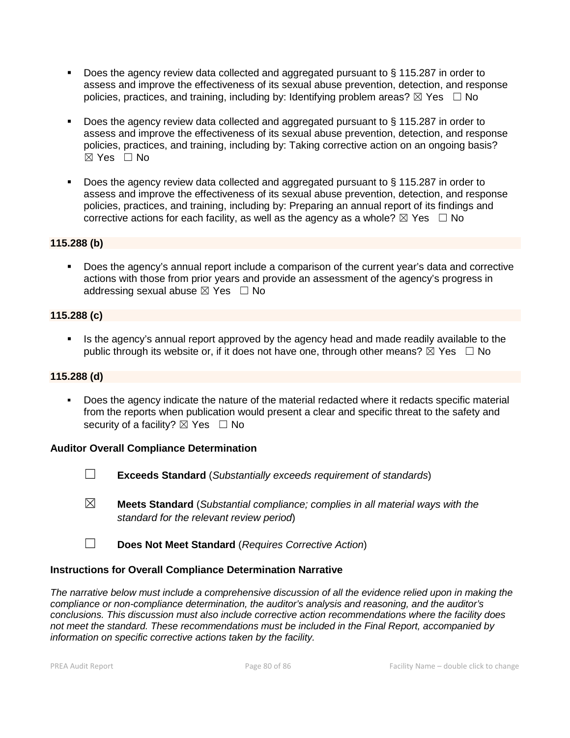- Does the agency review data collected and aggregated pursuant to § 115.287 in order to assess and improve the effectiveness of its sexual abuse prevention, detection, and response policies, practices, and training, including by: Identifying problem areas? ☒ Yes ☐ No

- Does the agency review data collected and aggregated pursuant to § 115.287 in order to assess and improve the effectiveness of its sexual abuse prevention, detection, and response policies, practices, and training, including by: Taking corrective action on an ongoing basis? ☒ Yes ☐ No

- Does the agency review data collected and aggregated pursuant to § 115.287 in order to assess and improve the effectiveness of its sexual abuse prevention, detection, and response policies, practices, and training, including by: Preparing an annual report of its findings and corrective actions for each facility, as well as the agency as a whole? ☒ Yes ☐ No

**115.288 (b)**

- Does the agency's annual report include a comparison of the current year's data and corrective actions with those from prior years and provide an assessment of the agency's progress in addressing sexual abuse ☒ Yes ☐ No

**115.288 (c)**

- Is the agency's annual report approved by the agency head and made readily available to the public through its website or, if it does not have one, through other means? ☒ Yes ☐ No

**115.288 (d)**

- Does the agency indicate the nature of the material redacted where it redacts specific material from the reports when publication would present a clear and specific threat to the safety and security of a facility? ☒ Yes ☐ No

**Auditor Overall Compliance Determination**

☐ **Exceeds Standard** (*Substantially exceeds requirement of standards*)

☒ **Meets Standard** (*Substantial compliance; complies in all material ways with the standard for the relevant review period*)

☐ **Does Not Meet Standard** (*Requires Corrective Action*)

**Instructions for Overall Compliance Determination Narrative**

*The narrative below must include a comprehensive discussion of all the evidence relied upon in making the compliance or non-compliance determination, the auditor's analysis and reasoning, and the auditor's conclusions. This discussion must also include corrective action recommendations where the facility does not meet the standard. These recommendations must be included in the Final Report, accompanied by information on specific corrective actions taken by the facility.*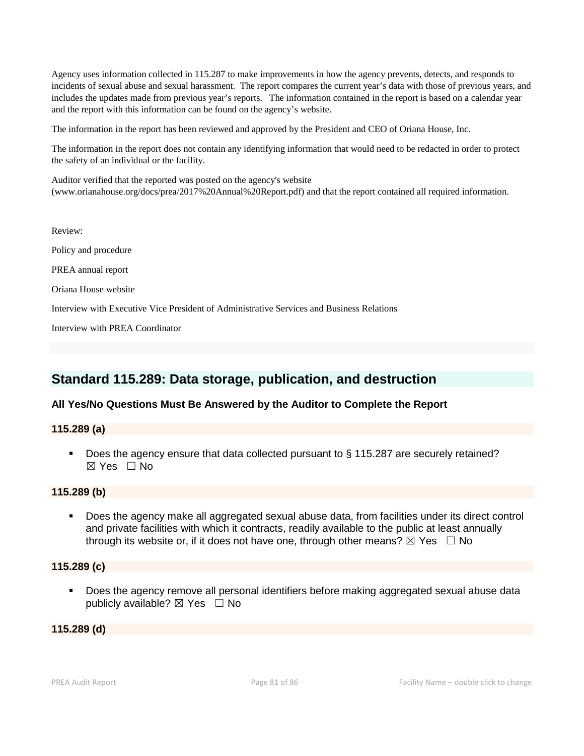Agency uses information collected in 115.287 to make improvements in how the agency prevents, detects, and responds to incidents of sexual abuse and sexual harassment. The report compares the current year's data with those of previous years, and includes the updates made from previous year's reports. The information contained in the report is based on a calendar year and the report with this information can be found on the agency's website.

The information in the report has been reviewed and approved by the President and CEO of Oriana House, Inc.

The information in the report does not contain any identifying information that would need to be redacted in order to protect the safety of an individual or the facility.

Auditor verified that the reported was posted on the agency's website (www.orianahouse.org/docs/prea/2017%20Annual%20Report.pdf) and that the report contained all required information.

Review:

Policy and procedure

PREA annual report

Oriana House website

Interview with Executive Vice President of Administrative Services and Business Relations

Interview with PREA Coordinator

## Standard 115.289: Data storage, publication, and destruction

**All Yes/No Questions Must Be Answered by the Auditor to Complete the Report**

**115.289 (a)**

- Does the agency ensure that data collected pursuant to § 115.287 are securely retained? ☒ Yes ☐ No

**115.289 (b)**

- Does the agency make all aggregated sexual abuse data, from facilities under its direct control and private facilities with which it contracts, readily available to the public at least annually through its website or, if it does not have one, through other means? ☒ Yes ☐ No

**115.289 (c)**

- Does the agency remove all personal identifiers before making aggregated sexual abuse data publicly available? ☒ Yes ☐ No

**115.289 (d)**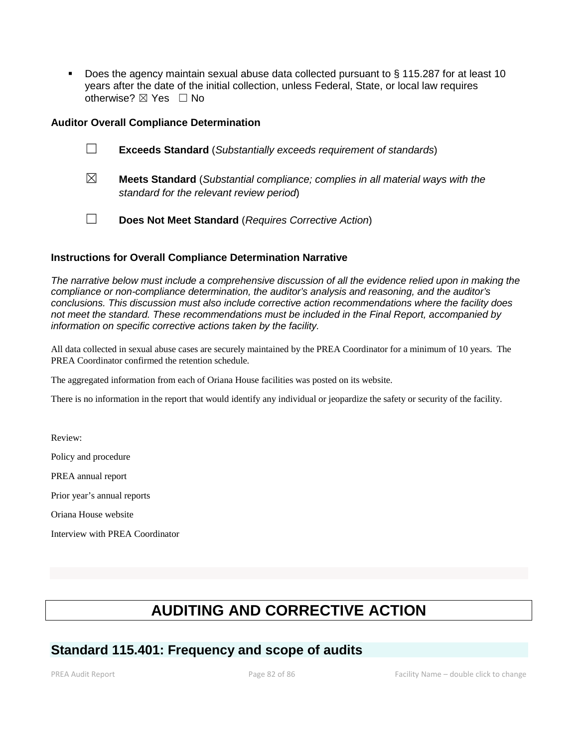- Does the agency maintain sexual abuse data collected pursuant to § 115.287 for at least 10 years after the date of the initial collection, unless Federal, State, or local law requires otherwise? ☒ Yes ☐ No

**Auditor Overall Compliance Determination**

☐ **Exceeds Standard** (*Substantially exceeds requirement of standards*)

☒ **Meets Standard** (*Substantial compliance; complies in all material ways with the standard for the relevant review period*)

☐ **Does Not Meet Standard** (*Requires Corrective Action*)

**Instructions for Overall Compliance Determination Narrative**

*The narrative below must include a comprehensive discussion of all the evidence relied upon in making the compliance or non-compliance determination, the auditor's analysis and reasoning, and the auditor's conclusions. This discussion must also include corrective action recommendations where the facility does not meet the standard. These recommendations must be included in the Final Report, accompanied by information on specific corrective actions taken by the facility.*

All data collected in sexual abuse cases are securely maintained by the PREA Coordinator for a minimum of 10 years. The PREA Coordinator confirmed the retention schedule.

The aggregated information from each of Oriana House facilities was posted on its website.

There is no information in the report that would identify any individual or jeopardize the safety or security of the facility.

Review:

Policy and procedure

PREA annual report

Prior year's annual reports

Oriana House website

Interview with PREA Coordinator

# AUDITING AND CORRECTIVE ACTION

## Standard 115.401: Frequency and scope of audits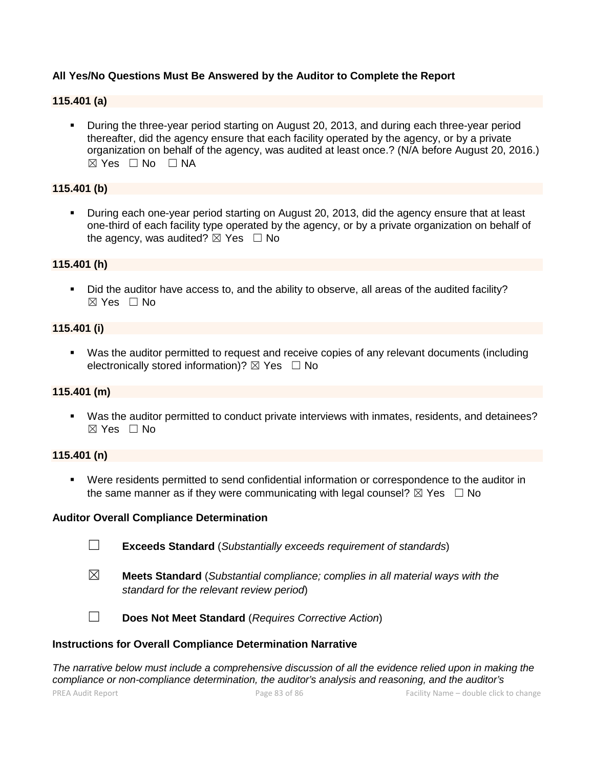**All Yes/No Questions Must Be Answered by the Auditor to Complete the Report**

**115.401 (a)**

- During the three-year period starting on August 20, 2013, and during each three-year period thereafter, did the agency ensure that each facility operated by the agency, or by a private organization on behalf of the agency, was audited at least once.? (N/A before August 20, 2016.) ☒ Yes ☐ No ☐ NA

**115.401 (b)**

- During each one-year period starting on August 20, 2013, did the agency ensure that at least one-third of each facility type operated by the agency, or by a private organization on behalf of the agency, was audited? ☒ Yes ☐ No

**115.401 (h)**

- Did the auditor have access to, and the ability to observe, all areas of the audited facility? ☒ Yes ☐ No

**115.401 (i)**

- Was the auditor permitted to request and receive copies of any relevant documents (including electronically stored information)? ☒ Yes ☐ No

**115.401 (m)**

- Was the auditor permitted to conduct private interviews with inmates, residents, and detainees? ☒ Yes ☐ No

**115.401 (n)**

- Were residents permitted to send confidential information or correspondence to the auditor in the same manner as if they were communicating with legal counsel? ☒ Yes ☐ No

**Auditor Overall Compliance Determination**

☐ **Exceeds Standard** (*Substantially exceeds requirement of standards*)

☒ **Meets Standard** (*Substantial compliance; complies in all material ways with the standard for the relevant review period*)

☐ **Does Not Meet Standard** (*Requires Corrective Action*)

**Instructions for Overall Compliance Determination Narrative**

*The narrative below must include a comprehensive discussion of all the evidence relied upon in making the compliance or non-compliance determination, the auditor's analysis and reasoning, and the auditor's*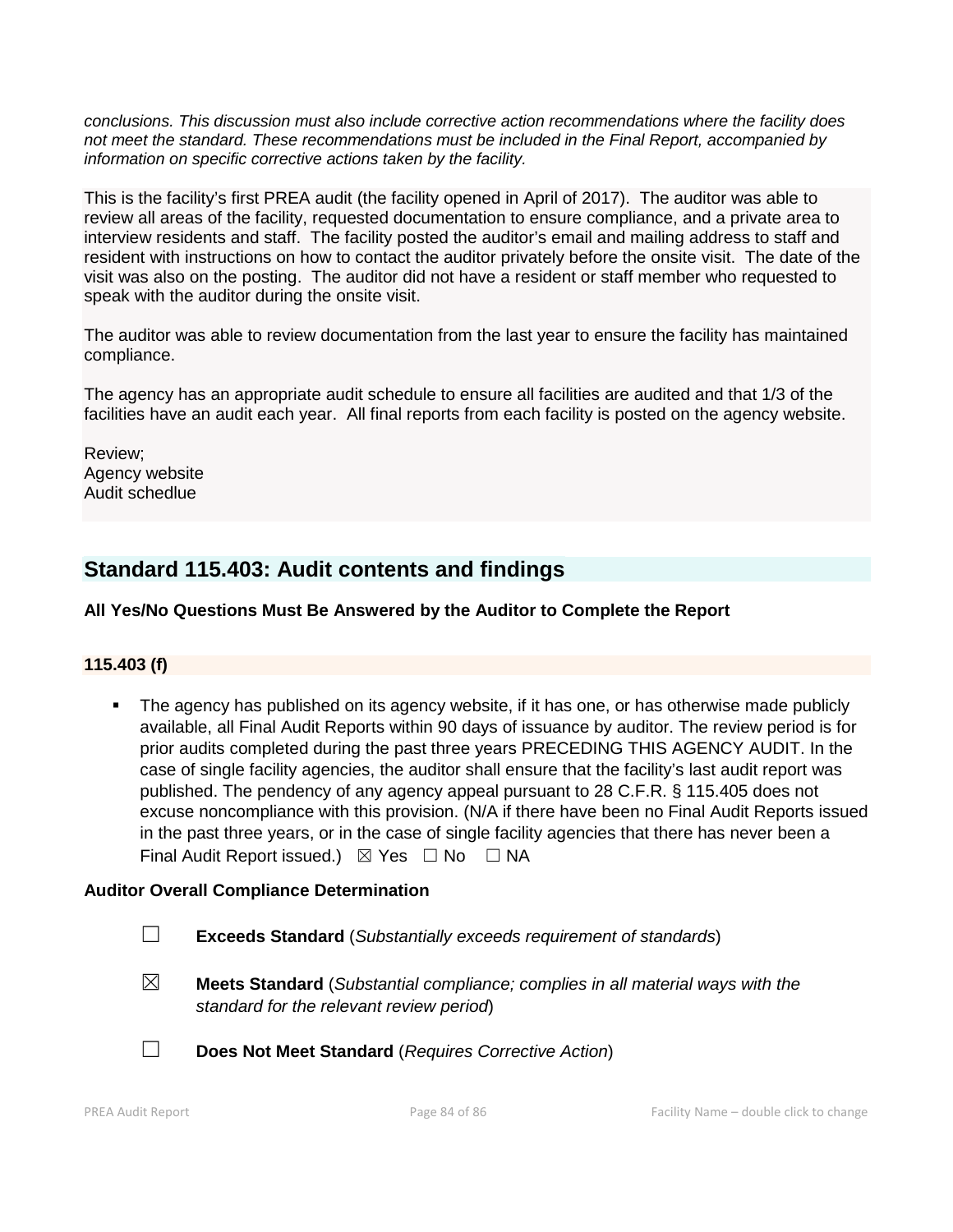*conclusions. This discussion must also include corrective action recommendations where the facility does not meet the standard. These recommendations must be included in the Final Report, accompanied by information on specific corrective actions taken by the facility.*

This is the facility's first PREA audit (the facility opened in April of 2017). The auditor was able to review all areas of the facility, requested documentation to ensure compliance, and a private area to interview residents and staff. The facility posted the auditor's email and mailing address to staff and resident with instructions on how to contact the auditor privately before the onsite visit. The date of the visit was also on the posting. The auditor did not have a resident or staff member who requested to speak with the auditor during the onsite visit.

The auditor was able to review documentation from the last year to ensure the facility has maintained compliance.

The agency has an appropriate audit schedule to ensure all facilities are audited and that 1/3 of the facilities have an audit each year. All final reports from each facility is posted on the agency website.

Review;
Agency website
Audit schedlue

## Standard 115.403: Audit contents and findings

**All Yes/No Questions Must Be Answered by the Auditor to Complete the Report**

**115.403 (f)**

- The agency has published on its agency website, if it has one, or has otherwise made publicly available, all Final Audit Reports within 90 days of issuance by auditor. The review period is for prior audits completed during the past three years PRECEDING THIS AGENCY AUDIT. In the case of single facility agencies, the auditor shall ensure that the facility's last audit report was published. The pendency of any agency appeal pursuant to 28 C.F.R. § 115.405 does not excuse noncompliance with this provision. (N/A if there have been no Final Audit Reports issued in the past three years, or in the case of single facility agencies that there has never been a Final Audit Report issued.) ☒ Yes ☐ No ☐ NA

**Auditor Overall Compliance Determination**

☐ **Exceeds Standard** (*Substantially exceeds requirement of standards*)

☒ **Meets Standard** (*Substantial compliance; complies in all material ways with the standard for the relevant review period*)

☐ **Does Not Meet Standard** (*Requires Corrective Action*)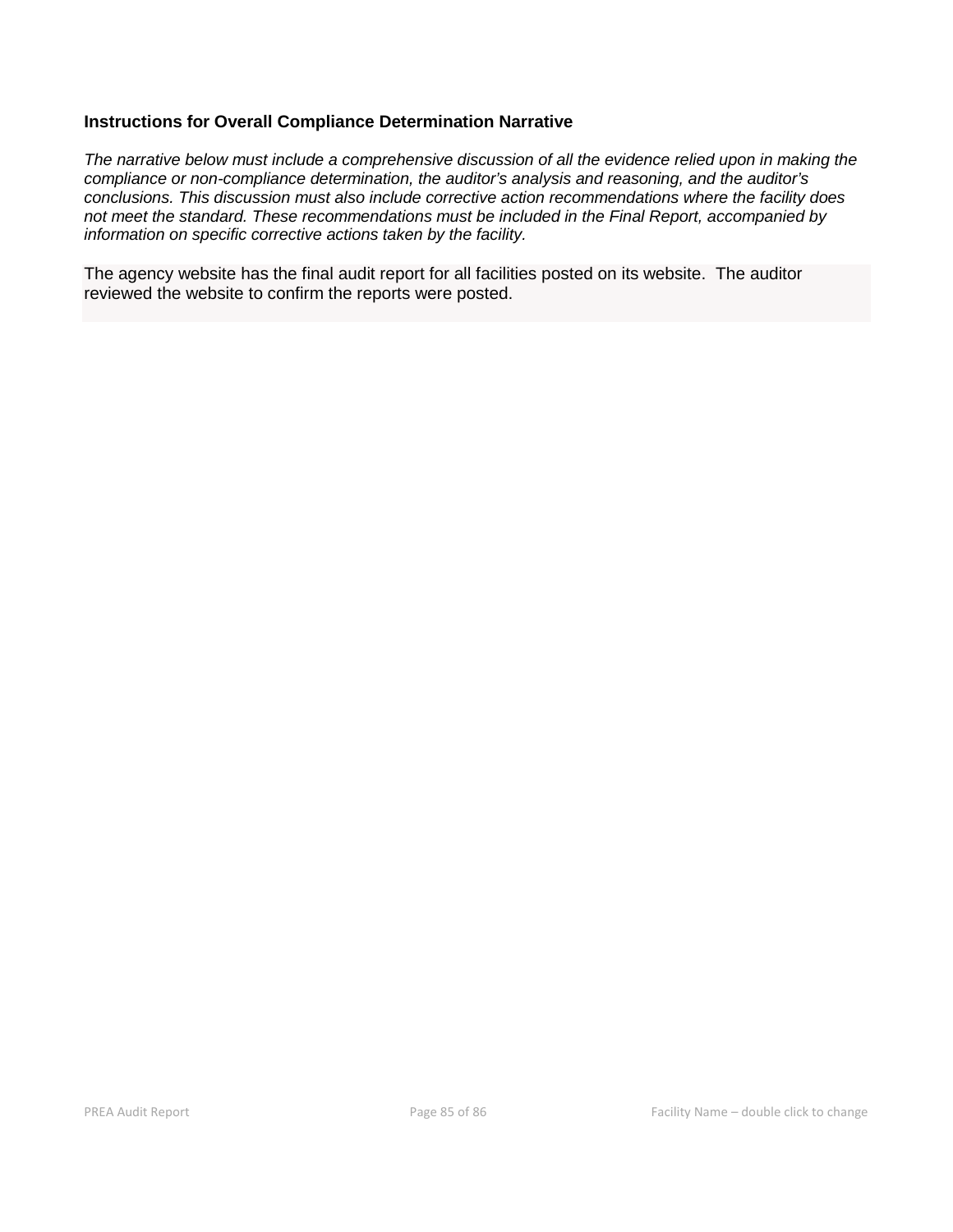### Instructions for Overall Compliance Determination Narrative

*The narrative below must include a comprehensive discussion of all the evidence relied upon in making the compliance or non-compliance determination, the auditor's analysis and reasoning, and the auditor's conclusions. This discussion must also include corrective action recommendations where the facility does not meet the standard. These recommendations must be included in the Final Report, accompanied by information on specific corrective actions taken by the facility.*

The agency website has the final audit report for all facilities posted on its website. The auditor reviewed the website to confirm the reports were posted.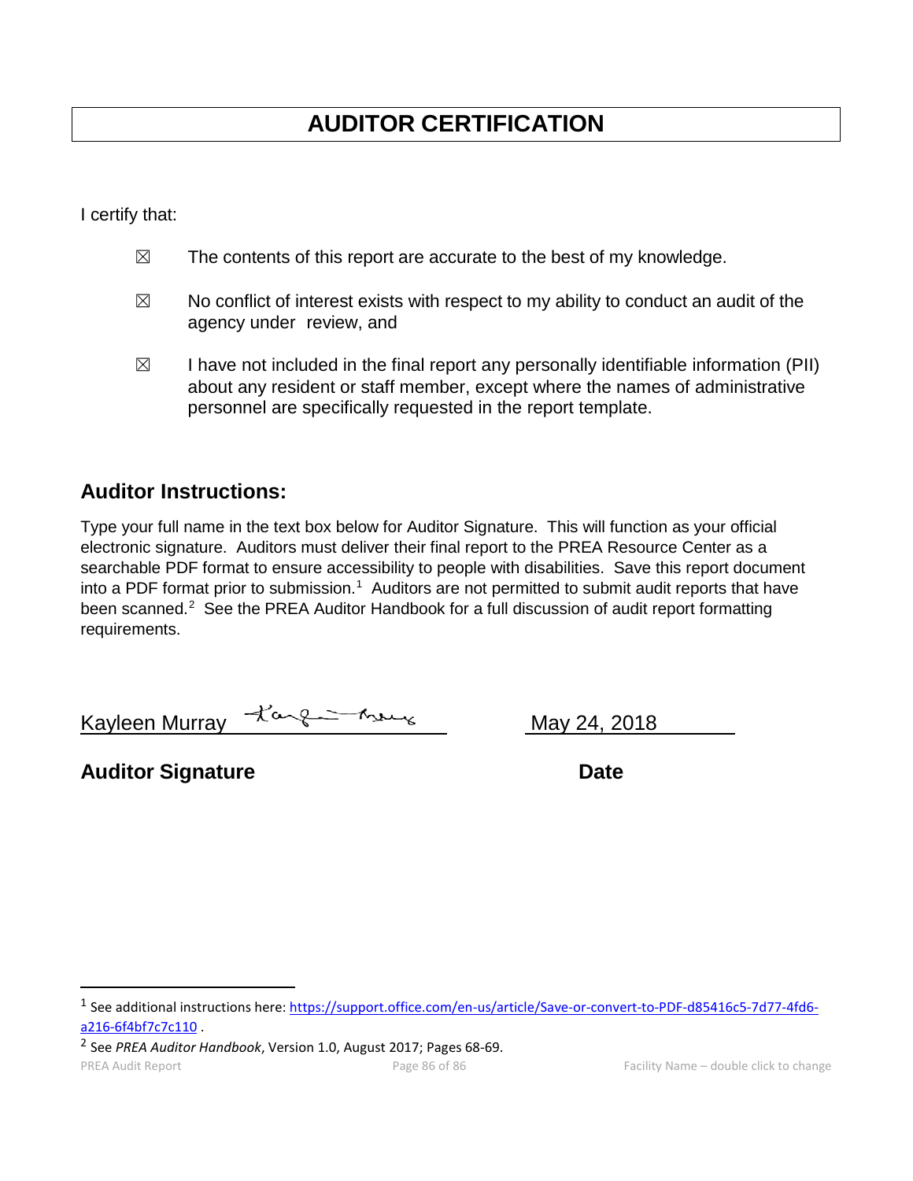# AUDITOR CERTIFICATION

I certify that:

☒ The contents of this report are accurate to the best of my knowledge.

☒ No conflict of interest exists with respect to my ability to conduct an audit of the agency under review, and

☒ I have not included in the final report any personally identifiable information (PII) about any resident or staff member, except where the names of administrative personnel are specifically requested in the report template.

## Auditor Instructions:

Type your full name in the text box below for Auditor Signature. This will function as your official electronic signature. Auditors must deliver their final report to the PREA Resource Center as a searchable PDF format to ensure accessibility to people with disabilities. Save this report document into a PDF format prior to submission.[1] Auditors are not permitted to submit audit reports that have been scanned.[2] See the PREA Auditor Handbook for a full discussion of audit report formatting requirements.

Kayleen Murray                May 24, 2018

**Auditor Signature**                **Date**

---

[1] See additional instructions here: https://support.office.com/en-us/article/Save-or-convert-to-PDF-d85416c5-7d77-4fd6-a216-6f4bf7c7c110 .

[2] See *PREA Auditor Handbook*, Version 1.0, August 2017; Pages 68-69.